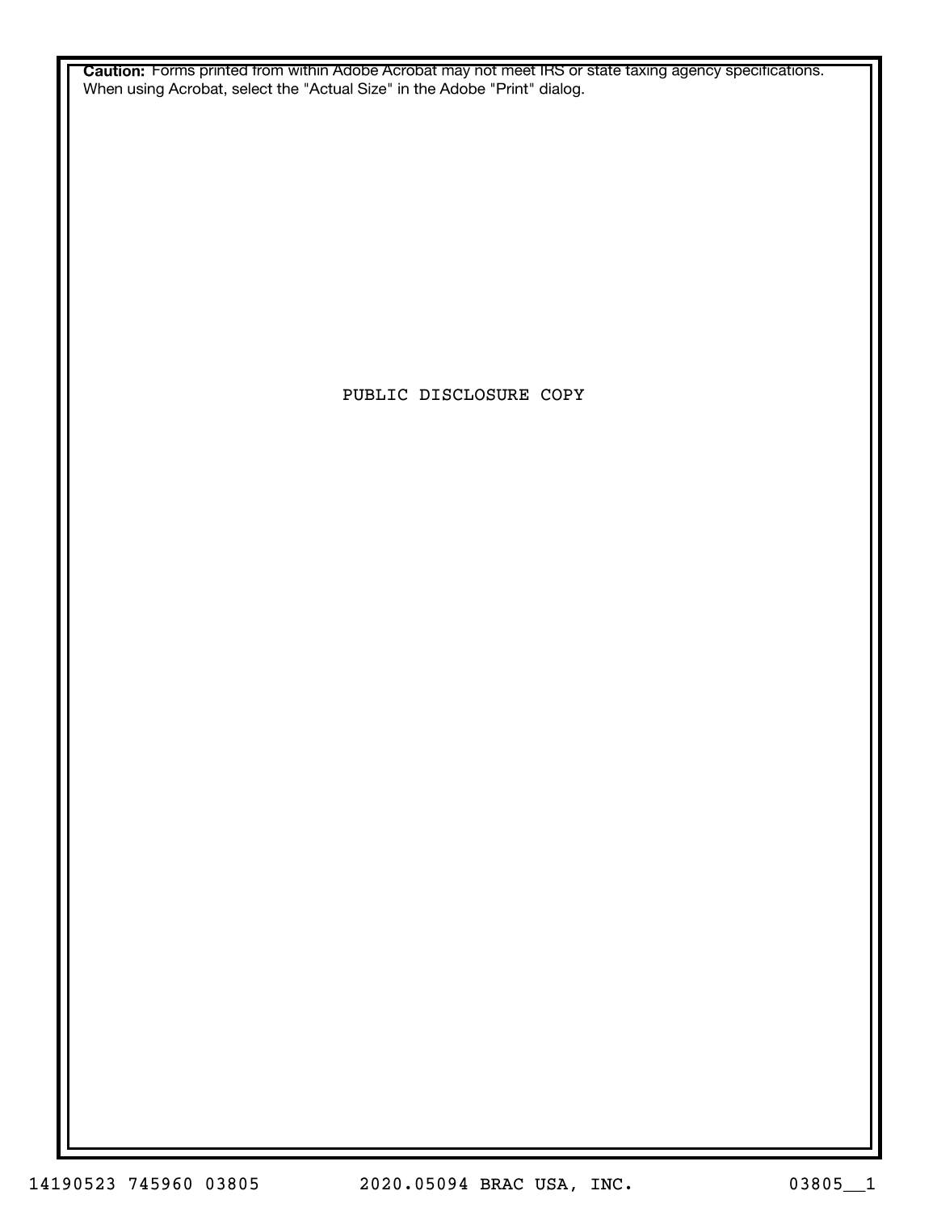**Caution:** Forms printed from within Adobe Acrobat may not meet IRS or state taxing agency specifications. When using Acrobat, select the "Actual Size" in the Adobe "Print" dialog.

PUBLIC DISCLOSURE COPY

14190523 745960 03805 2020.05094 BRAC USA, INC. 03805__1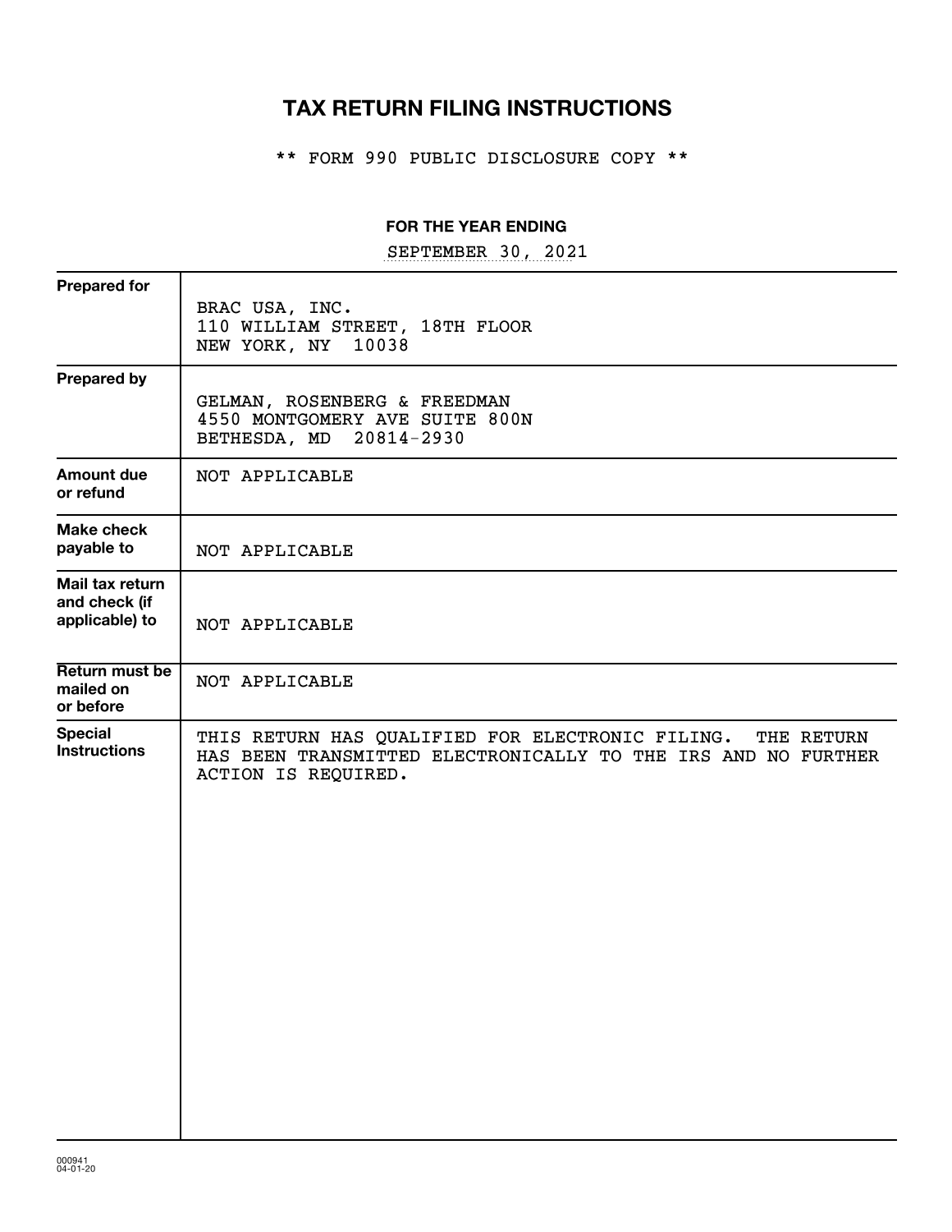# TAX RETURN FILING INSTRUCTIONS

** FORM 990 PUBLIC DISCLOSURE COPY **

**FOR THE YEAR ENDING**

SEPTEMBER 30, 2021

| | |
|---|---|
| **Prepared for** | BRAC USA, INC.<br>110 WILLIAM STREET, 18TH FLOOR<br>NEW YORK, NY 10038 |
| **Prepared by** | GELMAN, ROSENBERG & FREEDMAN<br>4550 MONTGOMERY AVE SUITE 800N<br>BETHESDA, MD 20814-2930 |
| **Amount due or refund** | NOT APPLICABLE |
| **Make check payable to** | NOT APPLICABLE |
| **Mail tax return and check (if applicable) to** | NOT APPLICABLE |
| **Return must be mailed on or before** | NOT APPLICABLE |
| **Special Instructions** | THIS RETURN HAS QUALIFIED FOR ELECTRONIC FILING. THE RETURN HAS BEEN TRANSMITTED ELECTRONICALLY TO THE IRS AND NO FURTHER ACTION IS REQUIRED. |

000941
04-01-20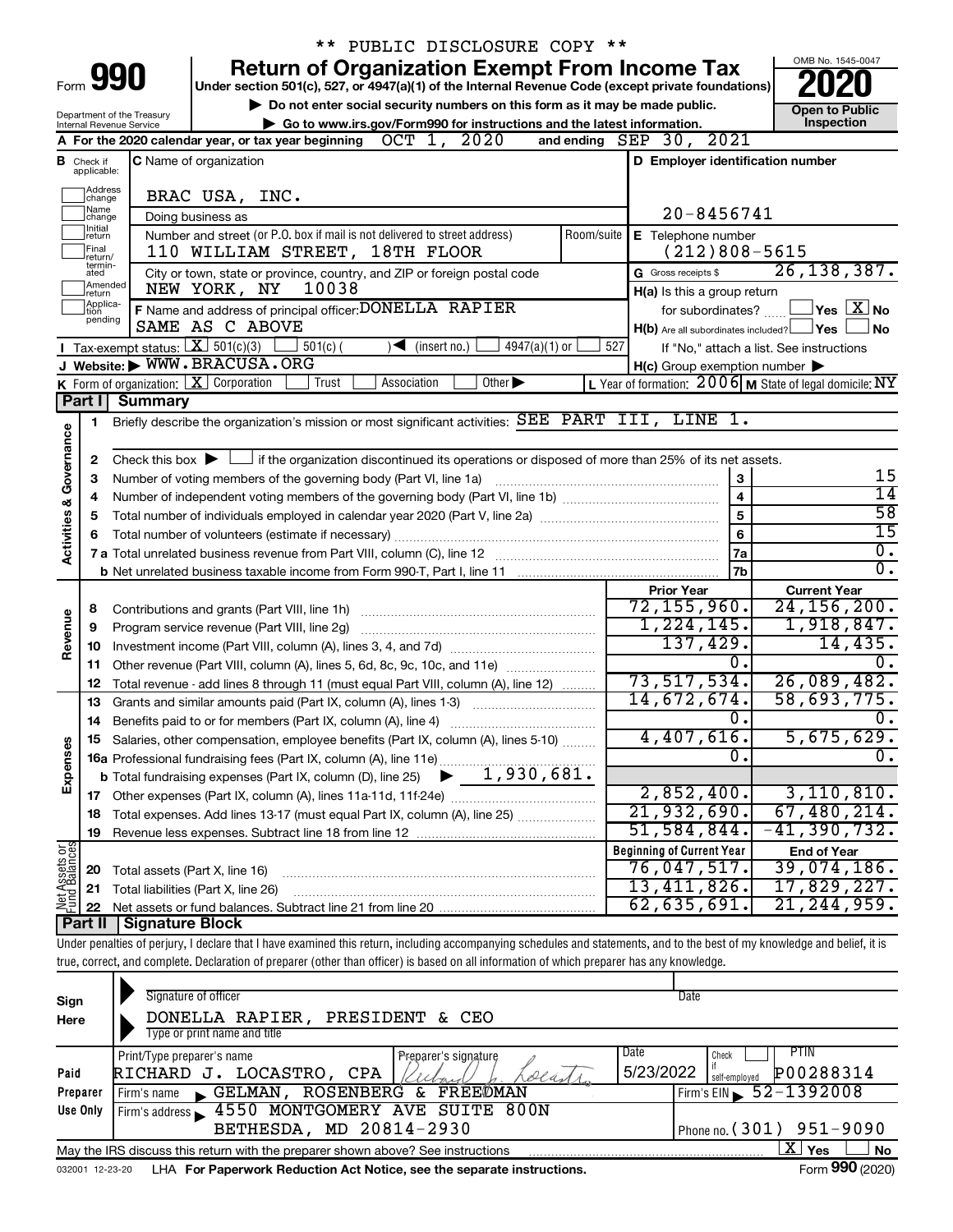\*\* PUBLIC DISCLOSURE COPY \*\*

# Form 990 — Return of Organization Exempt From Income Tax

Under section 501(c), 527, or 4947(a)(1) of the Internal Revenue Code (except private foundations)

▶ Do not enter social security numbers on this form as it may be made public.

▶ Go to www.irs.gov/Form990 for instructions and the latest information.

Department of the Treasury
Internal Revenue Service

OMB No. 1545-0047

**2020**

**Open to Public Inspection**

**A** For the 2020 calendar year, or tax year beginning OCT 1, 2020 and ending SEP 30, 2021

**B** Check if applicable: Address change / Name change / Initial return / Final return/terminated / Amended return / Application pending

**C** Name of organization: BRAC USA, INC.

Doing business as

Number and street (or P.O. box if mail is not delivered to street address): 110 WILLIAM STREET, 18TH FLOOR — Room/suite

City or town, state or province, country, and ZIP or foreign postal code: NEW YORK, NY 10038

**D** Employer identification number: 20-8456741

**E** Telephone number: (212)808-5615

**G** Gross receipts $ 26,138,387.

**F** Name and address of principal officer: DONELLA RAPIER, SAME AS C ABOVE

**H(a)** Is this a group return for subordinates? Yes [ ] No [X]

**H(b)** Are all subordinates included? Yes [ ] No [ ]
If "No," attach a list. See instructions

**H(c)** Group exemption number ▶

**I** Tax-exempt status: [X] 501(c)(3) [ ] 501(c) ( ) ◀ (insert no.) [ ] 4947(a)(1) or [ ] 527

**J** Website: ▶ WWW.BRACUSA.ORG

**K** Form of organization: [X] Corporation [ ] Trust [ ] Association [ ] Other ▶

**L** Year of formation: 2006 **M** State of legal domicile: NY

## Part I Summary

**Activities & Governance**

1. Briefly describe the organization's mission or most significant activities: SEE PART III, LINE 1.
2. Check this box ▶ [ ] if the organization discontinued its operations or disposed of more than 25% of its net assets.

| | | | |
|---|---|---|---|
| 3 | Number of voting members of the governing body (Part VI, line 1a) | 3 | 15 |
| 4 | Number of independent voting members of the governing body (Part VI, line 1b) | 4 | 14 |
| 5 | Total number of individuals employed in calendar year 2020 (Part V, line 2a) | 5 | 58 |
| 6 | Total number of volunteers (estimate if necessary) | 6 | 15 |
| 7a | Total unrelated business revenue from Part VIII, column (C), line 12 | 7a | 0. |
| b | Net unrelated business taxable income from Form 990-T, Part I, line 11 | 7b | 0. |

| | | | Prior Year | Current Year |
|---|---|---|---|---|
| **Revenue** | 8 | Contributions and grants (Part VIII, line 1h) | 72,155,960. | 24,156,200. |
| | 9 | Program service revenue (Part VIII, line 2g) | 1,224,145. | 1,918,847. |
| | 10 | Investment income (Part VIII, column (A), lines 3, 4, and 7d) | 137,429. | 14,435. |
| | 11 | Other revenue (Part VIII, column (A), lines 5, 6d, 8c, 9c, 10c, and 11e) | 0. | 0. |
| | 12 | Total revenue - add lines 8 through 11 (must equal Part VIII, column (A), line 12) | 73,517,534. | 26,089,482. |
| **Expenses** | 13 | Grants and similar amounts paid (Part IX, column (A), lines 1-3) | 14,672,674. | 58,693,775. |
| | 14 | Benefits paid to or for members (Part IX, column (A), line 4) | 0. | 0. |
| | 15 | Salaries, other compensation, employee benefits (Part IX, column (A), lines 5-10) | 4,407,616. | 5,675,629. |
| | 16a | Professional fundraising fees (Part IX, column (A), line 11e) | 0. | 0. |
| | b | Total fundraising expenses (Part IX, column (D), line 25) ▶ 1,930,681. | | |
| | 17 | Other expenses (Part IX, column (A), lines 11a-11d, 11f-24e) | 2,852,400. | 3,110,810. |
| | 18 | Total expenses. Add lines 13-17 (must equal Part IX, column (A), line 25) | 21,932,690. | 67,480,214. |
| | 19 | Revenue less expenses. Subtract line 18 from line 12 | 51,584,844. | -41,390,732. |

| | | | Beginning of Current Year | End of Year |
|---|---|---|---|---|
| **Net Assets or Fund Balances** | 20 | Total assets (Part X, line 16) | 76,047,517. | 39,074,186. |
| | 21 | Total liabilities (Part X, line 26) | 13,411,826. | 17,829,227. |
| | 22 | Net assets or fund balances. Subtract line 21 from line 20 | 62,635,691. | 21,244,959. |

## Part II Signature Block

Under penalties of perjury, I declare that I have examined this return, including accompanying schedules and statements, and to the best of my knowledge and belief, it is true, correct, and complete. Declaration of preparer (other than officer) is based on all information of which preparer has any knowledge.

**Sign Here**

Signature of officer — Date

DONELLA RAPIER, PRESIDENT & CEO
Type or print name and title

**Paid Preparer Use Only**

| Print/Type preparer's name | Preparer's signature | Date | Check if self-employed | PTIN |
|---|---|---|---|---|
| RICHARD J. LOCASTRO, CPA | | 5/23/2022 | [ ] | P00288314 |

Firm's name ▶ GELMAN, ROSENBERG & FREEDMAN — Firm's EIN ▶ 52-1392008

Firm's address ▶ 4550 MONTGOMERY AVE SUITE 800N, BETHESDA, MD 20814-2930 — Phone no. (301) 951-9090

May the IRS discuss this return with the preparer shown above? See instructions [X] Yes [ ] No

032001 12-23-20 LHA For Paperwork Reduction Act Notice, see the separate instructions. Form **990** (2020)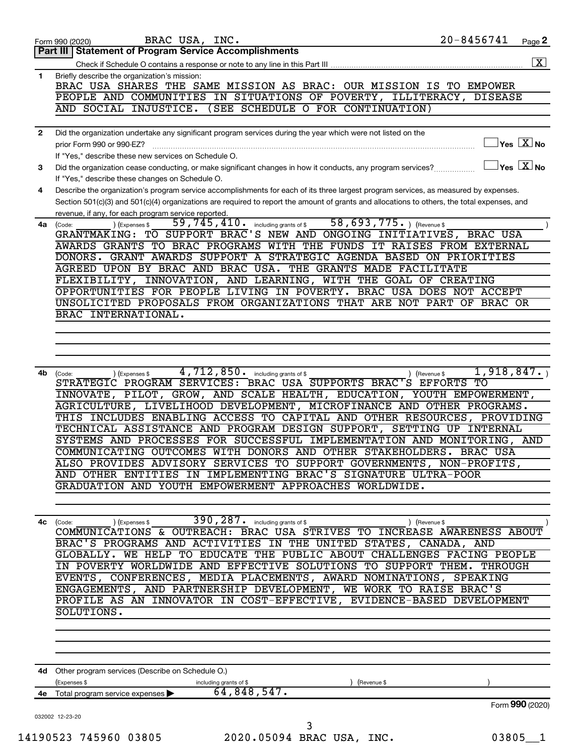Form 990 (2020) BRAC USA, INC. 20-8456741 Page 2

## Part III | Statement of Program Service Accomplishments

Check if Schedule O contains a response or note to any line in this Part III .......... [X]

**1** Briefly describe the organization's mission:

BRAC USA SHARES THE SAME MISSION AS BRAC: OUR MISSION IS TO EMPOWER PEOPLE AND COMMUNITIES IN SITUATIONS OF POVERTY, ILLITERACY, DISEASE AND SOCIAL INJUSTICE. (SEE SCHEDULE O FOR CONTINUATION)

**2** Did the organization undertake any significant program services during the year which were not listed on the prior Form 990 or 990-EZ? .......... [ ] Yes [X] No

If "Yes," describe these new services on Schedule O.

**3** Did the organization cease conducting, or make significant changes in how it conducts, any program services? .......... [ ] Yes [X] No

If "Yes," describe these changes on Schedule O.

**4** Describe the organization's program service accomplishments for each of its three largest program services, as measured by expenses. Section 501(c)(3) and 501(c)(4) organizations are required to report the amount of grants and allocations to others, the total expenses, and revenue, if any, for each program service reported.

**4a** (Code: ) (Expenses $ 59,745,410. including grants of $ 58,693,775. ) (Revenue $ )

GRANTMAKING: TO SUPPORT BRAC'S NEW AND ONGOING INITIATIVES, BRAC USA AWARDS GRANTS TO BRAC PROGRAMS WITH THE FUNDS IT RAISES FROM EXTERNAL DONORS. GRANT AWARDS SUPPORT A STRATEGIC AGENDA BASED ON PRIORITIES AGREED UPON BY BRAC AND BRAC USA. THE GRANTS MADE FACILITATE FLEXIBILITY, INNOVATION, AND LEARNING, WITH THE GOAL OF CREATING OPPORTUNITIES FOR PEOPLE LIVING IN POVERTY. BRAC USA DOES NOT ACCEPT UNSOLICITED PROPOSALS FROM ORGANIZATIONS THAT ARE NOT PART OF BRAC OR BRAC INTERNATIONAL.

**4b** (Code: ) (Expenses $ 4,712,850. including grants of $ ) (Revenue $ 1,918,847. )

STRATEGIC PROGRAM SERVICES: BRAC USA SUPPORTS BRAC'S EFFORTS TO INNOVATE, PILOT, GROW, AND SCALE HEALTH, EDUCATION, YOUTH EMPOWERMENT, AGRICULTURE, LIVELIHOOD DEVELOPMENT, MICROFINANCE AND OTHER PROGRAMS. THIS INCLUDES ENABLING ACCESS TO CAPITAL AND OTHER RESOURCES, PROVIDING TECHNICAL ASSISTANCE AND PROGRAM DESIGN SUPPORT, SETTING UP INTERNAL SYSTEMS AND PROCESSES FOR SUCCESSFUL IMPLEMENTATION AND MONITORING, AND COMMUNICATING OUTCOMES WITH DONORS AND OTHER STAKEHOLDERS. BRAC USA ALSO PROVIDES ADVISORY SERVICES TO SUPPORT GOVERNMENTS, NON-PROFITS, AND OTHER ENTITIES IN IMPLEMENTING BRAC'S SIGNATURE ULTRA-POOR GRADUATION AND YOUTH EMPOWERMENT APPROACHES WORLDWIDE.

**4c** (Code: ) (Expenses $ 390,287. including grants of $ ) (Revenue $ )

COMMUNICATIONS & OUTREACH: BRAC USA STRIVES TO INCREASE AWARENESS ABOUT BRAC'S PROGRAMS AND ACTIVITIES IN THE UNITED STATES, CANADA, AND GLOBALLY. WE HELP TO EDUCATE THE PUBLIC ABOUT CHALLENGES FACING PEOPLE IN POVERTY WORLDWIDE AND EFFECTIVE SOLUTIONS TO SUPPORT THEM. THROUGH EVENTS, CONFERENCES, MEDIA PLACEMENTS, AWARD NOMINATIONS, SPEAKING ENGAGEMENTS, AND PARTNERSHIP DEVELOPMENT, WE WORK TO RAISE BRAC'S PROFILE AS AN INNOVATOR IN COST-EFFECTIVE, EVIDENCE-BASED DEVELOPMENT SOLUTIONS.

**4d** Other program services (Describe on Schedule O.)

(Expenses $ including grants of $ ) (Revenue $ )

**4e** Total program service expenses ▶ 64,848,547.

Form **990** (2020)

032002 12-23-20

14190523 745960 03805 2020.05094 BRAC USA, INC. 03805__1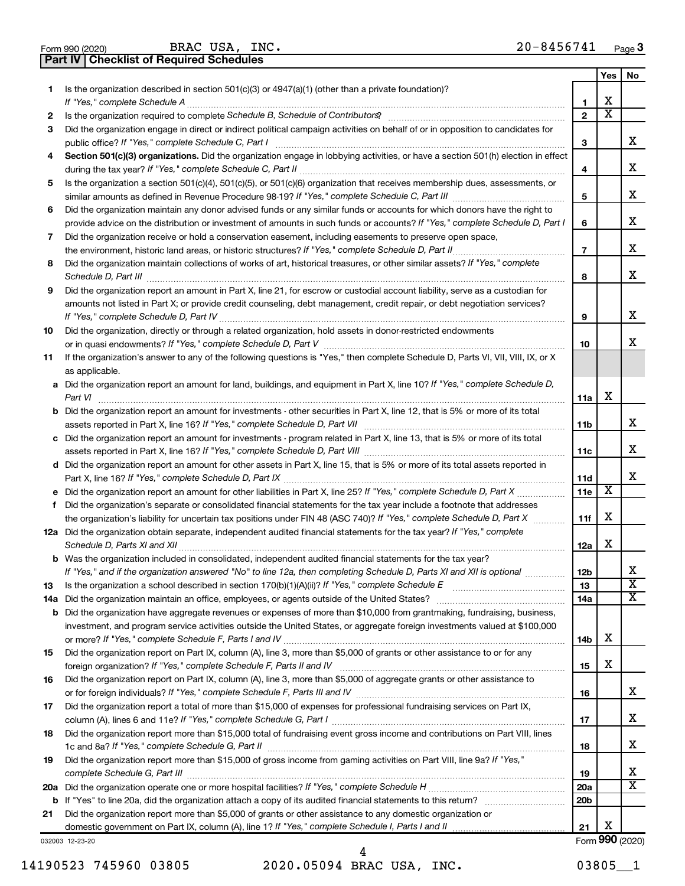Form 990 (2020) BRAC USA, INC. 20-8456741 Page **3**

## Part IV Checklist of Required Schedules

| | | | Yes | No |
|---|---|---|---|---|
| **1** | Is the organization described in section 501(c)(3) or 4947(a)(1) (other than a private foundation)? *If "Yes," complete Schedule A* | **1** | X | |
| **2** | Is the organization required to complete *Schedule B, Schedule of Contributors*? | **2** | X | |
| **3** | Did the organization engage in direct or indirect political campaign activities on behalf of or in opposition to candidates for public office? *If "Yes," complete Schedule C, Part I* | **3** | | X |
| **4** | **Section 501(c)(3) organizations.** Did the organization engage in lobbying activities, or have a section 501(h) election in effect during the tax year? *If "Yes," complete Schedule C, Part II* | **4** | | X |
| **5** | Is the organization a section 501(c)(4), 501(c)(5), or 501(c)(6) organization that receives membership dues, assessments, or similar amounts as defined in Revenue Procedure 98-19? *If "Yes," complete Schedule C, Part III* | **5** | | X |
| **6** | Did the organization maintain any donor advised funds or any similar funds or accounts for which donors have the right to provide advice on the distribution or investment of amounts in such funds or accounts? *If "Yes," complete Schedule D, Part I* | **6** | | X |
| **7** | Did the organization receive or hold a conservation easement, including easements to preserve open space, the environment, historic land areas, or historic structures? *If "Yes," complete Schedule D, Part II* | **7** | | X |
| **8** | Did the organization maintain collections of works of art, historical treasures, or other similar assets? *If "Yes," complete Schedule D, Part III* | **8** | | X |
| **9** | Did the organization report an amount in Part X, line 21, for escrow or custodial account liability, serve as a custodian for amounts not listed in Part X; or provide credit counseling, debt management, credit repair, or debt negotiation services? *If "Yes," complete Schedule D, Part IV* | **9** | | X |
| **10** | Did the organization, directly or through a related organization, hold assets in donor-restricted endowments or in quasi endowments? *If "Yes," complete Schedule D, Part V* | **10** | | X |
| **11** | If the organization's answer to any of the following questions is "Yes," then complete Schedule D, Parts VI, VII, VIII, IX, or X as applicable. | | | |
| **a** | Did the organization report an amount for land, buildings, and equipment in Part X, line 10? *If "Yes," complete Schedule D, Part VI* | **11a** | X | |
| **b** | Did the organization report an amount for investments - other securities in Part X, line 12, that is 5% or more of its total assets reported in Part X, line 16? *If "Yes," complete Schedule D, Part VII* | **11b** | | X |
| **c** | Did the organization report an amount for investments - program related in Part X, line 13, that is 5% or more of its total assets reported in Part X, line 16? *If "Yes," complete Schedule D, Part VIII* | **11c** | | X |
| **d** | Did the organization report an amount for other assets in Part X, line 15, that is 5% or more of its total assets reported in Part X, line 16? *If "Yes," complete Schedule D, Part IX* | **11d** | | X |
| **e** | Did the organization report an amount for other liabilities in Part X, line 25? *If "Yes," complete Schedule D, Part X* | **11e** | X | |
| **f** | Did the organization's separate or consolidated financial statements for the tax year include a footnote that addresses the organization's liability for uncertain tax positions under FIN 48 (ASC 740)? *If "Yes," complete Schedule D, Part X* | **11f** | X | |
| **12a** | Did the organization obtain separate, independent audited financial statements for the tax year? *If "Yes," complete Schedule D, Parts XI and XII* | **12a** | X | |
| **b** | Was the organization included in consolidated, independent audited financial statements for the tax year? *If "Yes," and if the organization answered "No" to line 12a, then completing Schedule D, Parts XI and XII is optional* | **12b** | | X |
| **13** | Is the organization a school described in section 170(b)(1)(A)(ii)? *If "Yes," complete Schedule E* | **13** | | X |
| **14a** | Did the organization maintain an office, employees, or agents outside of the United States? | **14a** | | X |
| **b** | Did the organization have aggregate revenues or expenses of more than $10,000 from grantmaking, fundraising, business, investment, and program service activities outside the United States, or aggregate foreign investments valued at $100,000 or more? *If "Yes," complete Schedule F, Parts I and IV* | **14b** | X | |
| **15** | Did the organization report on Part IX, column (A), line 3, more than $5,000 of grants or other assistance to or for any foreign organization? *If "Yes," complete Schedule F, Parts II and IV* | **15** | X | |
| **16** | Did the organization report on Part IX, column (A), line 3, more than $5,000 of aggregate grants or other assistance to or for foreign individuals? *If "Yes," complete Schedule F, Parts III and IV* | **16** | | X |
| **17** | Did the organization report a total of more than $15,000 of expenses for professional fundraising services on Part IX, column (A), lines 6 and 11e? *If "Yes," complete Schedule G, Part I* | **17** | | X |
| **18** | Did the organization report more than $15,000 total of fundraising event gross income and contributions on Part VIII, lines 1c and 8a? *If "Yes," complete Schedule G, Part II* | **18** | | X |
| **19** | Did the organization report more than $15,000 of gross income from gaming activities on Part VIII, line 9a? *If "Yes," complete Schedule G, Part III* | **19** | | X |
| **20a** | Did the organization operate one or more hospital facilities? *If "Yes," complete Schedule H* | **20a** | | X |
| **b** | If "Yes" to line 20a, did the organization attach a copy of its audited financial statements to this return? | **20b** | | |
| **21** | Did the organization report more than $5,000 of grants or other assistance to any domestic organization or domestic government on Part IX, column (A), line 1? *If "Yes," complete Schedule I, Parts I and II* | **21** | X | |

032003 12-23-20

Form **990** (2020)

14190523 745960 03805 2020.05094 BRAC USA, INC. 03805__1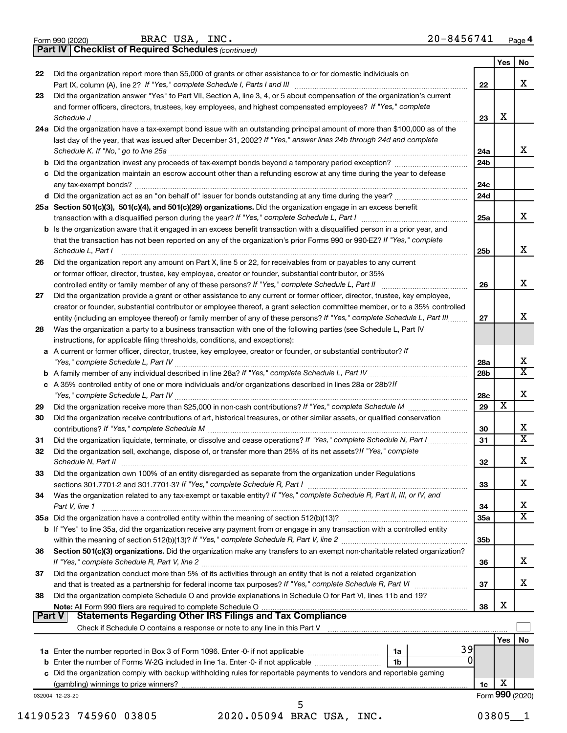Form 990 (2020) BRAC USA, INC. 20-8456741 Page 4

**Part IV | Checklist of Required Schedules** *(continued)*

| | | | Yes | No |
|---|---|---|---|---|
| 22 | Did the organization report more than $5,000 of grants or other assistance to or for domestic individuals on Part IX, column (A), line 2? *If "Yes," complete Schedule I, Parts I and III* | 22 | | X |
| 23 | Did the organization answer "Yes" to Part VII, Section A, line 3, 4, or 5 about compensation of the organization's current and former officers, directors, trustees, key employees, and highest compensated employees? *If "Yes," complete Schedule J* | 23 | X | |
| 24a | Did the organization have a tax-exempt bond issue with an outstanding principal amount of more than $100,000 as of the last day of the year, that was issued after December 31, 2002? *If "Yes," answer lines 24b through 24d and complete Schedule K. If "No," go to line 25a* | 24a | | X |
| b | Did the organization invest any proceeds of tax-exempt bonds beyond a temporary period exception? | 24b | | |
| c | Did the organization maintain an escrow account other than a refunding escrow at any time during the year to defease any tax-exempt bonds? | 24c | | |
| d | Did the organization act as an "on behalf of" issuer for bonds outstanding at any time during the year? | 24d | | |
| 25a | **Section 501(c)(3), 501(c)(4), and 501(c)(29) organizations.** Did the organization engage in an excess benefit transaction with a disqualified person during the year? *If "Yes," complete Schedule L, Part I* | 25a | | X |
| b | Is the organization aware that it engaged in an excess benefit transaction with a disqualified person in a prior year, and that the transaction has not been reported on any of the organization's prior Forms 990 or 990-EZ? *If "Yes," complete Schedule L, Part I* | 25b | | X |
| 26 | Did the organization report any amount on Part X, line 5 or 22, for receivables from or payables to any current or former officer, director, trustee, key employee, creator or founder, substantial contributor, or 35% controlled entity or family member of any of these persons? *If "Yes," complete Schedule L, Part II* | 26 | | X |
| 27 | Did the organization provide a grant or other assistance to any current or former officer, director, trustee, key employee, creator or founder, substantial contributor or employee thereof, a grant selection committee member, or to a 35% controlled entity (including an employee thereof) or family member of any of these persons? *If "Yes," complete Schedule L, Part III* | 27 | | X |
| 28 | Was the organization a party to a business transaction with one of the following parties (see Schedule L, Part IV instructions, for applicable filing thresholds, conditions, and exceptions): | | | |
| a | A current or former officer, director, trustee, key employee, creator or founder, or substantial contributor? *If "Yes," complete Schedule L, Part IV* | 28a | | X |
| b | A family member of any individual described in line 28a? *If "Yes," complete Schedule L, Part IV* | 28b | | X |
| c | A 35% controlled entity of one or more individuals and/or organizations described in lines 28a or 28b? *If "Yes," complete Schedule L, Part IV* | 28c | | X |
| 29 | Did the organization receive more than $25,000 in non-cash contributions? *If "Yes," complete Schedule M* | 29 | X | |
| 30 | Did the organization receive contributions of art, historical treasures, or other similar assets, or qualified conservation contributions? *If "Yes," complete Schedule M* | 30 | | X |
| 31 | Did the organization liquidate, terminate, or dissolve and cease operations? *If "Yes," complete Schedule N, Part I* | 31 | | X |
| 32 | Did the organization sell, exchange, dispose of, or transfer more than 25% of its net assets? *If "Yes," complete Schedule N, Part II* | 32 | | X |
| 33 | Did the organization own 100% of an entity disregarded as separate from the organization under Regulations sections 301.7701-2 and 301.7701-3? *If "Yes," complete Schedule R, Part I* | 33 | | X |
| 34 | Was the organization related to any tax-exempt or taxable entity? *If "Yes," complete Schedule R, Part II, III, or IV, and Part V, line 1* | 34 | | X |
| 35a | Did the organization have a controlled entity within the meaning of section 512(b)(13)? | 35a | | X |
| b | If "Yes" to line 35a, did the organization receive any payment from or engage in any transaction with a controlled entity within the meaning of section 512(b)(13)? *If "Yes," complete Schedule R, Part V, line 2* | 35b | | |
| 36 | **Section 501(c)(3) organizations.** Did the organization make any transfers to an exempt non-charitable related organization? *If "Yes," complete Schedule R, Part V, line 2* | 36 | | X |
| 37 | Did the organization conduct more than 5% of its activities through an entity that is not a related organization and that is treated as a partnership for federal income tax purposes? *If "Yes," complete Schedule R, Part VI* | 37 | | X |
| 38 | Did the organization complete Schedule O and provide explanations in Schedule O for Part VI, lines 11b and 19? **Note:** All Form 990 filers are required to complete Schedule O | 38 | X | |

**Part V | Statements Regarding Other IRS Filings and Tax Compliance**

Check if Schedule O contains a response or note to any line in this Part V ☐

| | | | | | Yes | No |
|---|---|---|---|---|---|---|
| 1a | Enter the number reported in Box 3 of Form 1096. Enter -0- if not applicable | 1a | 39 | | | |
| b | Enter the number of Forms W-2G included in line 1a. Enter -0- if not applicable | 1b | 0 | | | |
| c | Did the organization comply with backup withholding rules for reportable payments to vendors and reportable gaming (gambling) winnings to prize winners? | | | 1c | X | |

032004 12-23-20 Form **990** (2020)

14190523 745960 03805 2020.05094 BRAC USA, INC. 03805__1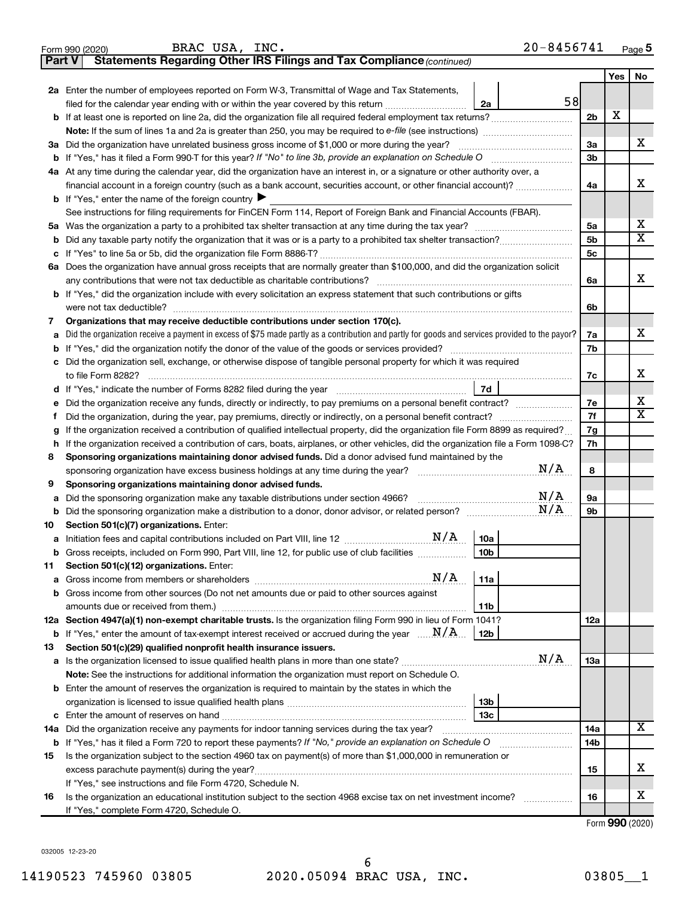Form 990 (2020) BRAC USA, INC. 20-8456741 Page 5

**Part V Statements Regarding Other IRS Filings and Tax Compliance** *(continued)*

| | | | | Yes | No |
|---|---|---|---|---|---|
| **2a** | Enter the number of employees reported on Form W-3, Transmittal of Wage and Tax Statements, filed for the calendar year ending with or within the year covered by this return | 2a | 58 | | |
| **b** | If at least one is reported on line 2a, did the organization file all required federal employment tax returns? | | 2b | X | |
| | **Note:** If the sum of lines 1a and 2a is greater than 250, you may be required to *e-file* (see instructions) | | | | |
| **3a** | Did the organization have unrelated business gross income of $1,000 or more during the year? | | 3a | | X |
| **b** | If "Yes," has it filed a Form 990-T for this year? *If "No" to line 3b, provide an explanation on Schedule O* | | 3b | | |
| **4a** | At any time during the calendar year, did the organization have an interest in, or a signature or other authority over, a financial account in a foreign country (such as a bank account, securities account, or other financial account)? | | 4a | | X |
| **b** | If "Yes," enter the name of the foreign country ▶ | | | | |
| | See instructions for filing requirements for FinCEN Form 114, Report of Foreign Bank and Financial Accounts (FBAR). | | | | |
| **5a** | Was the organization a party to a prohibited tax shelter transaction at any time during the tax year? | | 5a | | X |
| **b** | Did any taxable party notify the organization that it was or is a party to a prohibited tax shelter transaction? | | 5b | | X |
| **c** | If "Yes" to line 5a or 5b, did the organization file Form 8886-T? | | 5c | | |
| **6a** | Does the organization have annual gross receipts that are normally greater than $100,000, and did the organization solicit any contributions that were not tax deductible as charitable contributions? | | 6a | | X |
| **b** | If "Yes," did the organization include with every solicitation an express statement that such contributions or gifts were not tax deductible? | | 6b | | |
| **7** | **Organizations that may receive deductible contributions under section 170(c).** | | | | |
| **a** | Did the organization receive a payment in excess of $75 made partly as a contribution and partly for goods and services provided to the payor? | | 7a | | X |
| **b** | If "Yes," did the organization notify the donor of the value of the goods or services provided? | | 7b | | |
| **c** | Did the organization sell, exchange, or otherwise dispose of tangible personal property for which it was required to file Form 8282? | | 7c | | X |
| **d** | If "Yes," indicate the number of Forms 8282 filed during the year | 7d | | | |
| **e** | Did the organization receive any funds, directly or indirectly, to pay premiums on a personal benefit contract? | | 7e | | X |
| **f** | Did the organization, during the year, pay premiums, directly or indirectly, on a personal benefit contract? | | 7f | | X |
| **g** | If the organization received a contribution of qualified intellectual property, did the organization file Form 8899 as required? | | 7g | | |
| **h** | If the organization received a contribution of cars, boats, airplanes, or other vehicles, did the organization file a Form 1098-C? | | 7h | | |
| **8** | **Sponsoring organizations maintaining donor advised funds.** Did a donor advised fund maintained by the sponsoring organization have excess business holdings at any time during the year? N/A | | 8 | | |
| **9** | **Sponsoring organizations maintaining donor advised funds.** | | | | |
| **a** | Did the sponsoring organization make any taxable distributions under section 4966? N/A | | 9a | | |
| **b** | Did the sponsoring organization make a distribution to a donor, donor advisor, or related person? N/A | | 9b | | |
| **10** | **Section 501(c)(7) organizations.** Enter: | | | | |
| **a** | Initiation fees and capital contributions included on Part VIII, line 12 N/A | 10a | | | |
| **b** | Gross receipts, included on Form 990, Part VIII, line 12, for public use of club facilities | 10b | | | |
| **11** | **Section 501(c)(12) organizations.** Enter: | | | | |
| **a** | Gross income from members or shareholders N/A | 11a | | | |
| **b** | Gross income from other sources (Do not net amounts due or paid to other sources against amounts due or received from them.) | 11b | | | |
| **12a** | **Section 4947(a)(1) non-exempt charitable trusts.** Is the organization filing Form 990 in lieu of Form 1041? | | 12a | | |
| **b** | If "Yes," enter the amount of tax-exempt interest received or accrued during the year N/A | 12b | | | |
| **13** | **Section 501(c)(29) qualified nonprofit health insurance issuers.** | | | | |
| **a** | Is the organization licensed to issue qualified health plans in more than one state? N/A | | 13a | | |
| | **Note:** See the instructions for additional information the organization must report on Schedule O. | | | | |
| **b** | Enter the amount of reserves the organization is required to maintain by the states in which the organization is licensed to issue qualified health plans | 13b | | | |
| **c** | Enter the amount of reserves on hand | 13c | | | |
| **14a** | Did the organization receive any payments for indoor tanning services during the tax year? | | 14a | | X |
| **b** | If "Yes," has it filed a Form 720 to report these payments? *If "No," provide an explanation on Schedule O* | | 14b | | |
| **15** | Is the organization subject to the section 4960 tax on payment(s) of more than $1,000,000 in remuneration or excess parachute payment(s) during the year? | | 15 | | X |
| | If "Yes," see instructions and file Form 4720, Schedule N. | | | | |
| **16** | Is the organization an educational institution subject to the section 4968 excise tax on net investment income? | | 16 | | X |
| | If "Yes," complete Form 4720, Schedule O. | | | | |

Form **990** (2020)

032005 12-23-20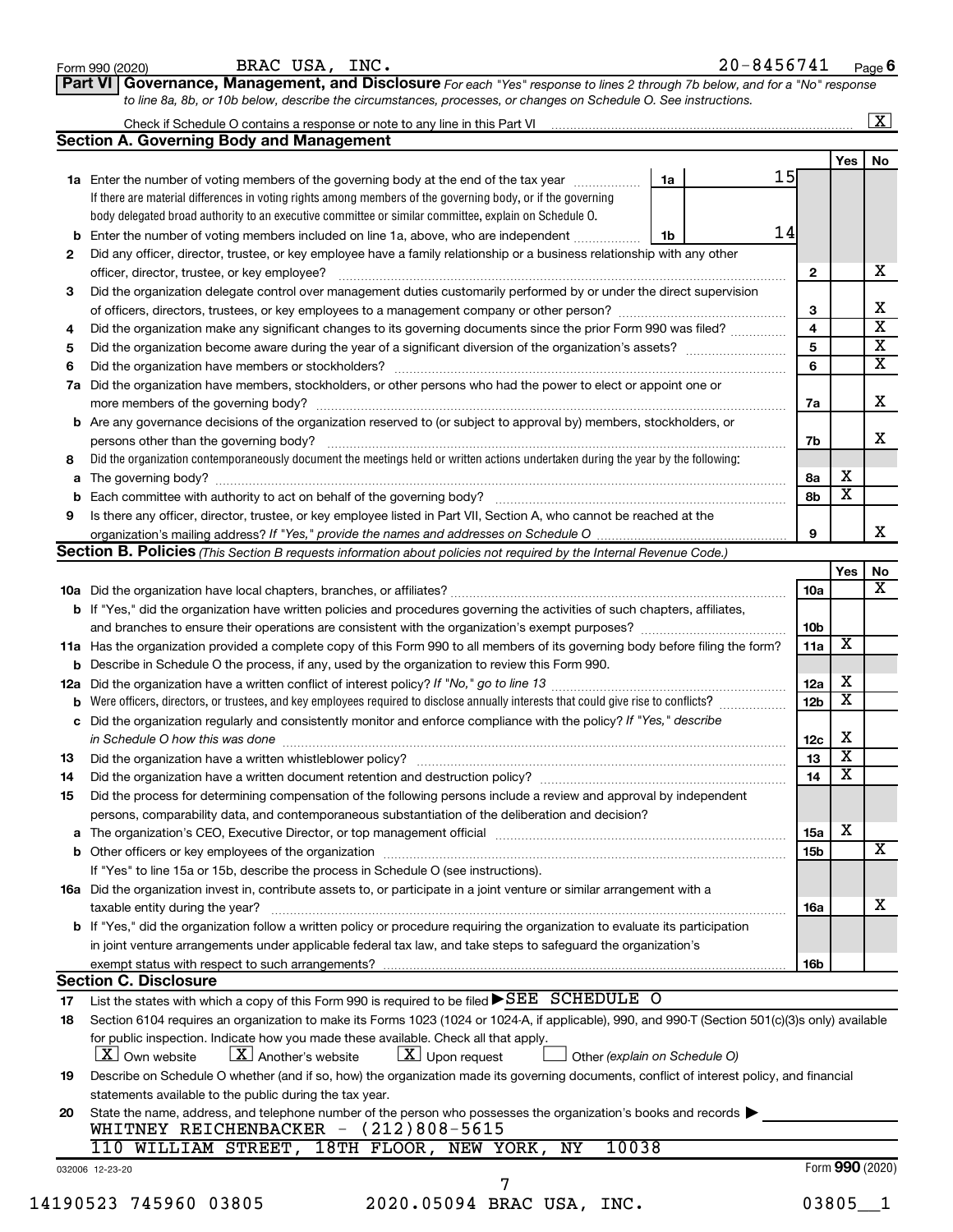Form 990 (2020) BRAC USA, INC. 20-8456741 Page **6**

**Part VI Governance, Management, and Disclosure** *For each "Yes" response to lines 2 through 7b below, and for a "No" response to line 8a, 8b, or 10b below, describe the circumstances, processes, or changes on Schedule O. See instructions.*

Check if Schedule O contains a response or note to any line in this Part VI ..... [X]

## Section A. Governing Body and Management

| | | | | Yes | No |
|---|---|---|---|---|---|
| **1a** | Enter the number of voting members of the governing body at the end of the tax year ..... **1a** 15<br>If there are material differences in voting rights among members of the governing body, or if the governing body delegated broad authority to an executive committee or similar committee, explain on Schedule O. | | | | |
| **b** | Enter the number of voting members included on line 1a, above, who are independent ..... **1b** 14 | | | | |
| **2** | Did any officer, director, trustee, or key employee have a family relationship or a business relationship with any other officer, director, trustee, or key employee? | **2** | | | X |
| **3** | Did the organization delegate control over management duties customarily performed by or under the direct supervision of officers, directors, trustees, or key employees to a management company or other person? | **3** | | | X |
| **4** | Did the organization make any significant changes to its governing documents since the prior Form 990 was filed? | **4** | | | X |
| **5** | Did the organization become aware during the year of a significant diversion of the organization's assets? | **5** | | | X |
| **6** | Did the organization have members or stockholders? | **6** | | | X |
| **7a** | Did the organization have members, stockholders, or other persons who had the power to elect or appoint one or more members of the governing body? | **7a** | | | X |
| **b** | Are any governance decisions of the organization reserved to (or subject to approval by) members, stockholders, or persons other than the governing body? | **7b** | | | X |
| **8** | Did the organization contemporaneously document the meetings held or written actions undertaken during the year by the following: | | | | |
| **a** | The governing body? | **8a** | | X | |
| **b** | Each committee with authority to act on behalf of the governing body? | **8b** | | X | |
| **9** | Is there any officer, director, trustee, or key employee listed in Part VII, Section A, who cannot be reached at the organization's mailing address? *If "Yes," provide the names and addresses on Schedule O* | **9** | | | X |

## Section B. Policies *(This Section B requests information about policies not required by the Internal Revenue Code.)*

| | | | Yes | No |
|---|---|---|---|---|
| **10a** | Did the organization have local chapters, branches, or affiliates? | **10a** | | X |
| **b** | If "Yes," did the organization have written policies and procedures governing the activities of such chapters, affiliates, and branches to ensure their operations are consistent with the organization's exempt purposes? | **10b** | | |
| **11a** | Has the organization provided a complete copy of this Form 990 to all members of its governing body before filing the form? | **11a** | X | |
| **b** | Describe in Schedule O the process, if any, used by the organization to review this Form 990. | | | |
| **12a** | Did the organization have a written conflict of interest policy? *If "No," go to line 13* | **12a** | X | |
| **b** | Were officers, directors, or trustees, and key employees required to disclose annually interests that could give rise to conflicts? | **12b** | X | |
| **c** | Did the organization regularly and consistently monitor and enforce compliance with the policy? *If "Yes," describe in Schedule O how this was done* | **12c** | X | |
| **13** | Did the organization have a written whistleblower policy? | **13** | X | |
| **14** | Did the organization have a written document retention and destruction policy? | **14** | X | |
| **15** | Did the process for determining compensation of the following persons include a review and approval by independent persons, comparability data, and contemporaneous substantiation of the deliberation and decision? | | | |
| **a** | The organization's CEO, Executive Director, or top management official | **15a** | X | |
| **b** | Other officers or key employees of the organization<br>If "Yes" to line 15a or 15b, describe the process in Schedule O (see instructions). | **15b** | | X |
| **16a** | Did the organization invest in, contribute assets to, or participate in a joint venture or similar arrangement with a taxable entity during the year? | **16a** | | X |
| **b** | If "Yes," did the organization follow a written policy or procedure requiring the organization to evaluate its participation in joint venture arrangements under applicable federal tax law, and take steps to safeguard the organization's exempt status with respect to such arrangements? | **16b** | | |

## Section C. Disclosure

**17** List the states with which a copy of this Form 990 is required to be filed ▶ SEE SCHEDULE O

**18** Section 6104 requires an organization to make its Forms 1023 (1024 or 1024-A, if applicable), 990, and 990-T (Section 501(c)(3)s only) available for public inspection. Indicate how you made these available. Check all that apply.
[X] Own website [X] Another's website [X] Upon request [ ] Other *(explain on Schedule O)*

**19** Describe on Schedule O whether (and if so, how) the organization made its governing documents, conflict of interest policy, and financial statements available to the public during the tax year.

**20** State the name, address, and telephone number of the person who possesses the organization's books and records ▶
WHITNEY REICHENBACKER - (212)808-5615
110 WILLIAM STREET, 18TH FLOOR, NEW YORK, NY 10038

032006 12-23-20 Form **990** (2020)

14190523 745960 03805 2020.05094 BRAC USA, INC. 03805__1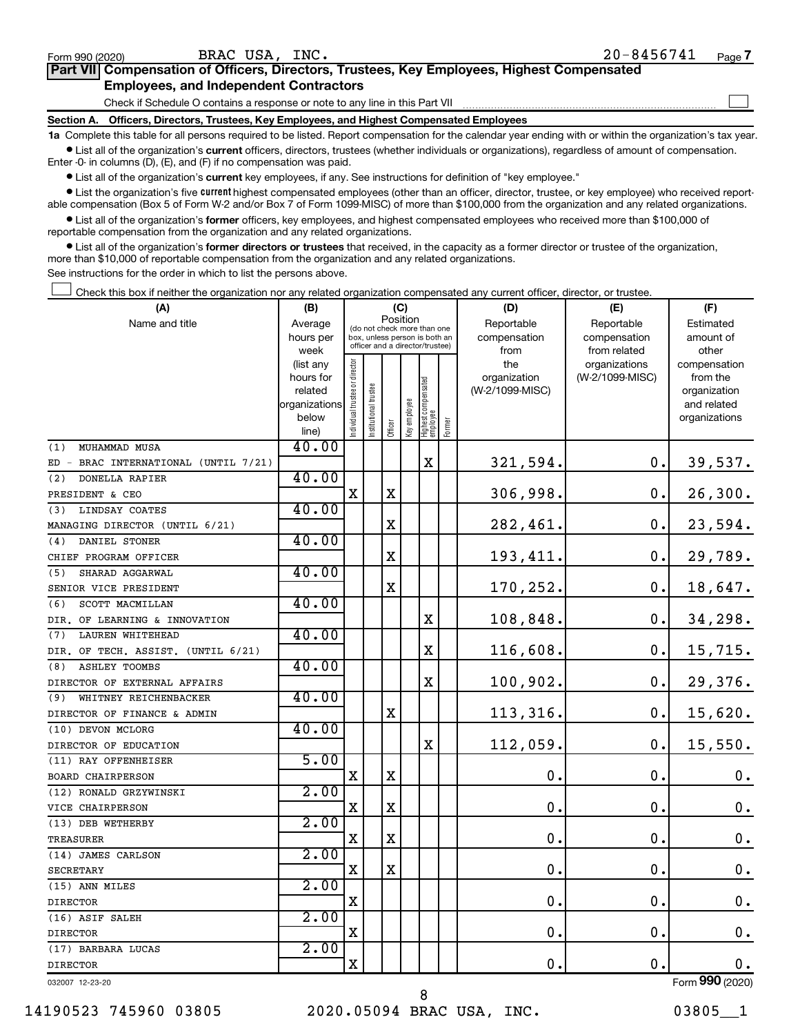Form 990 (2020) BRAC USA, INC. 20-8456741 Page 7

## Part VII Compensation of Officers, Directors, Trustees, Key Employees, Highest Compensated Employees, and Independent Contractors

Check if Schedule O contains a response or note to any line in this Part VII ☐

**Section A. Officers, Directors, Trustees, Key Employees, and Highest Compensated Employees**

**1a** Complete this table for all persons required to be listed. Report compensation for the calendar year ending with or within the organization's tax year.

- List all of the organization's **current** officers, directors, trustees (whether individuals or organizations), regardless of amount of compensation. Enter -0- in columns (D), (E), and (F) if no compensation was paid.
- List all of the organization's **current** key employees, if any. See instructions for definition of "key employee."
- List the organization's five **current** highest compensated employees (other than an officer, director, trustee, or key employee) who received reportable compensation (Box 5 of Form W-2 and/or Box 7 of Form 1099-MISC) of more than $100,000 from the organization and any related organizations.
- List all of the organization's **former** officers, key employees, and highest compensated employees who received more than $100,000 of reportable compensation from the organization and any related organizations.
- List all of the organization's **former directors or trustees** that received, in the capacity as a former director or trustee of the organization, more than $10,000 of reportable compensation from the organization and any related organizations.

See instructions for the order in which to list the persons above.

☐ Check this box if neither the organization nor any related organization compensated any current officer, director, or trustee.

| (A) Name and title | (B) Average hours per week (list any hours for related organizations below line) | (C) Position: Individual trustee or director | Institutional trustee | Officer | Key employee | Highest compensated employee | Former | (D) Reportable compensation from the organization (W-2/1099-MISC) | (E) Reportable compensation from related organizations (W-2/1099-MISC) | (F) Estimated amount of other compensation from the organization and related organizations |
|---|---|---|---|---|---|---|---|---|---|---|
| (1) MUHAMMAD MUSA<br>ED - BRAC INTERNATIONAL (UNTIL 7/21) | 40.00 | | | | | X | | 321,594. | 0. | 39,537. |
| (2) DONELLA RAPIER<br>PRESIDENT & CEO | 40.00 | X | | X | | | | 306,998. | 0. | 26,300. |
| (3) LINDSAY COATES<br>MANAGING DIRECTOR (UNTIL 6/21) | 40.00 | | | X | | | | 282,461. | 0. | 23,594. |
| (4) DANIEL STONER<br>CHIEF PROGRAM OFFICER | 40.00 | | | X | | | | 193,411. | 0. | 29,789. |
| (5) SHARAD AGGARWAL<br>SENIOR VICE PRESIDENT | 40.00 | | | X | | | | 170,252. | 0. | 18,647. |
| (6) SCOTT MACMILLAN<br>DIR. OF LEARNING & INNOVATION | 40.00 | | | | | X | | 108,848. | 0. | 34,298. |
| (7) LAUREN WHITEHEAD<br>DIR. OF TECH. ASSIST. (UNTIL 6/21) | 40.00 | | | | | X | | 116,608. | 0. | 15,715. |
| (8) ASHLEY TOOMBS<br>DIRECTOR OF EXTERNAL AFFAIRS | 40.00 | | | | | X | | 100,902. | 0. | 29,376. |
| (9) WHITNEY REICHENBACKER<br>DIRECTOR OF FINANCE & ADMIN | 40.00 | | | X | | | | 113,316. | 0. | 15,620. |
| (10) DEVON MCLORG<br>DIRECTOR OF EDUCATION | 40.00 | | | | | X | | 112,059. | 0. | 15,550. |
| (11) RAY OFFENHEISER<br>BOARD CHAIRPERSON | 5.00 | X | | X | | | | 0. | 0. | 0. |
| (12) RONALD GRZYWINSKI<br>VICE CHAIRPERSON | 2.00 | X | | X | | | | 0. | 0. | 0. |
| (13) DEB WETHERBY<br>TREASURER | 2.00 | X | | X | | | | 0. | 0. | 0. |
| (14) JAMES CARLSON<br>SECRETARY | 2.00 | X | | X | | | | 0. | 0. | 0. |
| (15) ANN MILES<br>DIRECTOR | 2.00 | X | | | | | | 0. | 0. | 0. |
| (16) ASIF SALEH<br>DIRECTOR | 2.00 | X | | | | | | 0. | 0. | 0. |
| (17) BARBARA LUCAS<br>DIRECTOR | 2.00 | X | | | | | | 0. | 0. | 0. |

032007 12-23-20 Form 990 (2020)

14190523 745960 03805 2020.05094 BRAC USA, INC. 03805__1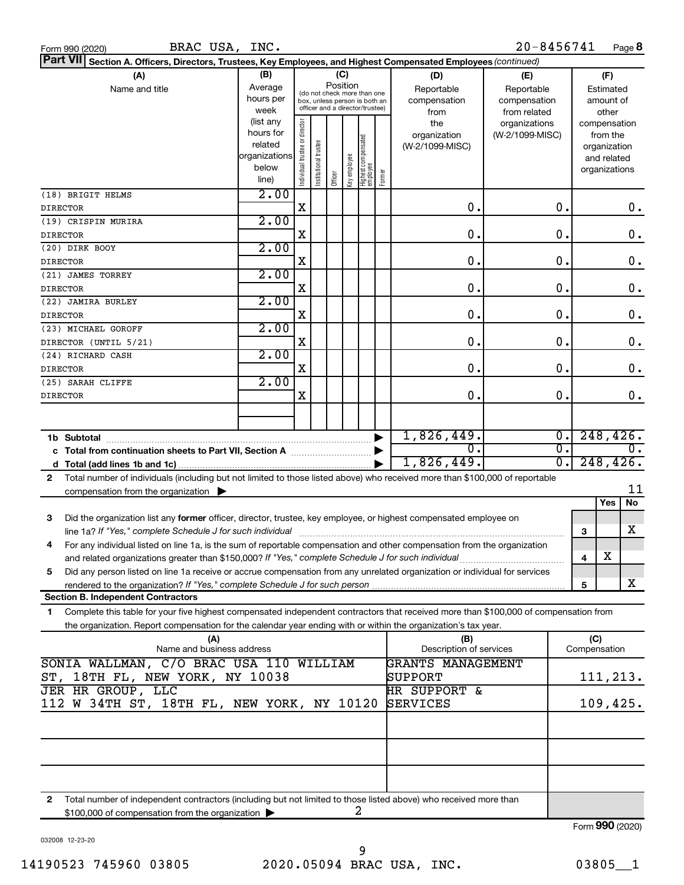Form 990 (2020) BRAC USA, INC. 20-8456741 Page **8**

**Part VII** **Section A. Officers, Directors, Trustees, Key Employees, and Highest Compensated Employees** *(continued)*

| (A) Name and title | (B) Average hours per week (list any hours for related organizations below line) | (C) Position: Individual trustee or director | Institutional trustee | Officer | Key employee | Highest compensated employee | Former | (D) Reportable compensation from the organization (W-2/1099-MISC) | (E) Reportable compensation from related organizations (W-2/1099-MISC) | (F) Estimated amount of other compensation from the organization and related organizations |
|---|---|---|---|---|---|---|---|---|---|---|
| (18) BRIGIT HELMS<br>DIRECTOR | 2.00 | X | | | | | | 0. | 0. | 0. |
| (19) CRISPIN MURIRA<br>DIRECTOR | 2.00 | X | | | | | | 0. | 0. | 0. |
| (20) DIRK BOOY<br>DIRECTOR | 2.00 | X | | | | | | 0. | 0. | 0. |
| (21) JAMES TORREY<br>DIRECTOR | 2.00 | X | | | | | | 0. | 0. | 0. |
| (22) JAMIRA BURLEY<br>DIRECTOR | 2.00 | X | | | | | | 0. | 0. | 0. |
| (23) MICHAEL GOROFF<br>DIRECTOR (UNTIL 5/21) | 2.00 | X | | | | | | 0. | 0. | 0. |
| (24) RICHARD CASH<br>DIRECTOR | 2.00 | X | | | | | | 0. | 0. | 0. |
| (25) SARAH CLIFFE<br>DIRECTOR | 2.00 | X | | | | | | 0. | 0. | 0. |
| | | | | | | | | | | |
| **1b Subtotal** | | | | | | | | 1,826,449. | 0. | 248,426. |
| **c Total from continuation sheets to Part VII, Section A** | | | | | | | | 0. | 0. | 0. |
| **d Total (add lines 1b and 1c)** | | | | | | | | 1,826,449. | 0. | 248,426. |

**2** Total number of individuals (including but not limited to those listed above) who received more than $100,000 of reportable compensation from the organization ▶ 11

| | | Yes | No |
|---|---|---|---|
| **3** Did the organization list any **former** officer, director, trustee, key employee, or highest compensated employee on line 1a? *If "Yes," complete Schedule J for such individual* | 3 | | X |
| **4** For any individual listed on line 1a, is the sum of reportable compensation and other compensation from the organization and related organizations greater than $150,000? *If "Yes," complete Schedule J for such individual* | 4 | X | |
| **5** Did any person listed on line 1a receive or accrue compensation from any unrelated organization or individual for services rendered to the organization? *If "Yes," complete Schedule J for such person* | 5 | | X |

**Section B. Independent Contractors**

**1** Complete this table for your five highest compensated independent contractors that received more than $100,000 of compensation from the organization. Report compensation for the calendar year ending with or within the organization's tax year.

| (A) Name and business address | (B) Description of services | (C) Compensation |
|---|---|---|
| SONIA WALLMAN, C/O BRAC USA 110 WILLIAM ST, 18TH FL, NEW YORK, NY 10038 | GRANTS MANAGEMENT SUPPORT | 111,213. |
| JER HR GROUP, LLC 112 W 34TH ST, 18TH FL, NEW YORK, NY 10120 | HR SUPPORT & SERVICES | 109,425. |
| | | |
| | | |
| | | |

**2** Total number of independent contractors (including but not limited to those listed above) who received more than $100,000 of compensation from the organization ▶ 2

Form **990** (2020)

032008 12-23-20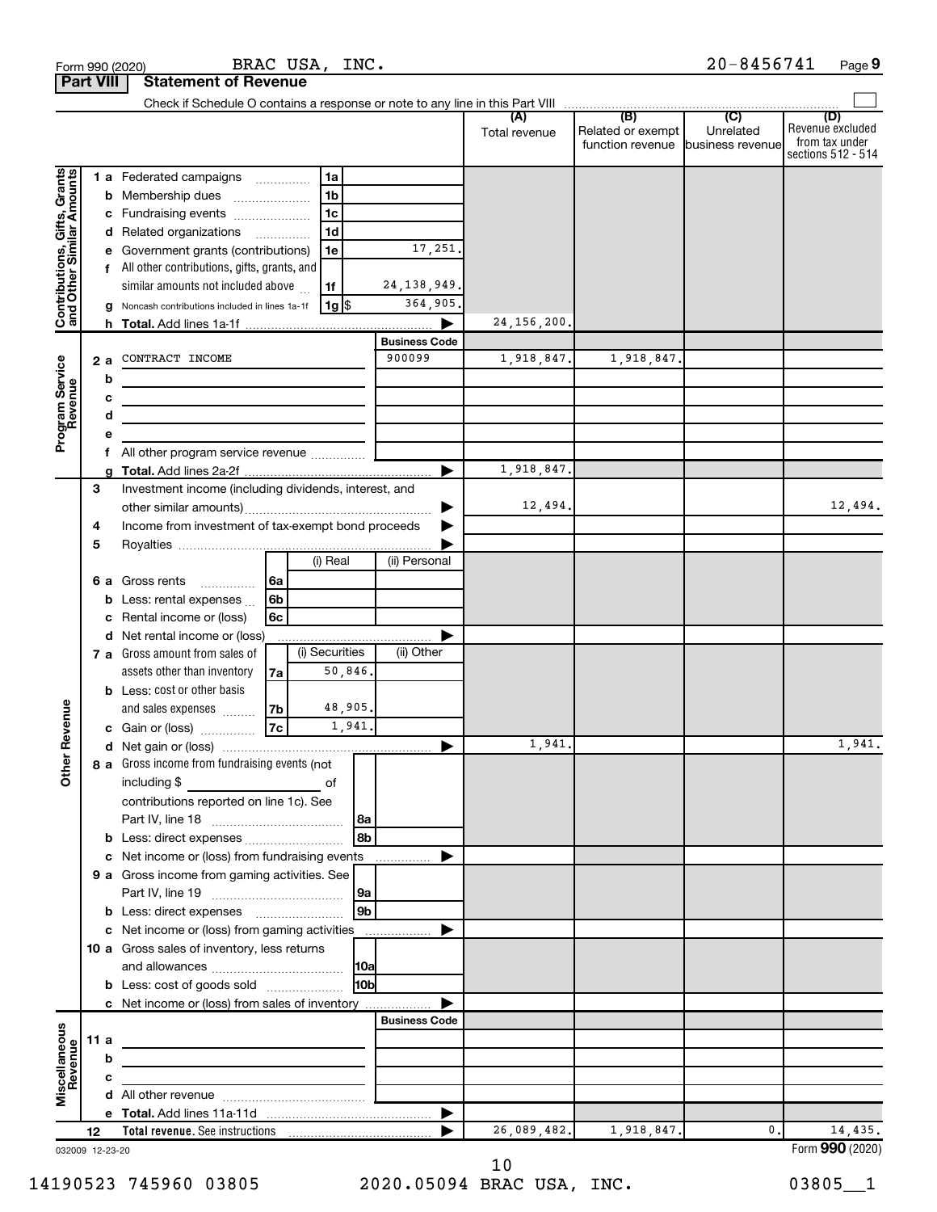Form 990 (2020) BRAC USA, INC. 20-8456741 Page **9**

**Part VIII Statement of Revenue**

Check if Schedule O contains a response or note to any line in this Part VIII ☐

| | | | (A) Total revenue | (B) Related or exempt function revenue | (C) Unrelated business revenue | (D) Revenue excluded from tax under sections 512 - 514 |
|---|---|---|---|---|---|---|
| **Contributions, Gifts, Grants and Other Similar Amounts** | 1 a Federated campaigns | 1a | | | | |
| | b Membership dues | 1b | | | | |
| | c Fundraising events | 1c | | | | |
| | d Related organizations | 1d | | | | |
| | e Government grants (contributions) | 1e 17,251. | | | | |
| | f All other contributions, gifts, grants, and similar amounts not included above | 1f 24,138,949. | | | | |
| | g Noncash contributions included in lines 1a-1f | 1g $ 364,905. | | | | |
| | h **Total.** Add lines 1a-1f | ▶ | 24,156,200. | | | |
| | | **Business Code** | | | | |
| **Program Service Revenue** | 2 a CONTRACT INCOME | 900099 | 1,918,847. | 1,918,847. | | |
| | b | | | | | |
| | c | | | | | |
| | d | | | | | |
| | e | | | | | |
| | f All other program service revenue | | | | | |
| | g **Total.** Add lines 2a-2f | ▶ | 1,918,847. | | | |
| **Other Revenue** | 3 Investment income (including dividends, interest, and other similar amounts) | ▶ | 12,494. | | | 12,494. |
| | 4 Income from investment of tax-exempt bond proceeds | ▶ | | | | |
| | 5 Royalties | ▶ | | | | |
| | | (i) Real / (ii) Personal | | | | |
| | 6 a Gross rents | 6a | | | | |
| | b Less: rental expenses | 6b | | | | |
| | c Rental income or (loss) | 6c | | | | |
| | d Net rental income or (loss) | ▶ | | | | |
| | | (i) Securities / (ii) Other | | | | |
| | 7 a Gross amount from sales of assets other than inventory | 7a 50,846. | | | | |
| | b Less: cost or other basis and sales expenses | 7b 48,905. | | | | |
| | c Gain or (loss) | 7c 1,941. | | | | |
| | d Net gain or (loss) | ▶ | 1,941. | | | 1,941. |
| | 8 a Gross income from fundraising events (not including $ of contributions reported on line 1c). See Part IV, line 18 | 8a | | | | |
| | b Less: direct expenses | 8b | | | | |
| | c Net income or (loss) from fundraising events | ▶ | | | | |
| | 9 a Gross income from gaming activities. See Part IV, line 19 | 9a | | | | |
| | b Less: direct expenses | 9b | | | | |
| | c Net income or (loss) from gaming activities | ▶ | | | | |
| | 10 a Gross sales of inventory, less returns and allowances | 10a | | | | |
| | b Less: cost of goods sold | 10b | | | | |
| | c Net income or (loss) from sales of inventory | ▶ | | | | |
| | | **Business Code** | | | | |
| **Miscellaneous Revenue** | 11 a | | | | | |
| | b | | | | | |
| | c | | | | | |
| | d All other revenue | | | | | |
| | e **Total.** Add lines 11a-11d | ▶ | | | | |
| | 12 **Total revenue.** See instructions | ▶ | 26,089,482. | 1,918,847. | 0. | 14,435. |

032009 12-23-20 Form **990** (2020)

14190523 745960 03805 2020.05094 BRAC USA, INC. 03805__1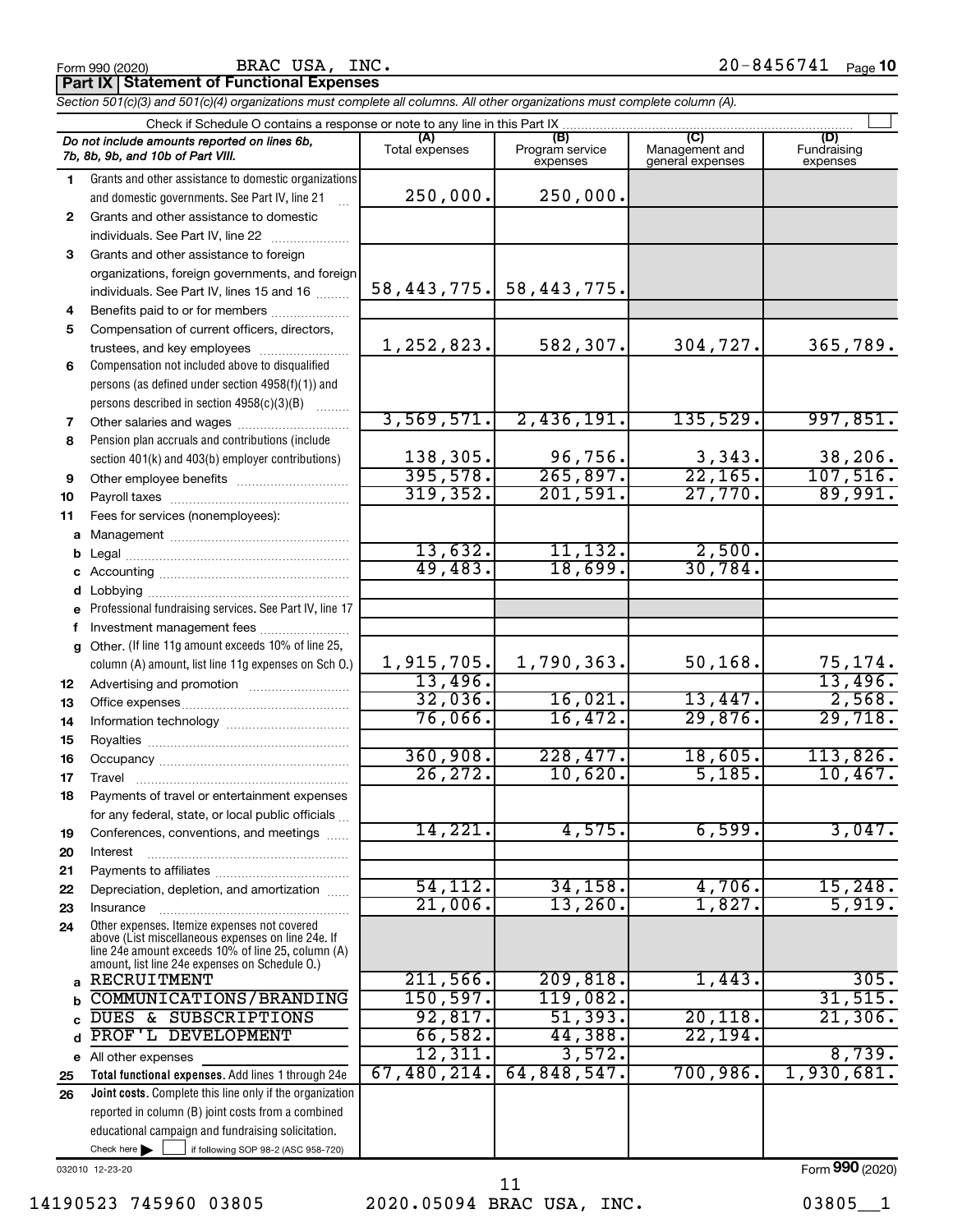Form 990 (2020) BRAC USA, INC. 20-8456741 Page 10

**Part IX Statement of Functional Expenses**

*Section 501(c)(3) and 501(c)(4) organizations must complete all columns. All other organizations must complete column (A).*

Check if Schedule O contains a response or note to any line in this Part IX

| *Do not include amounts reported on lines 6b, 7b, 8b, 9b, and 10b of Part VIII.* | (A) Total expenses | (B) Program service expenses | (C) Management and general expenses | (D) Fundraising expenses |
|---|---|---|---|---|
| 1 Grants and other assistance to domestic organizations and domestic governments. See Part IV, line 21 | 250,000. | 250,000. | | |
| 2 Grants and other assistance to domestic individuals. See Part IV, line 22 | | | | |
| 3 Grants and other assistance to foreign organizations, foreign governments, and foreign individuals. See Part IV, lines 15 and 16 | 58,443,775. | 58,443,775. | | |
| 4 Benefits paid to or for members | | | | |
| 5 Compensation of current officers, directors, trustees, and key employees | 1,252,823. | 582,307. | 304,727. | 365,789. |
| 6 Compensation not included above to disqualified persons (as defined under section 4958(f)(1)) and persons described in section 4958(c)(3)(B) | | | | |
| 7 Other salaries and wages | 3,569,571. | 2,436,191. | 135,529. | 997,851. |
| 8 Pension plan accruals and contributions (include section 401(k) and 403(b) employer contributions) | 138,305. | 96,756. | 3,343. | 38,206. |
| 9 Other employee benefits | 395,578. | 265,897. | 22,165. | 107,516. |
| 10 Payroll taxes | 319,352. | 201,591. | 27,770. | 89,991. |
| 11 Fees for services (nonemployees): | | | | |
| a Management | | | | |
| b Legal | 13,632. | 11,132. | 2,500. | |
| c Accounting | 49,483. | 18,699. | 30,784. | |
| d Lobbying | | | | |
| e Professional fundraising services. See Part IV, line 17 | | | | |
| f Investment management fees | | | | |
| g Other. (If line 11g amount exceeds 10% of line 25, column (A) amount, list line 11g expenses on Sch O.) | 1,915,705. | 1,790,363. | 50,168. | 75,174. |
| 12 Advertising and promotion | 13,496. | | | 13,496. |
| 13 Office expenses | 32,036. | 16,021. | 13,447. | 2,568. |
| 14 Information technology | 76,066. | 16,472. | 29,876. | 29,718. |
| 15 Royalties | | | | |
| 16 Occupancy | 360,908. | 228,477. | 18,605. | 113,826. |
| 17 Travel | 26,272. | 10,620. | 5,185. | 10,467. |
| 18 Payments of travel or entertainment expenses for any federal, state, or local public officials | | | | |
| 19 Conferences, conventions, and meetings | 14,221. | 4,575. | 6,599. | 3,047. |
| 20 Interest | | | | |
| 21 Payments to affiliates | | | | |
| 22 Depreciation, depletion, and amortization | 54,112. | 34,158. | 4,706. | 15,248. |
| 23 Insurance | 21,006. | 13,260. | 1,827. | 5,919. |
| 24 Other expenses. Itemize expenses not covered above (List miscellaneous expenses on line 24e. If line 24e amount exceeds 10% of line 25, column (A) amount, list line 24e expenses on Schedule O.) | | | | |
| a RECRUITMENT | 211,566. | 209,818. | 1,443. | 305. |
| b COMMUNICATIONS/BRANDING | 150,597. | 119,082. | | 31,515. |
| c DUES & SUBSCRIPTIONS | 92,817. | 51,393. | 20,118. | 21,306. |
| d PROF'L DEVELOPMENT | 66,582. | 44,388. | 22,194. | |
| e All other expenses | 12,311. | 3,572. | | 8,739. |
| 25 **Total functional expenses.** Add lines 1 through 24e | 67,480,214. | 64,848,547. | 700,986. | 1,930,681. |
| 26 **Joint costs.** Complete this line only if the organization reported in column (B) joint costs from a combined educational campaign and fundraising solicitation. Check here ☐ if following SOP 98-2 (ASC 958-720) | | | | |

032010 12-23-20 Form **990** (2020)

14190523 745960 03805 2020.05094 BRAC USA, INC. 03805__1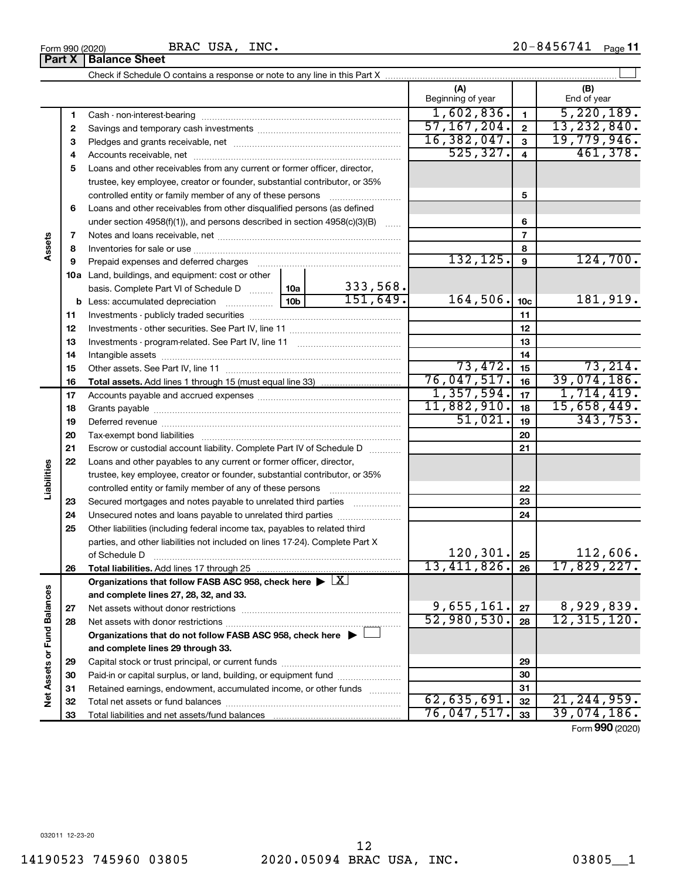Form 990 (2020) BRAC USA, INC. 20-8456741 Page **11**

## Part X | Balance Sheet

Check if Schedule O contains a response or note to any line in this Part X ☐

| | | | | (A) Beginning of year | | (B) End of year |
|---|---|---|---|---|---|---|
| **Assets** | 1 | Cash - non-interest-bearing | | 1,602,836. | 1 | 5,220,189. |
| | 2 | Savings and temporary cash investments | | 57,167,204. | 2 | 13,232,840. |
| | 3 | Pledges and grants receivable, net | | 16,382,047. | 3 | 19,779,946. |
| | 4 | Accounts receivable, net | | 525,327. | 4 | 461,378. |
| | 5 | Loans and other receivables from any current or former officer, director, trustee, key employee, creator or founder, substantial contributor, or 35% controlled entity or family member of any of these persons | | | 5 | |
| | 6 | Loans and other receivables from other disqualified persons (as defined under section 4958(f)(1)), and persons described in section 4958(c)(3)(B) | | | 6 | |
| | 7 | Notes and loans receivable, net | | | 7 | |
| | 8 | Inventories for sale or use | | | 8 | |
| | 9 | Prepaid expenses and deferred charges | | 132,125. | 9 | 124,700. |
| | 10a | Land, buildings, and equipment: cost or other basis. Complete Part VI of Schedule D | 10a 333,568. | | | |
| | b | Less: accumulated depreciation | 10b 151,649. | 164,506. | 10c | 181,919. |
| | 11 | Investments - publicly traded securities | | | 11 | |
| | 12 | Investments - other securities. See Part IV, line 11 | | | 12 | |
| | 13 | Investments - program-related. See Part IV, line 11 | | | 13 | |
| | 14 | Intangible assets | | | 14 | |
| | 15 | Other assets. See Part IV, line 11 | | 73,472. | 15 | 73,214. |
| | 16 | **Total assets.** Add lines 1 through 15 (must equal line 33) | | 76,047,517. | 16 | 39,074,186. |
| **Liabilities** | 17 | Accounts payable and accrued expenses | | 1,357,594. | 17 | 1,714,419. |
| | 18 | Grants payable | | 11,882,910. | 18 | 15,658,449. |
| | 19 | Deferred revenue | | 51,021. | 19 | 343,753. |
| | 20 | Tax-exempt bond liabilities | | | 20 | |
| | 21 | Escrow or custodial account liability. Complete Part IV of Schedule D | | | 21 | |
| | 22 | Loans and other payables to any current or former officer, director, trustee, key employee, creator or founder, substantial contributor, or 35% controlled entity or family member of any of these persons | | | 22 | |
| | 23 | Secured mortgages and notes payable to unrelated third parties | | | 23 | |
| | 24 | Unsecured notes and loans payable to unrelated third parties | | | 24 | |
| | 25 | Other liabilities (including federal income tax, payables to related third parties, and other liabilities not included on lines 17-24). Complete Part X of Schedule D | | 120,301. | 25 | 112,606. |
| | 26 | **Total liabilities.** Add lines 17 through 25 | | 13,411,826. | 26 | 17,829,227. |
| **Net Assets or Fund Balances** | | **Organizations that follow FASB ASC 958, check here ▶ ☒ and complete lines 27, 28, 32, and 33.** | | | | |
| | 27 | Net assets without donor restrictions | | 9,655,161. | 27 | 8,929,839. |
| | 28 | Net assets with donor restrictions | | 52,980,530. | 28 | 12,315,120. |
| | | **Organizations that do not follow FASB ASC 958, check here ▶ ☐ and complete lines 29 through 33.** | | | | |
| | 29 | Capital stock or trust principal, or current funds | | | 29 | |
| | 30 | Paid-in or capital surplus, or land, building, or equipment fund | | | 30 | |
| | 31 | Retained earnings, endowment, accumulated income, or other funds | | | 31 | |
| | 32 | Total net assets or fund balances | | 62,635,691. | 32 | 21,244,959. |
| | 33 | Total liabilities and net assets/fund balances | | 76,047,517. | 33 | 39,074,186. |

Form **990** (2020)

032011 12-23-20

14190523 745960 03805 2020.05094 BRAC USA, INC. 03805__1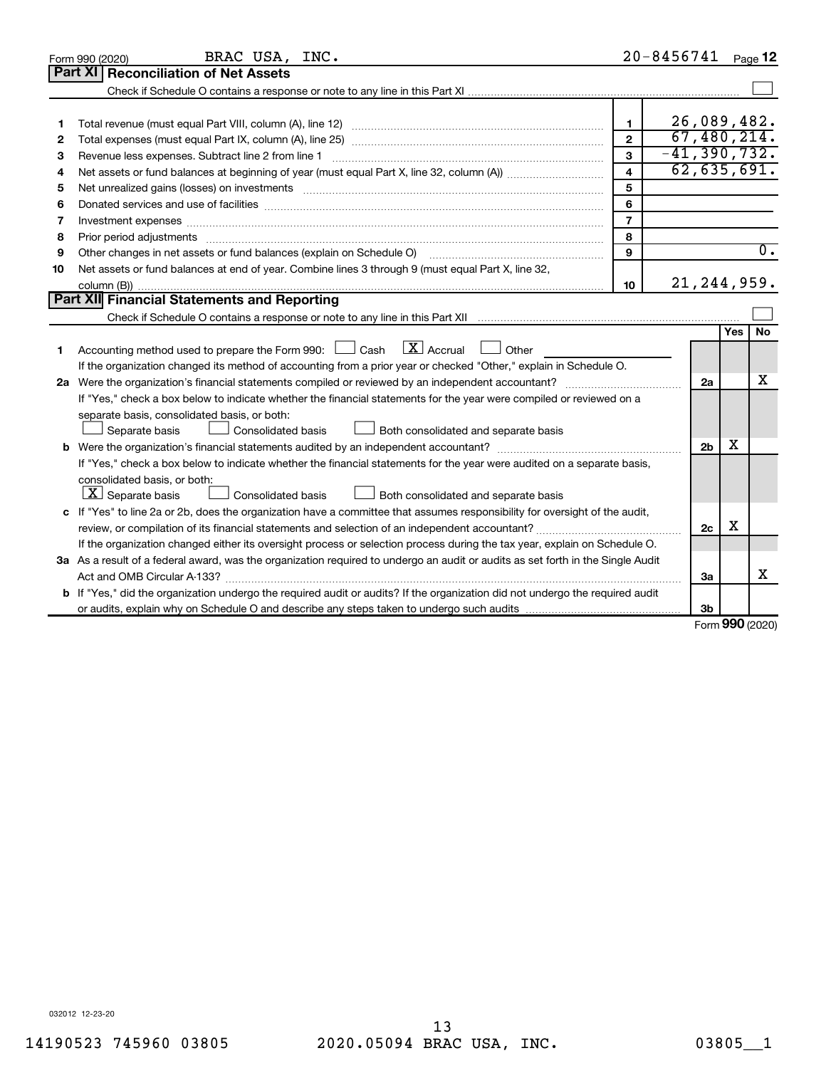Form 990 (2020) BRAC USA, INC. 20-8456741 Page **12**

## Part XI Reconciliation of Net Assets

Check if Schedule O contains a response or note to any line in this Part XI ☐

| | | | |
|---|---|---|---|
| 1 | Total revenue (must equal Part VIII, column (A), line 12) | 1 | 26,089,482. |
| 2 | Total expenses (must equal Part IX, column (A), line 25) | 2 | 67,480,214. |
| 3 | Revenue less expenses. Subtract line 2 from line 1 | 3 | -41,390,732. |
| 4 | Net assets or fund balances at beginning of year (must equal Part X, line 32, column (A)) | 4 | 62,635,691. |
| 5 | Net unrealized gains (losses) on investments | 5 | |
| 6 | Donated services and use of facilities | 6 | |
| 7 | Investment expenses | 7 | |
| 8 | Prior period adjustments | 8 | |
| 9 | Other changes in net assets or fund balances (explain on Schedule O) | 9 | 0. |
| 10 | Net assets or fund balances at end of year. Combine lines 3 through 9 (must equal Part X, line 32, column (B)) | 10 | 21,244,959. |

## Part XII Financial Statements and Reporting

Check if Schedule O contains a response or note to any line in this Part XII ☐

| | | | Yes | No |
|---|---|---|---|---|
| 1 | Accounting method used to prepare the Form 990: ☐ Cash ☒ Accrual ☐ Other<br>If the organization changed its method of accounting from a prior year or checked "Other," explain in Schedule O. | | | |
| 2a | Were the organization's financial statements compiled or reviewed by an independent accountant?<br>If "Yes," check a box below to indicate whether the financial statements for the year were compiled or reviewed on a separate basis, consolidated basis, or both:<br>☐ Separate basis ☐ Consolidated basis ☐ Both consolidated and separate basis | 2a | | X |
| b | Were the organization's financial statements audited by an independent accountant?<br>If "Yes," check a box below to indicate whether the financial statements for the year were audited on a separate basis, consolidated basis, or both:<br>☒ Separate basis ☐ Consolidated basis ☐ Both consolidated and separate basis | 2b | X | |
| c | If "Yes" to line 2a or 2b, does the organization have a committee that assumes responsibility for oversight of the audit, review, or compilation of its financial statements and selection of an independent accountant?<br>If the organization changed either its oversight process or selection process during the tax year, explain on Schedule O. | 2c | X | |
| 3a | As a result of a federal award, was the organization required to undergo an audit or audits as set forth in the Single Audit Act and OMB Circular A-133? | 3a | | X |
| b | If "Yes," did the organization undergo the required audit or audits? If the organization did not undergo the required audit or audits, explain why on Schedule O and describe any steps taken to undergo such audits | 3b | | |

Form **990** (2020)

032012 12-23-20

14190523 745960 03805 2020.05094 BRAC USA, INC. 03805__1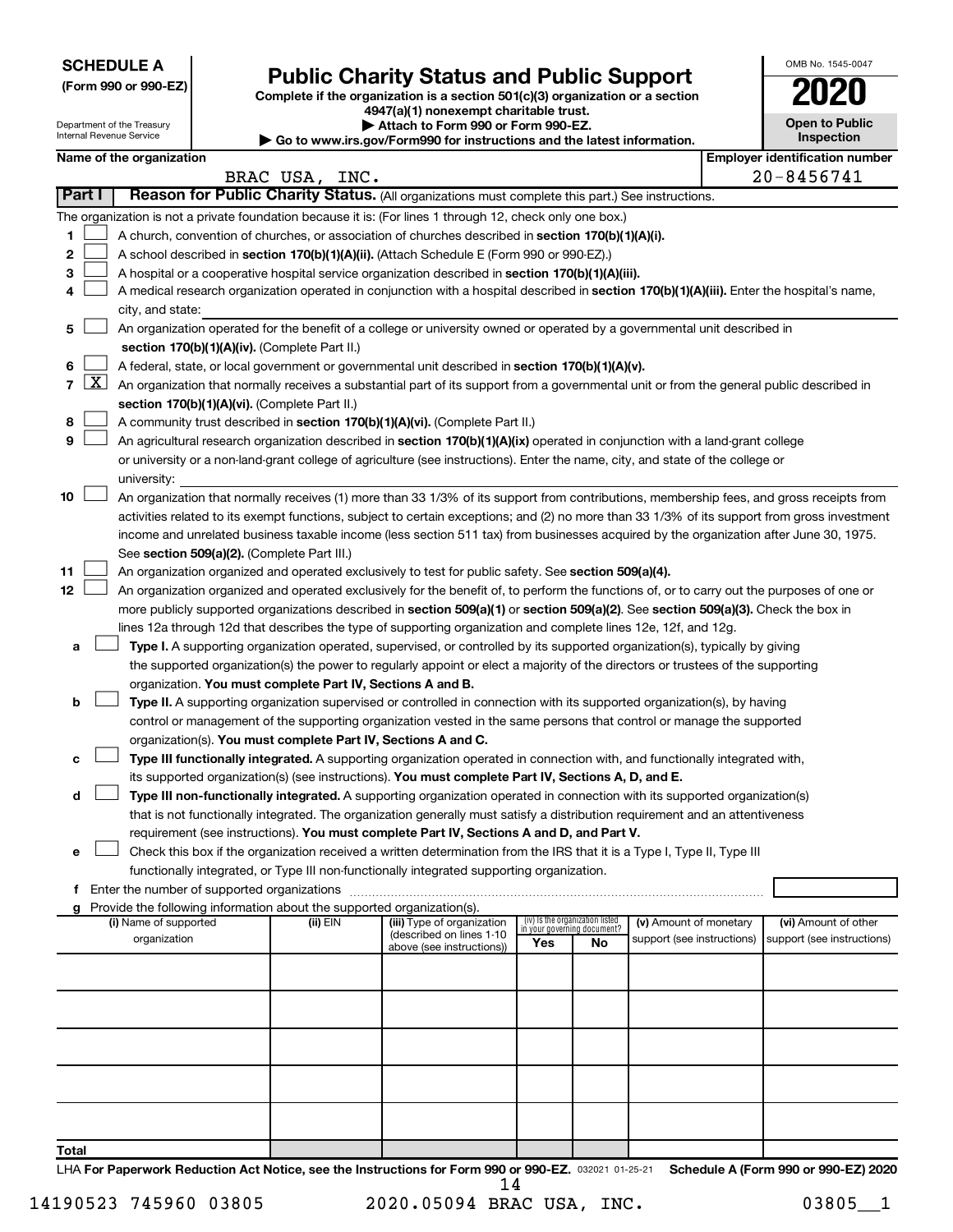**SCHEDULE A**
**(Form 990 or 990-EZ)**

Department of the Treasury
Internal Revenue Service

# Public Charity Status and Public Support

**Complete if the organization is a section 501(c)(3) organization or a section 4947(a)(1) nonexempt charitable trust.**
**▶ Attach to Form 990 or Form 990-EZ.**
**▶ Go to www.irs.gov/Form990 for instructions and the latest information.**

OMB No. 1545-0047

**2020**

**Open to Public Inspection**

| Name of the organization | Employer identification number |
|---|---|
| BRAC USA, INC. | 20-8456741 |

**Part I** **Reason for Public Charity Status.** (All organizations must complete this part.) See instructions.

The organization is not a private foundation because it is: (For lines 1 through 12, check only one box.)

1 [ ] A church, convention of churches, or association of churches described in **section 170(b)(1)(A)(i).**

2 [ ] A school described in **section 170(b)(1)(A)(ii).** (Attach Schedule E (Form 990 or 990-EZ).)

3 [ ] A hospital or a cooperative hospital service organization described in **section 170(b)(1)(A)(iii).**

4 [ ] A medical research organization operated in conjunction with a hospital described in **section 170(b)(1)(A)(iii).** Enter the hospital's name, city, and state:

5 [ ] An organization operated for the benefit of a college or university owned or operated by a governmental unit described in **section 170(b)(1)(A)(iv).** (Complete Part II.)

6 [ ] A federal, state, or local government or governmental unit described in **section 170(b)(1)(A)(v).**

7 [X] An organization that normally receives a substantial part of its support from a governmental unit or from the general public described in **section 170(b)(1)(A)(vi).** (Complete Part II.)

8 [ ] A community trust described in **section 170(b)(1)(A)(vi).** (Complete Part II.)

9 [ ] An agricultural research organization described in **section 170(b)(1)(A)(ix)** operated in conjunction with a land-grant college or university or a non-land-grant college of agriculture (see instructions). Enter the name, city, and state of the college or university:

10 [ ] An organization that normally receives (1) more than 33 1/3% of its support from contributions, membership fees, and gross receipts from activities related to its exempt functions, subject to certain exceptions; and (2) no more than 33 1/3% of its support from gross investment income and unrelated business taxable income (less section 511 tax) from businesses acquired by the organization after June 30, 1975. See **section 509(a)(2).** (Complete Part III.)

11 [ ] An organization organized and operated exclusively to test for public safety. See **section 509(a)(4).**

12 [ ] An organization organized and operated exclusively for the benefit of, to perform the functions of, or to carry out the purposes of one or more publicly supported organizations described in **section 509(a)(1)** or **section 509(a)(2)**. See **section 509(a)(3).** Check the box in lines 12a through 12d that describes the type of supporting organization and complete lines 12e, 12f, and 12g.

a [ ] **Type I.** A supporting organization operated, supervised, or controlled by its supported organization(s), typically by giving the supported organization(s) the power to regularly appoint or elect a majority of the directors or trustees of the supporting organization. **You must complete Part IV, Sections A and B.**

b [ ] **Type II.** A supporting organization supervised or controlled in connection with its supported organization(s), by having control or management of the supporting organization vested in the same persons that control or manage the supported organization(s). **You must complete Part IV, Sections A and C.**

c [ ] **Type III functionally integrated.** A supporting organization operated in connection with, and functionally integrated with, its supported organization(s) (see instructions). **You must complete Part IV, Sections A, D, and E.**

d [ ] **Type III non-functionally integrated.** A supporting organization operated in connection with its supported organization(s) that is not functionally integrated. The organization generally must satisfy a distribution requirement and an attentiveness requirement (see instructions). **You must complete Part IV, Sections A and D, and Part V.**

e [ ] Check this box if the organization received a written determination from the IRS that it is a Type I, Type II, Type III functionally integrated, or Type III non-functionally integrated supporting organization.

f Enter the number of supported organizations

g Provide the following information about the supported organization(s).

| (i) Name of supported organization | (ii) EIN | (iii) Type of organization (described on lines 1-10 above (see instructions)) | (iv) Is the organization listed in your governing document? Yes | No | (v) Amount of monetary support (see instructions) | (vi) Amount of other support (see instructions) |
|---|---|---|---|---|---|---|
| | | | | | | |
| | | | | | | |
| | | | | | | |
| | | | | | | |
| | | | | | | |
| **Total** | | | | | | |

LHA **For Paperwork Reduction Act Notice, see the Instructions for Form 990 or 990-EZ.** 032021 01-25-21 **Schedule A (Form 990 or 990-EZ) 2020**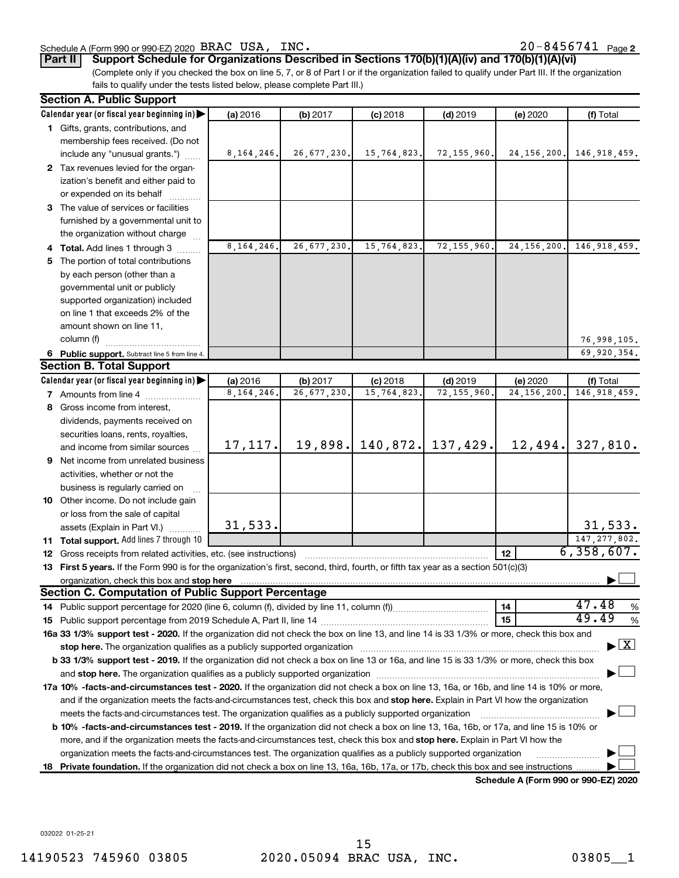Schedule A (Form 990 or 990-EZ) 2020 BRAC USA, INC. 20-8456741 Page 2

**Part II Support Schedule for Organizations Described in Sections 170(b)(1)(A)(iv) and 170(b)(1)(A)(vi)**

(Complete only if you checked the box on line 5, 7, or 8 of Part I or if the organization failed to qualify under Part III. If the organization fails to qualify under the tests listed below, please complete Part III.)

## Section A. Public Support

| Calendar year (or fiscal year beginning in) | (a) 2016 | (b) 2017 | (c) 2018 | (d) 2019 | (e) 2020 | (f) Total |
|---|---|---|---|---|---|---|
| 1 Gifts, grants, contributions, and membership fees received. (Do not include any "unusual grants.") | 8,164,246. | 26,677,230. | 15,764,823. | 72,155,960. | 24,156,200. | 146,918,459. |
| 2 Tax revenues levied for the organization's benefit and either paid to or expended on its behalf | | | | | | |
| 3 The value of services or facilities furnished by a governmental unit to the organization without charge | | | | | | |
| 4 **Total.** Add lines 1 through 3 | 8,164,246. | 26,677,230. | 15,764,823. | 72,155,960. | 24,156,200. | 146,918,459. |
| 5 The portion of total contributions by each person (other than a governmental unit or publicly supported organization) included on line 1 that exceeds 2% of the amount shown on line 11, column (f) | | | | | | 76,998,105. |
| 6 **Public support.** Subtract line 5 from line 4. | | | | | | 69,920,354. |

## Section B. Total Support

| Calendar year (or fiscal year beginning in) | (a) 2016 | (b) 2017 | (c) 2018 | (d) 2019 | (e) 2020 | (f) Total |
|---|---|---|---|---|---|---|
| 7 Amounts from line 4 | 8,164,246. | 26,677,230. | 15,764,823. | 72,155,960. | 24,156,200. | 146,918,459. |
| 8 Gross income from interest, dividends, payments received on securities loans, rents, royalties, and income from similar sources | 17,117. | 19,898. | 140,872. | 137,429. | 12,494. | 327,810. |
| 9 Net income from unrelated business activities, whether or not the business is regularly carried on | | | | | | |
| 10 Other income. Do not include gain or loss from the sale of capital assets (Explain in Part VI.) | 31,533. | | | | | 31,533. |
| 11 **Total support.** Add lines 7 through 10 | | | | | | 147,277,802. |

12 Gross receipts from related activities, etc. (see instructions) — 12 — 6,358,607.

13 **First 5 years.** If the Form 990 is for the organization's first, second, third, fourth, or fifth tax year as a section 501(c)(3) organization, check this box and **stop here** ☐

## Section C. Computation of Public Support Percentage

14 Public support percentage for 2020 (line 6, column (f), divided by line 11, column (f)) — 14 — 47.48 %

15 Public support percentage from 2019 Schedule A, Part II, line 14 — 15 — 49.49 %

**16a 33 1/3% support test - 2020.** If the organization did not check the box on line 13, and line 14 is 33 1/3% or more, check this box and **stop here.** The organization qualifies as a publicly supported organization ☒

**b 33 1/3% support test - 2019.** If the organization did not check a box on line 13 or 16a, and line 15 is 33 1/3% or more, check this box and **stop here.** The organization qualifies as a publicly supported organization ☐

**17a 10% -facts-and-circumstances test - 2020.** If the organization did not check a box on line 13, 16a, or 16b, and line 14 is 10% or more, and if the organization meets the facts-and-circumstances test, check this box and **stop here.** Explain in Part VI how the organization meets the facts-and-circumstances test. The organization qualifies as a publicly supported organization ☐

**b 10% -facts-and-circumstances test - 2019.** If the organization did not check a box on line 13, 16a, 16b, or 17a, and line 15 is 10% or more, and if the organization meets the facts-and-circumstances test, check this box and **stop here.** Explain in Part VI how the organization meets the facts-and-circumstances test. The organization qualifies as a publicly supported organization ☐

**18 Private foundation.** If the organization did not check a box on line 13, 16a, 16b, 17a, or 17b, check this box and see instructions ☐

**Schedule A (Form 990 or 990-EZ) 2020**

032022 01-25-21

14190523 745960 03805 2020.05094 BRAC USA, INC. 03805__1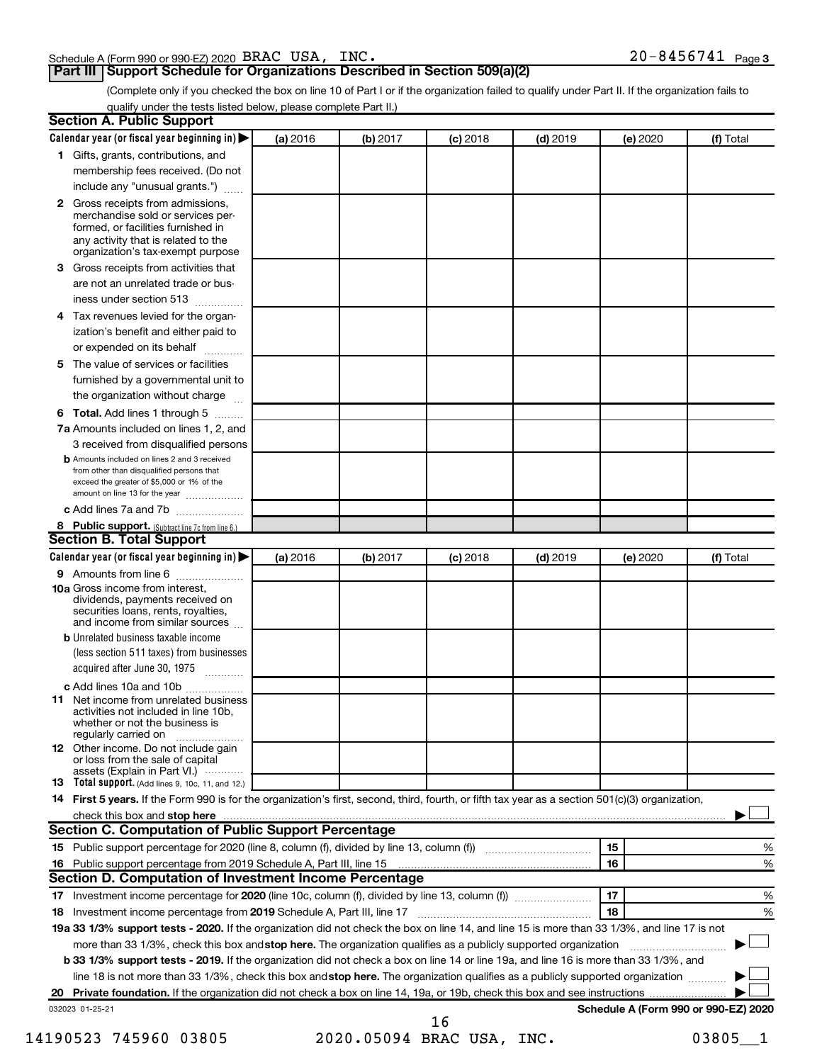Schedule A (Form 990 or 990-EZ) 2020 BRAC USA, INC. 20-8456741 Page 3

## Part III Support Schedule for Organizations Described in Section 509(a)(2)

(Complete only if you checked the box on line 10 of Part I or if the organization failed to qualify under Part II. If the organization fails to qualify under the tests listed below, please complete Part II.)

### Section A. Public Support

| Calendar year (or fiscal year beginning in) ▶ | (a) 2016 | (b) 2017 | (c) 2018 | (d) 2019 | (e) 2020 | (f) Total |
|---|---|---|---|---|---|---|
| 1 Gifts, grants, contributions, and membership fees received. (Do not include any "unusual grants.") | | | | | | |
| 2 Gross receipts from admissions, merchandise sold or services performed, or facilities furnished in any activity that is related to the organization's tax-exempt purpose | | | | | | |
| 3 Gross receipts from activities that are not an unrelated trade or business under section 513 | | | | | | |
| 4 Tax revenues levied for the organization's benefit and either paid to or expended on its behalf | | | | | | |
| 5 The value of services or facilities furnished by a governmental unit to the organization without charge | | | | | | |
| 6 **Total.** Add lines 1 through 5 | | | | | | |
| 7a Amounts included on lines 1, 2, and 3 received from disqualified persons | | | | | | |
| b Amounts included on lines 2 and 3 received from other than disqualified persons that exceed the greater of $5,000 or 1% of the amount on line 13 for the year | | | | | | |
| c Add lines 7a and 7b | | | | | | |
| 8 **Public support.** (Subtract line 7c from line 6.) | | | | | | |

### Section B. Total Support

| Calendar year (or fiscal year beginning in) ▶ | (a) 2016 | (b) 2017 | (c) 2018 | (d) 2019 | (e) 2020 | (f) Total |
|---|---|---|---|---|---|---|
| 9 Amounts from line 6 | | | | | | |
| 10a Gross income from interest, dividends, payments received on securities loans, rents, royalties, and income from similar sources | | | | | | |
| b Unrelated business taxable income (less section 511 taxes) from businesses acquired after June 30, 1975 | | | | | | |
| c Add lines 10a and 10b | | | | | | |
| 11 Net income from unrelated business activities not included in line 10b, whether or not the business is regularly carried on | | | | | | |
| 12 Other income. Do not include gain or loss from the sale of capital assets (Explain in Part VI.) | | | | | | |
| 13 **Total support.** (Add lines 9, 10c, 11, and 12.) | | | | | | |

14 **First 5 years.** If the Form 990 is for the organization's first, second, third, fourth, or fifth tax year as a section 501(c)(3) organization, check this box and **stop here** ▶ ☐

### Section C. Computation of Public Support Percentage

| | | | |
|---|---|---|---|
| 15 | Public support percentage for 2020 (line 8, column (f), divided by line 13, column (f)) | 15 | % |
| 16 | Public support percentage from 2019 Schedule A, Part III, line 15 | 16 | % |

### Section D. Computation of Investment Income Percentage

| | | | |
|---|---|---|---|
| 17 | Investment income percentage for **2020** (line 10c, column (f), divided by line 13, column (f)) | 17 | % |
| 18 | Investment income percentage from **2019** Schedule A, Part III, line 17 | 18 | % |

**19a 33 1/3% support tests - 2020.** If the organization did not check the box on line 14, and line 15 is more than 33 1/3%, and line 17 is not more than 33 1/3%, check this box and **stop here.** The organization qualifies as a publicly supported organization ▶ ☐

**b 33 1/3% support tests - 2019.** If the organization did not check a box on line 14 or line 19a, and line 16 is more than 33 1/3%, and line 18 is not more than 33 1/3%, check this box and **stop here.** The organization qualifies as a publicly supported organization ▶ ☐

**20 Private foundation.** If the organization did not check a box on line 14, 19a, or 19b, check this box and see instructions ▶ ☐

032023 01-25-21 **Schedule A (Form 990 or 990-EZ) 2020**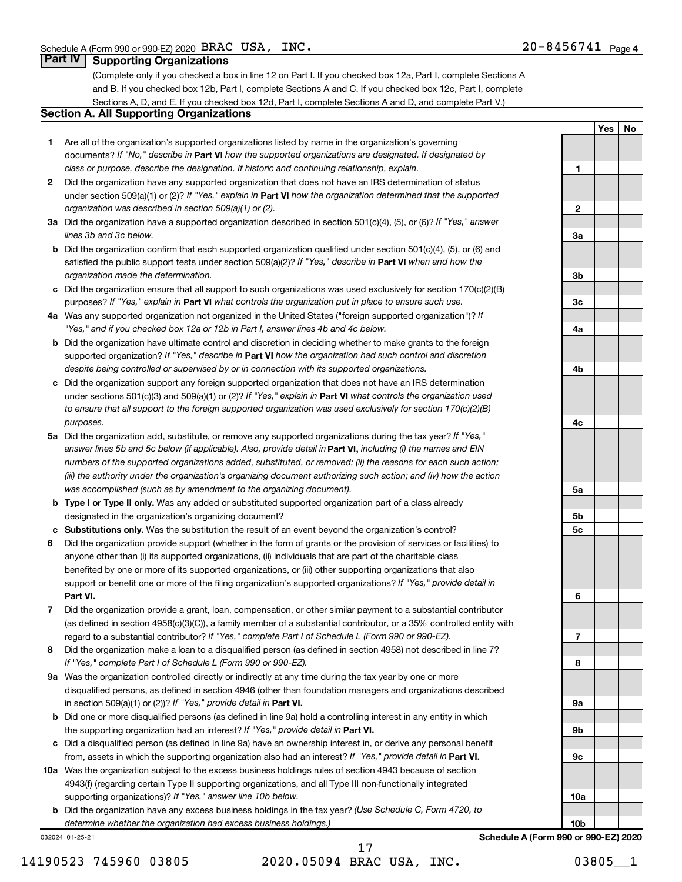Schedule A (Form 990 or 990-EZ) 2020 BRAC USA, INC. 20-8456741 Page 4

## Part IV Supporting Organizations

(Complete only if you checked a box in line 12 on Part I. If you checked box 12a, Part I, complete Sections A and B. If you checked box 12b, Part I, complete Sections A and C. If you checked box 12c, Part I, complete Sections A, D, and E. If you checked box 12d, Part I, complete Sections A and D, and complete Part V.)

### Section A. All Supporting Organizations

| | | | Yes | No |
|---|---|---|---|---|
| **1** | Are all of the organization's supported organizations listed by name in the organization's governing documents? *If "No," describe in* **Part VI** *how the supported organizations are designated. If designated by class or purpose, describe the designation. If historic and continuing relationship, explain.* | 1 | | |
| **2** | Did the organization have any supported organization that does not have an IRS determination of status under section 509(a)(1) or (2)? *If "Yes," explain in* **Part VI** *how the organization determined that the supported organization was described in section 509(a)(1) or (2).* | 2 | | |
| **3a** | Did the organization have a supported organization described in section 501(c)(4), (5), or (6)? *If "Yes," answer lines 3b and 3c below.* | 3a | | |
| **b** | Did the organization confirm that each supported organization qualified under section 501(c)(4), (5), or (6) and satisfied the public support tests under section 509(a)(2)? *If "Yes," describe in* **Part VI** *when and how the organization made the determination.* | 3b | | |
| **c** | Did the organization ensure that all support to such organizations was used exclusively for section 170(c)(2)(B) purposes? *If "Yes," explain in* **Part VI** *what controls the organization put in place to ensure such use.* | 3c | | |
| **4a** | Was any supported organization not organized in the United States ("foreign supported organization")? *If "Yes," and if you checked box 12a or 12b in Part I, answer lines 4b and 4c below.* | 4a | | |
| **b** | Did the organization have ultimate control and discretion in deciding whether to make grants to the foreign supported organization? *If "Yes," describe in* **Part VI** *how the organization had such control and discretion despite being controlled or supervised by or in connection with its supported organizations.* | 4b | | |
| **c** | Did the organization support any foreign supported organization that does not have an IRS determination under sections 501(c)(3) and 509(a)(1) or (2)? *If "Yes," explain in* **Part VI** *what controls the organization used to ensure that all support to the foreign supported organization was used exclusively for section 170(c)(2)(B) purposes.* | 4c | | |
| **5a** | Did the organization add, substitute, or remove any supported organizations during the tax year? *If "Yes," answer lines 5b and 5c below (if applicable). Also, provide detail in* **Part VI,** *including (i) the names and EIN numbers of the supported organizations added, substituted, or removed; (ii) the reasons for each such action; (iii) the authority under the organization's organizing document authorizing such action; and (iv) how the action was accomplished (such as by amendment to the organizing document).* | 5a | | |
| **b** | **Type I or Type II only.** Was any added or substituted supported organization part of a class already designated in the organization's organizing document? | 5b | | |
| **c** | **Substitutions only.** Was the substitution the result of an event beyond the organization's control? | 5c | | |
| **6** | Did the organization provide support (whether in the form of grants or the provision of services or facilities) to anyone other than (i) its supported organizations, (ii) individuals that are part of the charitable class benefited by one or more of its supported organizations, or (iii) other supporting organizations that also support or benefit one or more of the filing organization's supported organizations? *If "Yes," provide detail in* **Part VI.** | 6 | | |
| **7** | Did the organization provide a grant, loan, compensation, or other similar payment to a substantial contributor (as defined in section 4958(c)(3)(C)), a family member of a substantial contributor, or a 35% controlled entity with regard to a substantial contributor? *If "Yes," complete Part I of Schedule L (Form 990 or 990-EZ).* | 7 | | |
| **8** | Did the organization make a loan to a disqualified person (as defined in section 4958) not described in line 7? *If "Yes," complete Part I of Schedule L (Form 990 or 990-EZ).* | 8 | | |
| **9a** | Was the organization controlled directly or indirectly at any time during the tax year by one or more disqualified persons, as defined in section 4946 (other than foundation managers and organizations described in section 509(a)(1) or (2))? *If "Yes," provide detail in* **Part VI.** | 9a | | |
| **b** | Did one or more disqualified persons (as defined in line 9a) hold a controlling interest in any entity in which the supporting organization had an interest? *If "Yes," provide detail in* **Part VI.** | 9b | | |
| **c** | Did a disqualified person (as defined in line 9a) have an ownership interest in, or derive any personal benefit from, assets in which the supporting organization also had an interest? *If "Yes," provide detail in* **Part VI.** | 9c | | |
| **10a** | Was the organization subject to the excess business holdings rules of section 4943 because of section 4943(f) (regarding certain Type II supporting organizations, and all Type III non-functionally integrated supporting organizations)? *If "Yes," answer line 10b below.* | 10a | | |
| **b** | Did the organization have any excess business holdings in the tax year? *(Use Schedule C, Form 4720, to determine whether the organization had excess business holdings.)* | 10b | | |

032024 01-25-21 **Schedule A (Form 990 or 990-EZ) 2020**

14190523 745960 03805 2020.05094 BRAC USA, INC. 03805__1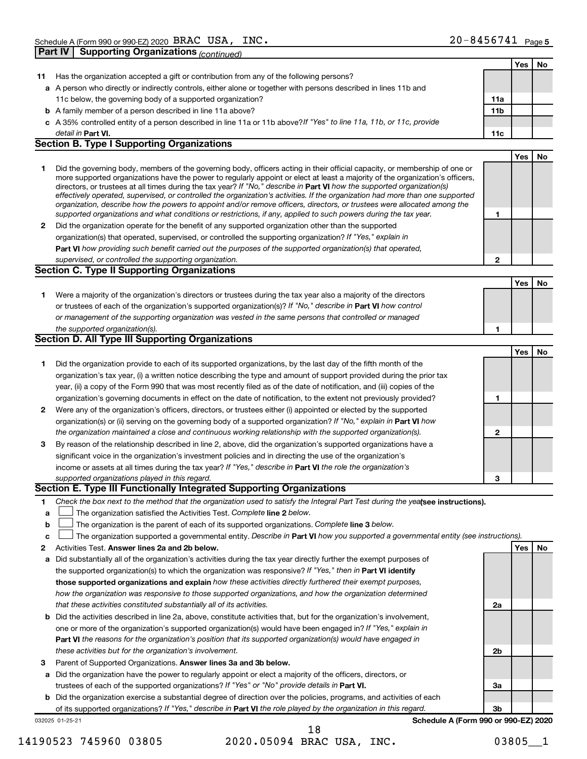Schedule A (Form 990 or 990-EZ) 2020 BRAC USA, INC. 20-8456741 Page 5

**Part IV | Supporting Organizations** *(continued)*

| | | | Yes | No |
|---|---|---|---|---|
| **11** | Has the organization accepted a gift or contribution from any of the following persons? | | | |
| **a** | A person who directly or indirectly controls, either alone or together with persons described in lines 11b and 11c below, the governing body of a supported organization? | **11a** | | |
| **b** | A family member of a person described in line 11a above? | **11b** | | |
| **c** | A 35% controlled entity of a person described in line 11a or 11b above? *If "Yes" to line 11a, 11b, or 11c, provide detail in* **Part VI.** | **11c** | | |

## Section B. Type I Supporting Organizations

| | | | Yes | No |
|---|---|---|---|---|
| **1** | Did the governing body, members of the governing body, officers acting in their official capacity, or membership of one or more supported organizations have the power to regularly appoint or elect at least a majority of the organization's officers, directors, or trustees at all times during the tax year? *If "No," describe in* **Part VI** *how the supported organization(s) effectively operated, supervised, or controlled the organization's activities. If the organization had more than one supported organization, describe how the powers to appoint and/or remove officers, directors, or trustees were allocated among the supported organizations and what conditions or restrictions, if any, applied to such powers during the tax year.* | **1** | | |
| **2** | Did the organization operate for the benefit of any supported organization other than the supported organization(s) that operated, supervised, or controlled the supporting organization? *If "Yes," explain in* **Part VI** *how providing such benefit carried out the purposes of the supported organization(s) that operated, supervised, or controlled the supporting organization.* | **2** | | |

## Section C. Type II Supporting Organizations

| | | | Yes | No |
|---|---|---|---|---|
| **1** | Were a majority of the organization's directors or trustees during the tax year also a majority of the directors or trustees of each of the organization's supported organization(s)? *If "No," describe in* **Part VI** *how control or management of the supporting organization was vested in the same persons that controlled or managed the supported organization(s).* | **1** | | |

## Section D. All Type III Supporting Organizations

| | | | Yes | No |
|---|---|---|---|---|
| **1** | Did the organization provide to each of its supported organizations, by the last day of the fifth month of the organization's tax year, (i) a written notice describing the type and amount of support provided during the prior tax year, (ii) a copy of the Form 990 that was most recently filed as of the date of notification, and (iii) copies of the organization's governing documents in effect on the date of notification, to the extent not previously provided? | **1** | | |
| **2** | Were any of the organization's officers, directors, or trustees either (i) appointed or elected by the supported organization(s) or (ii) serving on the governing body of a supported organization? *If "No," explain in* **Part VI** *how the organization maintained a close and continuous working relationship with the supported organization(s).* | **2** | | |
| **3** | By reason of the relationship described in line 2, above, did the organization's supported organizations have a significant voice in the organization's investment policies and in directing the use of the organization's income or assets at all times during the tax year? *If "Yes," describe in* **Part VI** *the role the organization's supported organizations played in this regard.* | **3** | | |

## Section E. Type III Functionally Integrated Supporting Organizations

**1** *Check the box next to the method that the organization used to satisfy the Integral Part Test during the year* **(see instructions).**

- **a** ☐ The organization satisfied the Activities Test. *Complete* **line 2** *below.*
- **b** ☐ The organization is the parent of each of its supported organizations. *Complete* **line 3** *below.*
- **c** ☐ The organization supported a governmental entity. *Describe in* **Part VI** *how you supported a governmental entity (see instructions).*

| | | | Yes | No |
|---|---|---|---|---|
| **2** | Activities Test. **Answer lines 2a and 2b below.** | | | |
| **a** | Did substantially all of the organization's activities during the tax year directly further the exempt purposes of the supported organization(s) to which the organization was responsive? *If "Yes," then in* **Part VI identify those supported organizations and explain** *how these activities directly furthered their exempt purposes, how the organization was responsive to those supported organizations, and how the organization determined that these activities constituted substantially all of its activities.* | **2a** | | |
| **b** | Did the activities described in line 2a, above, constitute activities that, but for the organization's involvement, one or more of the organization's supported organization(s) would have been engaged in? *If "Yes," explain in* **Part VI** *the reasons for the organization's position that its supported organization(s) would have engaged in these activities but for the organization's involvement.* | **2b** | | |
| **3** | Parent of Supported Organizations. **Answer lines 3a and 3b below.** | | | |
| **a** | Did the organization have the power to regularly appoint or elect a majority of the officers, directors, or trustees of each of the supported organizations? *If "Yes" or "No" provide details in* **Part VI.** | **3a** | | |
| **b** | Did the organization exercise a substantial degree of direction over the policies, programs, and activities of each of its supported organizations? *If "Yes," describe in* **Part VI** *the role played by the organization in this regard.* | **3b** | | |

032025 01-25-21 **Schedule A (Form 990 or 990-EZ) 2020**

14190523 745960 03805 2020.05094 BRAC USA, INC. 03805__1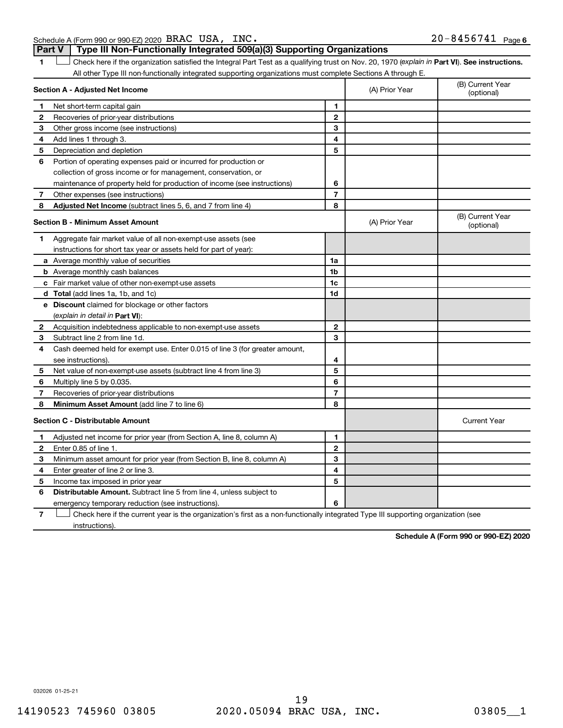Schedule A (Form 990 or 990-EZ) 2020 BRAC USA, INC. 20-8456741 Page 6

## Part V Type III Non-Functionally Integrated 509(a)(3) Supporting Organizations

1 ☐ Check here if the organization satisfied the Integral Part Test as a qualifying trust on Nov. 20, 1970 (*explain in* **Part VI**). **See instructions.** All other Type III non-functionally integrated supporting organizations must complete Sections A through E.

| **Section A - Adjusted Net Income** | | | (A) Prior Year | (B) Current Year (optional) |
|---|---|---|---|---|
| 1 | Net short-term capital gain | 1 | | |
| 2 | Recoveries of prior-year distributions | 2 | | |
| 3 | Other gross income (see instructions) | 3 | | |
| 4 | Add lines 1 through 3. | 4 | | |
| 5 | Depreciation and depletion | 5 | | |
| 6 | Portion of operating expenses paid or incurred for production or collection of gross income or for management, conservation, or maintenance of property held for production of income (see instructions) | 6 | | |
| 7 | Other expenses (see instructions) | 7 | | |
| 8 | **Adjusted Net Income** (subtract lines 5, 6, and 7 from line 4) | 8 | | |

| **Section B - Minimum Asset Amount** | | | (A) Prior Year | (B) Current Year (optional) |
|---|---|---|---|---|
| 1 | Aggregate fair market value of all non-exempt-use assets (see instructions for short tax year or assets held for part of year): | | | |
| a | Average monthly value of securities | 1a | | |
| b | Average monthly cash balances | 1b | | |
| c | Fair market value of other non-exempt-use assets | 1c | | |
| d | **Total** (add lines 1a, 1b, and 1c) | 1d | | |
| e | **Discount** claimed for blockage or other factors (*explain in detail in* **Part VI**): | | | |
| 2 | Acquisition indebtedness applicable to non-exempt-use assets | 2 | | |
| 3 | Subtract line 2 from line 1d. | 3 | | |
| 4 | Cash deemed held for exempt use. Enter 0.015 of line 3 (for greater amount, see instructions). | 4 | | |
| 5 | Net value of non-exempt-use assets (subtract line 4 from line 3) | 5 | | |
| 6 | Multiply line 5 by 0.035. | 6 | | |
| 7 | Recoveries of prior-year distributions | 7 | | |
| 8 | **Minimum Asset Amount** (add line 7 to line 6) | 8 | | |

| **Section C - Distributable Amount** | | | | Current Year |
|---|---|---|---|---|
| 1 | Adjusted net income for prior year (from Section A, line 8, column A) | 1 | | |
| 2 | Enter 0.85 of line 1. | 2 | | |
| 3 | Minimum asset amount for prior year (from Section B, line 8, column A) | 3 | | |
| 4 | Enter greater of line 2 or line 3. | 4 | | |
| 5 | Income tax imposed in prior year | 5 | | |
| 6 | **Distributable Amount.** Subtract line 5 from line 4, unless subject to emergency temporary reduction (see instructions). | 6 | | |

7 ☐ Check here if the current year is the organization's first as a non-functionally integrated Type III supporting organization (see instructions).

**Schedule A (Form 990 or 990-EZ) 2020**

032026 01-25-21

14190523 745960 03805 2020.05094 BRAC USA, INC. 03805__1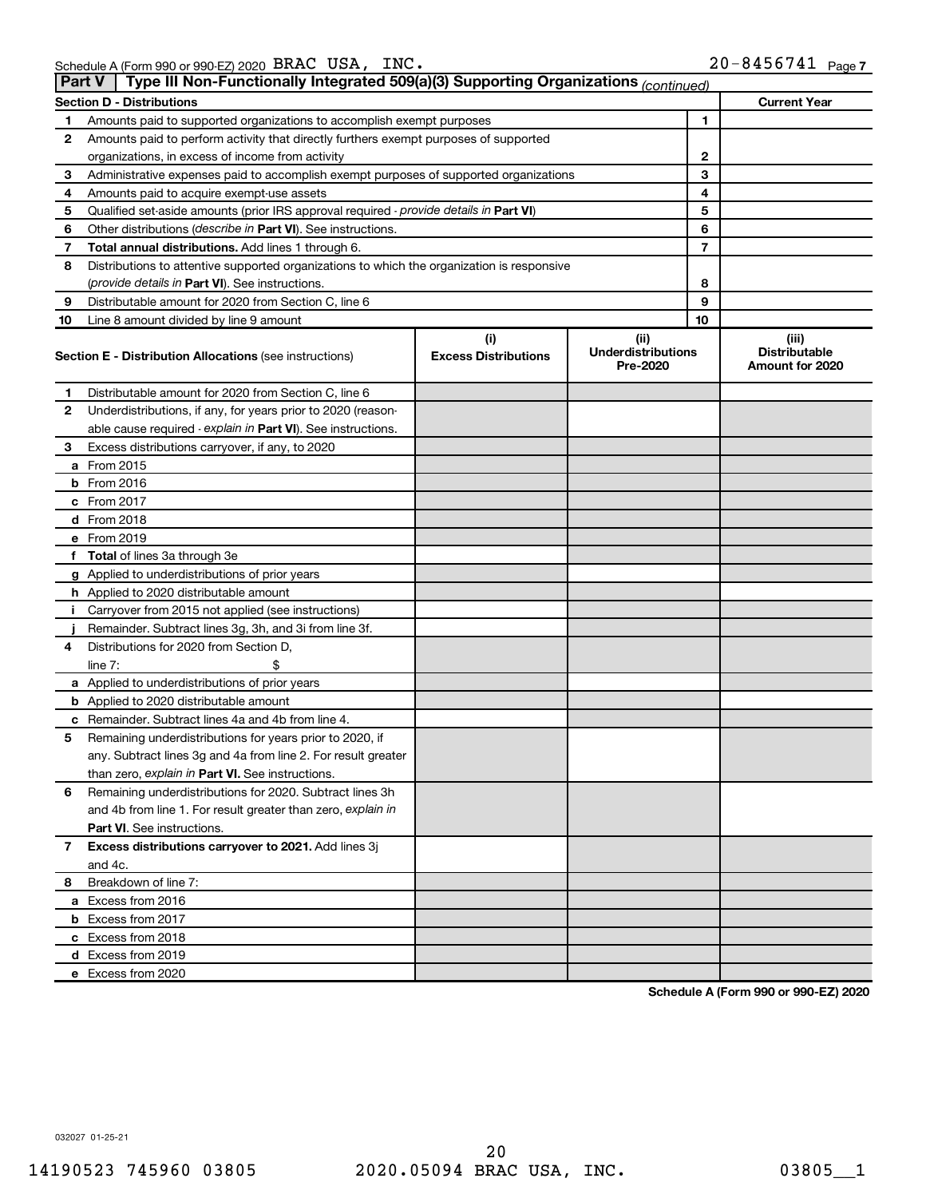Schedule A (Form 990 or 990-EZ) 2020 BRAC USA, INC. 20-8456741 Page 7

**Part V | Type III Non-Functionally Integrated 509(a)(3) Supporting Organizations** *(continued)*

| **Section D - Distributions** | | | **Current Year** |
|---|---|---|---|
| 1 | Amounts paid to supported organizations to accomplish exempt purposes | 1 | |
| 2 | Amounts paid to perform activity that directly furthers exempt purposes of supported organizations, in excess of income from activity | 2 | |
| 3 | Administrative expenses paid to accomplish exempt purposes of supported organizations | 3 | |
| 4 | Amounts paid to acquire exempt-use assets | 4 | |
| 5 | Qualified set-aside amounts (prior IRS approval required - *provide details in* **Part VI**) | 5 | |
| 6 | Other distributions (*describe in* **Part VI**). See instructions. | 6 | |
| 7 | **Total annual distributions.** Add lines 1 through 6. | 7 | |
| 8 | Distributions to attentive supported organizations to which the organization is responsive (*provide details in* **Part VI**). See instructions. | 8 | |
| 9 | Distributable amount for 2020 from Section C, line 6 | 9 | |
| 10 | Line 8 amount divided by line 9 amount | 10 | |

| **Section E - Distribution Allocations** (see instructions) | (i) Excess Distributions | (ii) Underdistributions Pre-2020 | (iii) Distributable Amount for 2020 |
|---|---|---|---|
| **1** Distributable amount for 2020 from Section C, line 6 | | | |
| **2** Underdistributions, if any, for years prior to 2020 (reasonable cause required - *explain in* **Part VI**). See instructions. | | | |
| **3** Excess distributions carryover, if any, to 2020 | | | |
| **a** From 2015 | | | |
| **b** From 2016 | | | |
| **c** From 2017 | | | |
| **d** From 2018 | | | |
| **e** From 2019 | | | |
| **f Total** of lines 3a through 3e | | | |
| **g** Applied to underdistributions of prior years | | | |
| **h** Applied to 2020 distributable amount | | | |
| **i** Carryover from 2015 not applied (see instructions) | | | |
| **j** Remainder. Subtract lines 3g, 3h, and 3i from line 3f. | | | |
| **4** Distributions for 2020 from Section D, line 7: $ | | | |
| **a** Applied to underdistributions of prior years | | | |
| **b** Applied to 2020 distributable amount | | | |
| **c** Remainder. Subtract lines 4a and 4b from line 4. | | | |
| **5** Remaining underdistributions for years prior to 2020, if any. Subtract lines 3g and 4a from line 2. For result greater than zero, *explain in* **Part VI.** See instructions. | | | |
| **6** Remaining underdistributions for 2020. Subtract lines 3h and 4b from line 1. For result greater than zero, *explain in* **Part VI**. See instructions. | | | |
| **7 Excess distributions carryover to 2021.** Add lines 3j and 4c. | | | |
| **8** Breakdown of line 7: | | | |
| **a** Excess from 2016 | | | |
| **b** Excess from 2017 | | | |
| **c** Excess from 2018 | | | |
| **d** Excess from 2019 | | | |
| **e** Excess from 2020 | | | |

**Schedule A (Form 990 or 990-EZ) 2020**

032027 01-25-21

14190523 745960 03805 2020.05094 BRAC USA, INC. 03805__1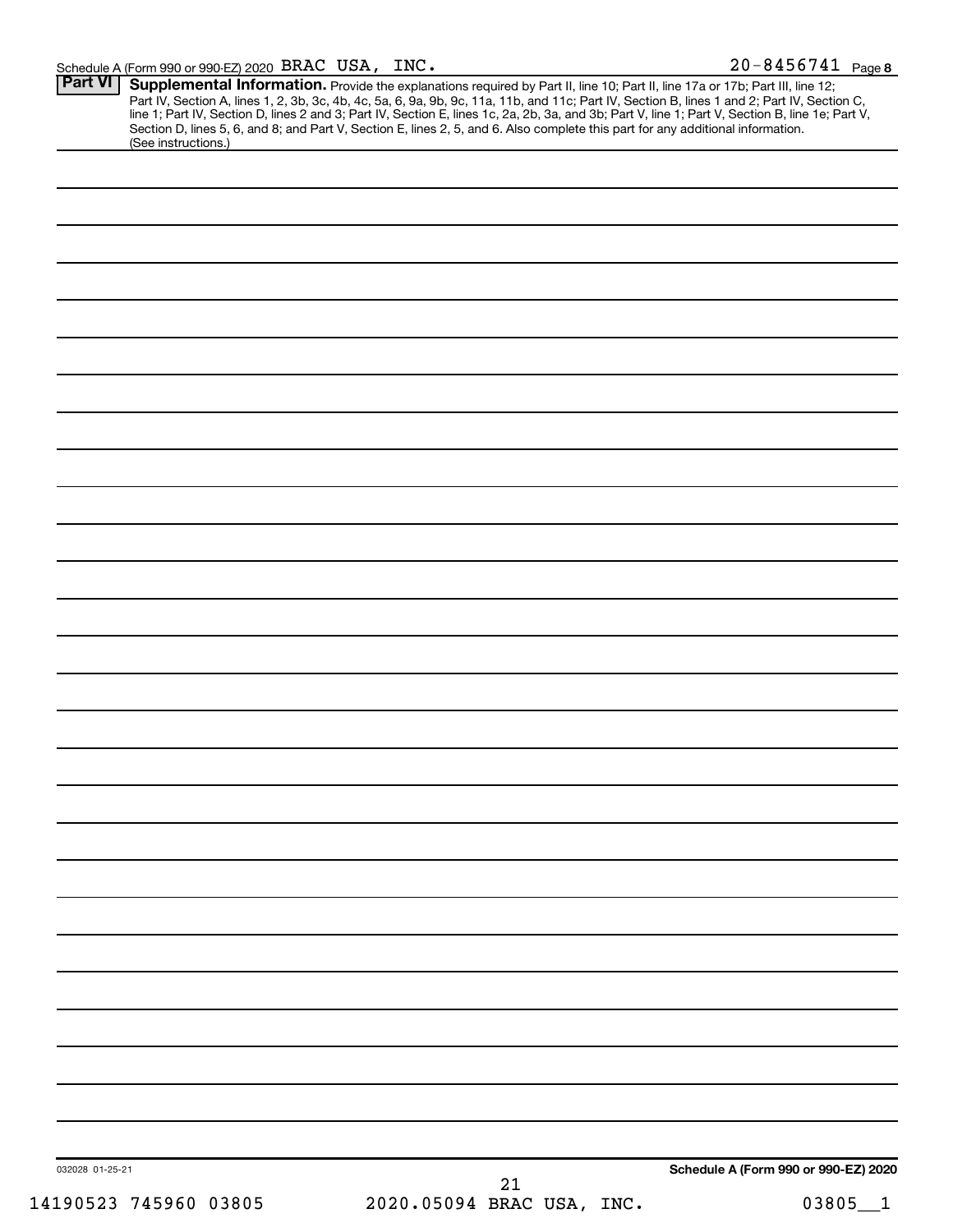Schedule A (Form 990 or 990-EZ) 2020 BRAC USA, INC. 20-8456741 Page 8

**Part VI** **Supplemental Information.** Provide the explanations required by Part II, line 10; Part II, line 17a or 17b; Part III, line 12; Part IV, Section A, lines 1, 2, 3b, 3c, 4b, 4c, 5a, 6, 9a, 9b, 9c, 11a, 11b, and 11c; Part IV, Section B, lines 1 and 2; Part IV, Section C, line 1; Part IV, Section D, lines 2 and 3; Part IV, Section E, lines 1c, 2a, 2b, 3a, and 3b; Part V, line 1; Part V, Section B, line 1e; Part V, Section D, lines 5, 6, and 8; and Part V, Section E, lines 2, 5, and 6. Also complete this part for any additional information. (See instructions.)

032028 01-25-21

**Schedule A (Form 990 or 990-EZ) 2020**

14190523 745960 03805 2020.05094 BRAC USA, INC. 03805__1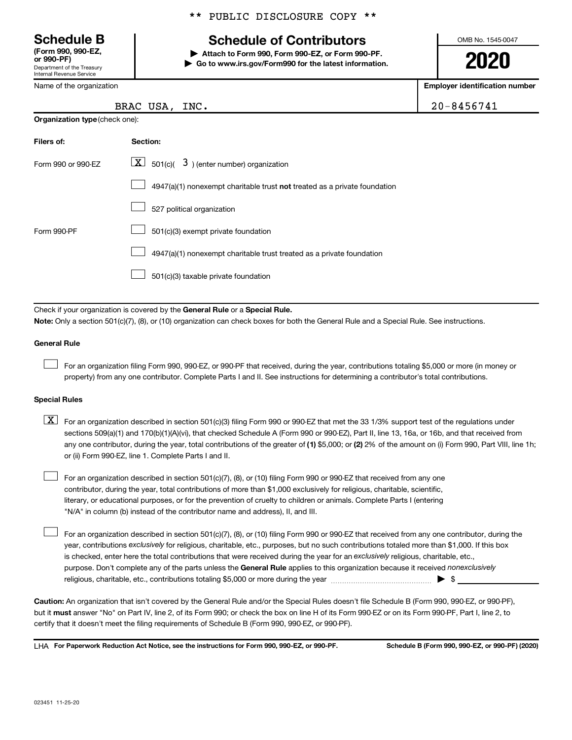\*\* PUBLIC DISCLOSURE COPY \*\*

**Schedule B**
**(Form 990, 990-EZ, or 990-PF)**
Department of the Treasury
Internal Revenue Service

# Schedule of Contributors

▶ **Attach to Form 990, Form 990-EZ, or Form 990-PF.**
▶ **Go to www.irs.gov/Form990 for the latest information.**

OMB No. 1545-0047

**2020**

| Name of the organization | Employer identification number |
|---|---|
| BRAC USA, INC. | 20-8456741 |

**Organization type** (check one):

| Filers of: | Section: |
|---|---|
| Form 990 or 990-EZ | [X] 501(c)( 3 ) (enter number) organization |
| | [ ] 4947(a)(1) nonexempt charitable trust **not** treated as a private foundation |
| | [ ] 527 political organization |
| Form 990-PF | [ ] 501(c)(3) exempt private foundation |
| | [ ] 4947(a)(1) nonexempt charitable trust treated as a private foundation |
| | [ ] 501(c)(3) taxable private foundation |

Check if your organization is covered by the **General Rule** or a **Special Rule.**

**Note:** Only a section 501(c)(7), (8), or (10) organization can check boxes for both the General Rule and a Special Rule. See instructions.

**General Rule**

[ ] For an organization filing Form 990, 990-EZ, or 990-PF that received, during the year, contributions totaling $5,000 or more (in money or property) from any one contributor. Complete Parts I and II. See instructions for determining a contributor's total contributions.

**Special Rules**

[X] For an organization described in section 501(c)(3) filing Form 990 or 990-EZ that met the 33 1/3% support test of the regulations under sections 509(a)(1) and 170(b)(1)(A)(vi), that checked Schedule A (Form 990 or 990-EZ), Part II, line 13, 16a, or 16b, and that received from any one contributor, during the year, total contributions of the greater of **(1)** $5,000; or **(2)** 2% of the amount on (i) Form 990, Part VIII, line 1h; or (ii) Form 990-EZ, line 1. Complete Parts I and II.

[ ] For an organization described in section 501(c)(7), (8), or (10) filing Form 990 or 990-EZ that received from any one contributor, during the year, total contributions of more than $1,000 exclusively for religious, charitable, scientific, literary, or educational purposes, or for the prevention of cruelty to children or animals. Complete Parts I (entering "N/A" in column (b) instead of the contributor name and address), II, and III.

[ ] For an organization described in section 501(c)(7), (8), or (10) filing Form 990 or 990-EZ that received from any one contributor, during the year, contributions *exclusively* for religious, charitable, etc., purposes, but no such contributions totaled more than $1,000. If this box is checked, enter here the total contributions that were received during the year for an *exclusively* religious, charitable, etc., purpose. Don't complete any of the parts unless the **General Rule** applies to this organization because it received *nonexclusively* religious, charitable, etc., contributions totaling $5,000 or more during the year ▶ $ ____________

**Caution:** An organization that isn't covered by the General Rule and/or the Special Rules doesn't file Schedule B (Form 990, 990-EZ, or 990-PF), but it **must** answer "No" on Part IV, line 2, of its Form 990; or check the box on line H of its Form 990-EZ or on its Form 990-PF, Part I, line 2, to certify that it doesn't meet the filing requirements of Schedule B (Form 990, 990-EZ, or 990-PF).

LHA **For Paperwork Reduction Act Notice, see the instructions for Form 990, 990-EZ, or 990-PF.** **Schedule B (Form 990, 990-EZ, or 990-PF) (2020)**

023451 11-25-20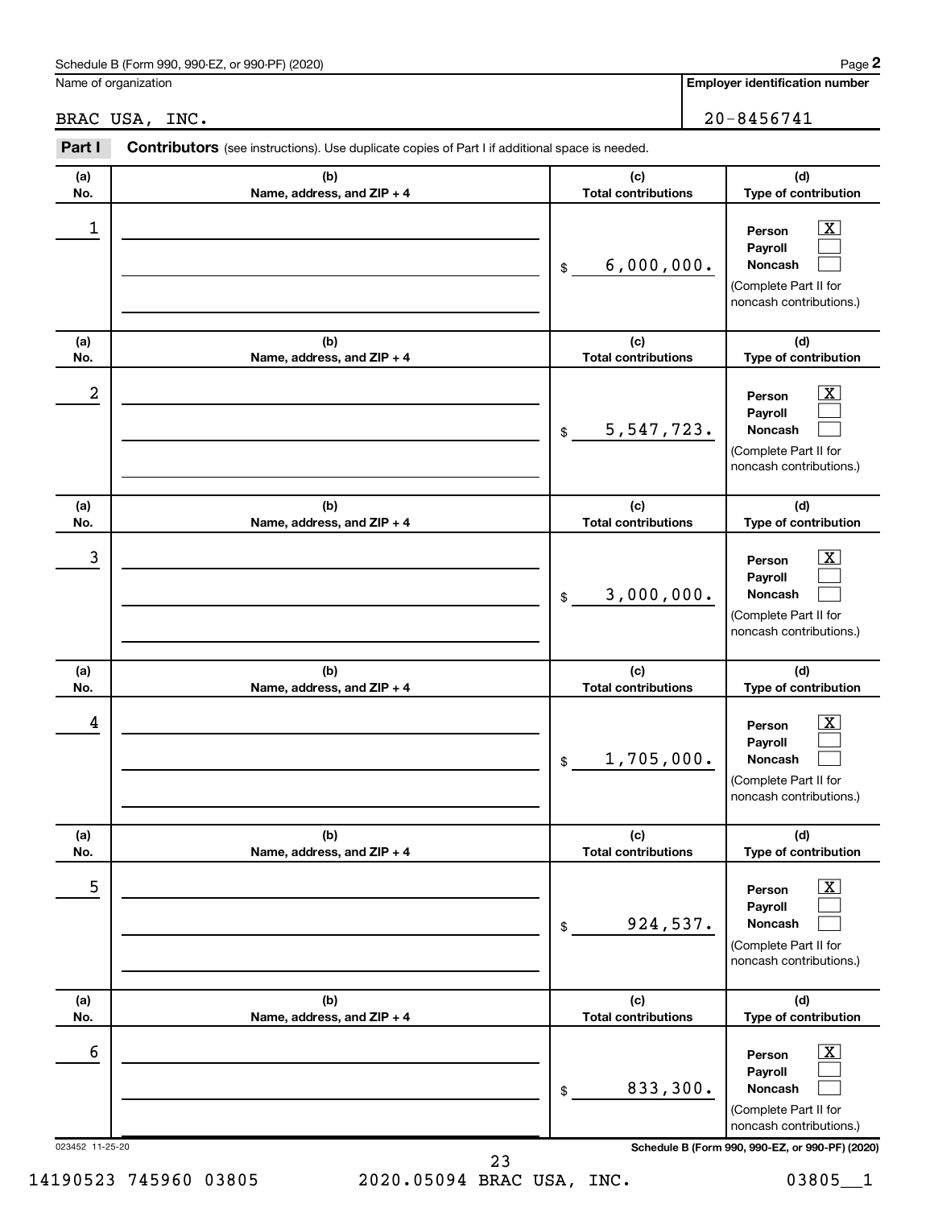Schedule B (Form 990, 990-EZ, or 990-PF) (2020)

Name of organization: BRAC USA, INC.

Employer identification number: 20-8456741

## Part I Contributors (see instructions). Use duplicate copies of Part I if additional space is needed.

| (a) No. | (b) Name, address, and ZIP + 4 | (c) Total contributions | (d) Type of contribution |
|---|---|---|---|
| 1 | | $ 6,000,000. | Person [X] Payroll [ ] Noncash [ ] (Complete Part II for noncash contributions.) |
| 2 | | $ 5,547,723. | Person [X] Payroll [ ] Noncash [ ] (Complete Part II for noncash contributions.) |
| 3 | | $ 3,000,000. | Person [X] Payroll [ ] Noncash [ ] (Complete Part II for noncash contributions.) |
| 4 | | $ 1,705,000. | Person [X] Payroll [ ] Noncash [ ] (Complete Part II for noncash contributions.) |
| 5 | | $ 924,537. | Person [X] Payroll [ ] Noncash [ ] (Complete Part II for noncash contributions.) |
| 6 | | $ 833,300. | Person [X] Payroll [ ] Noncash [ ] (Complete Part II for noncash contributions.) |

023452 11-25-20

Schedule B (Form 990, 990-EZ, or 990-PF) (2020)

14190523 745960 03805 2020.05094 BRAC USA, INC. 03805__1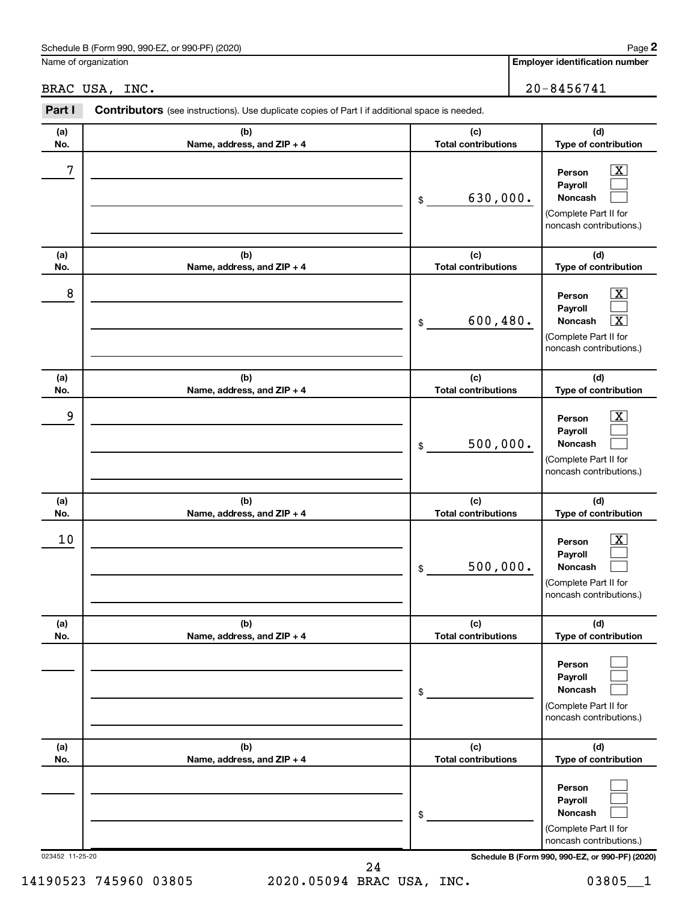Schedule B (Form 990, 990-EZ, or 990-PF) (2020)

Name of organization: BRAC USA, INC.

Employer identification number: 20-8456741

**Part I** **Contributors** (see instructions). Use duplicate copies of Part I if additional space is needed.

| (a) No. | (b) Name, address, and ZIP + 4 | (c) Total contributions | (d) Type of contribution |
|---|---|---|---|
| 7 | | $ 630,000. | Person [X] Payroll [ ] Noncash [ ] (Complete Part II for noncash contributions.) |
| 8 | | $ 600,480. | Person [X] Payroll [ ] Noncash [X] (Complete Part II for noncash contributions.) |
| 9 | | $ 500,000. | Person [X] Payroll [ ] Noncash [ ] (Complete Part II for noncash contributions.) |
| 10 | | $ 500,000. | Person [X] Payroll [ ] Noncash [ ] (Complete Part II for noncash contributions.) |
| | | $ | Person [ ] Payroll [ ] Noncash [ ] (Complete Part II for noncash contributions.) |
| | | $ | Person [ ] Payroll [ ] Noncash [ ] (Complete Part II for noncash contributions.) |

023452 11-25-20

Schedule B (Form 990, 990-EZ, or 990-PF) (2020)

14190523 745960 03805 2020.05094 BRAC USA, INC. 03805__1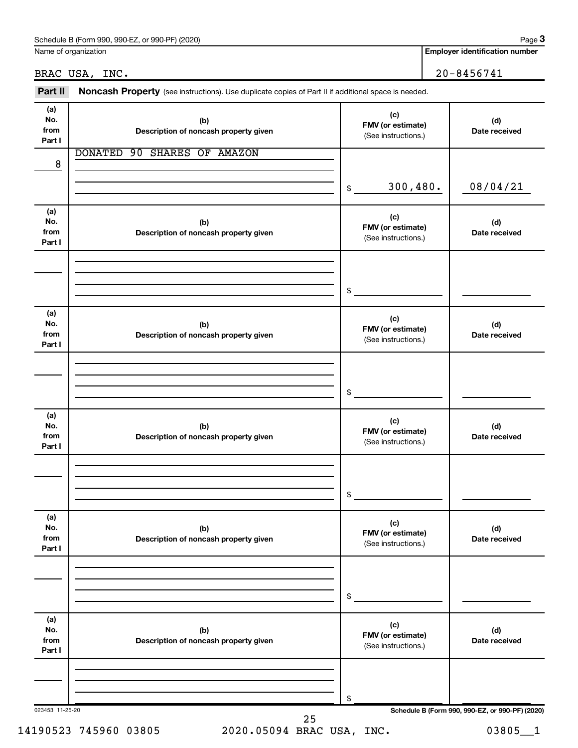Schedule B (Form 990, 990-EZ, or 990-PF) (2020) Page **3**

| Name of organization | Employer identification number |
|---|---|
| BRAC USA, INC. | 20-8456741 |

**Part II** **Noncash Property** (see instructions). Use duplicate copies of Part II if additional space is needed.

| (a) No. from Part I | (b) Description of noncash property given | (c) FMV (or estimate) (See instructions.) | (d) Date received |
|---|---|---|---|
| 8 | DONATED 90 SHARES OF AMAZON | $ 300,480. | 08/04/21 |

| (a) No. from Part I | (b) Description of noncash property given | (c) FMV (or estimate) (See instructions.) | (d) Date received |
|---|---|---|---|
| | | $ | |

| (a) No. from Part I | (b) Description of noncash property given | (c) FMV (or estimate) (See instructions.) | (d) Date received |
|---|---|---|---|
| | | $ | |

| (a) No. from Part I | (b) Description of noncash property given | (c) FMV (or estimate) (See instructions.) | (d) Date received |
|---|---|---|---|
| | | $ | |

| (a) No. from Part I | (b) Description of noncash property given | (c) FMV (or estimate) (See instructions.) | (d) Date received |
|---|---|---|---|
| | | $ | |

| (a) No. from Part I | (b) Description of noncash property given | (c) FMV (or estimate) (See instructions.) | (d) Date received |
|---|---|---|---|
| | | $ | |

023453 11-25-20 **Schedule B (Form 990, 990-EZ, or 990-PF) (2020)**

14190523 745960 03805 2020.05094 BRAC USA, INC. 03805__1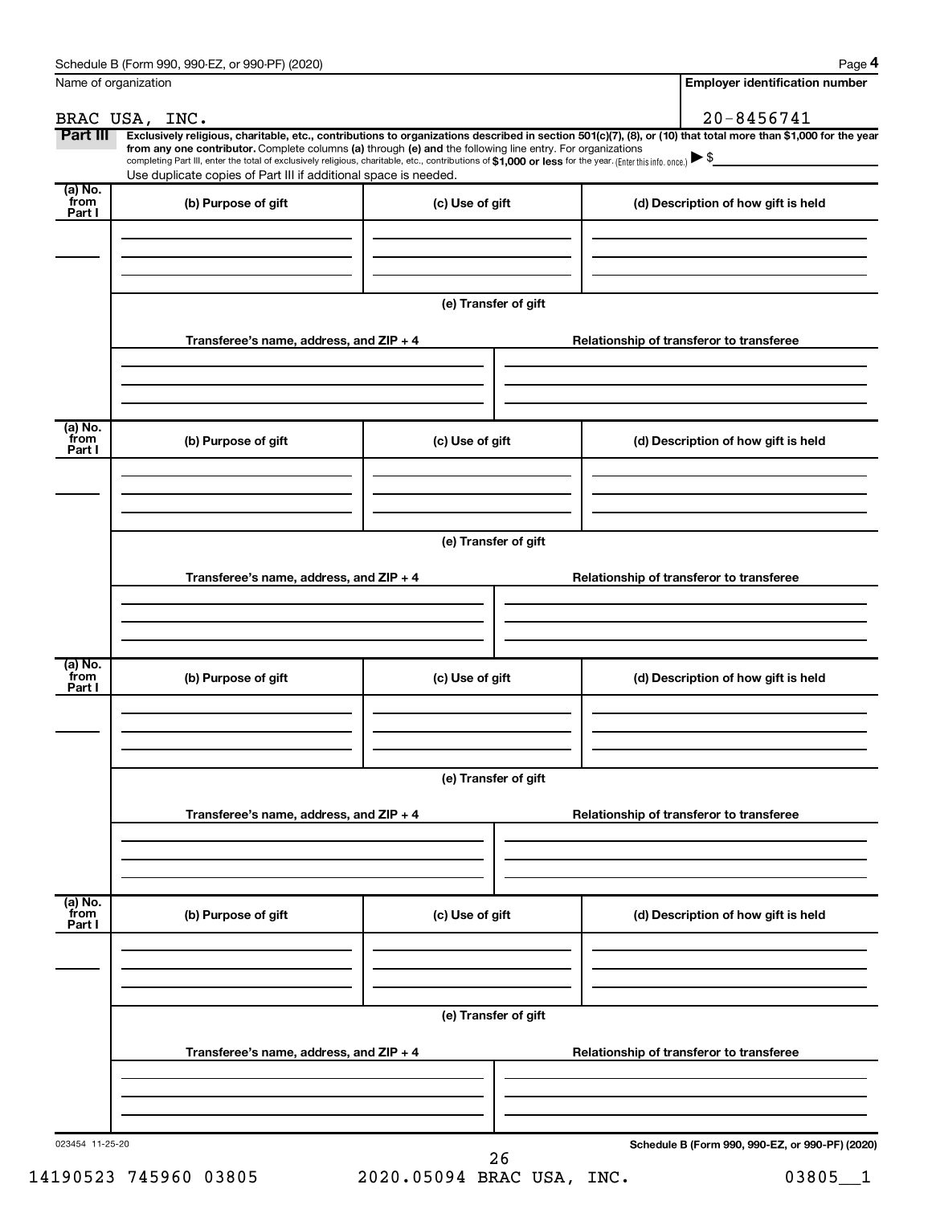Name of organization

BRAC USA, INC.

**Employer identification number**

20-8456741

**Part III** **Exclusively religious, charitable, etc., contributions to organizations described in section 501(c)(7), (8), or (10) that total more than $1,000 for the year from any one contributor.** Complete columns **(a)** through **(e) and** the following line entry. For organizations completing Part III, enter the total of exclusively religious, charitable, etc., contributions of **$1,000 or less** for the year. (Enter this info. once.) ▶ $

Use duplicate copies of Part III if additional space is needed.

| (a) No. from Part I | (b) Purpose of gift | (c) Use of gift | (d) Description of how gift is held |
|---|---|---|---|
| | | | |

(e) Transfer of gift

| Transferee's name, address, and ZIP + 4 | Relationship of transferor to transferee |
|---|---|
| | |

| (a) No. from Part I | (b) Purpose of gift | (c) Use of gift | (d) Description of how gift is held |
|---|---|---|---|
| | | | |

(e) Transfer of gift

| Transferee's name, address, and ZIP + 4 | Relationship of transferor to transferee |
|---|---|
| | |

| (a) No. from Part I | (b) Purpose of gift | (c) Use of gift | (d) Description of how gift is held |
|---|---|---|---|
| | | | |

(e) Transfer of gift

| Transferee's name, address, and ZIP + 4 | Relationship of transferor to transferee |
|---|---|
| | |

| (a) No. from Part I | (b) Purpose of gift | (c) Use of gift | (d) Description of how gift is held |
|---|---|---|---|
| | | | |

(e) Transfer of gift

| Transferee's name, address, and ZIP + 4 | Relationship of transferor to transferee |
|---|---|
| | |

023454 11-25-20

**Schedule B (Form 990, 990-EZ, or 990-PF) (2020)**

14190523 745960 03805 2020.05094 BRAC USA, INC. 03805__1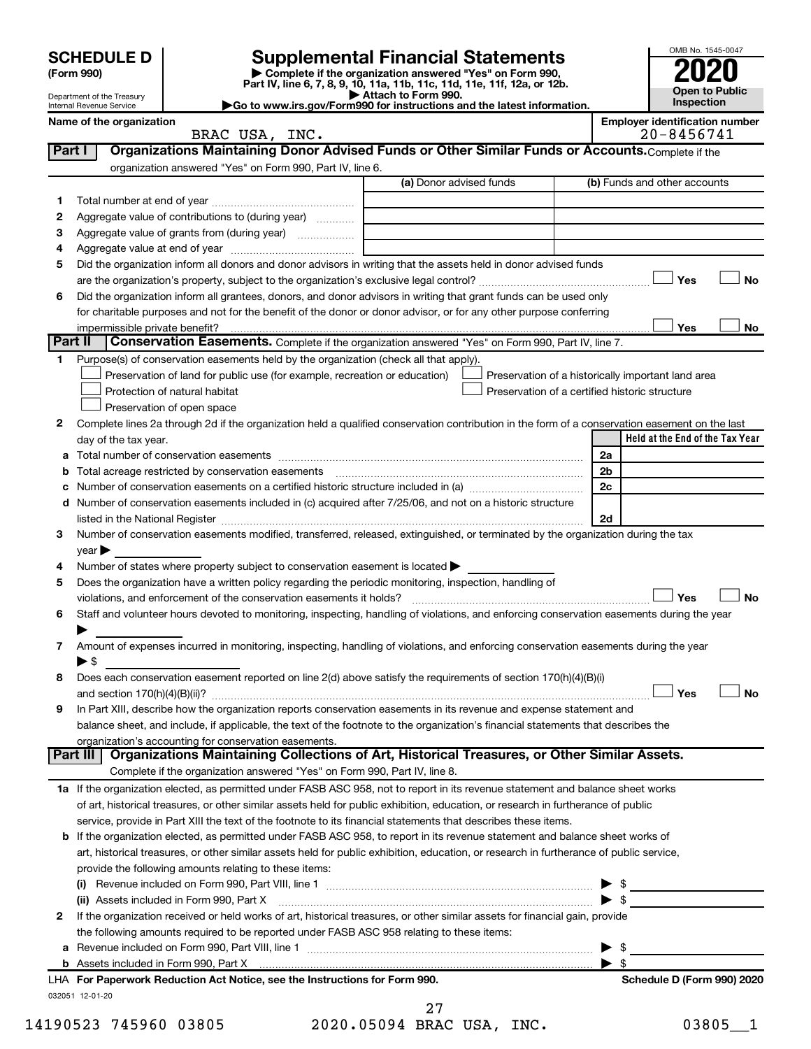# SCHEDULE D (Form 990)

Department of the Treasury
Internal Revenue Service

## Supplemental Financial Statements

▶ Complete if the organization answered "Yes" on Form 990, Part IV, line 6, 7, 8, 9, 10, 11a, 11b, 11c, 11d, 11e, 11f, 12a, or 12b.
▶ Attach to Form 990.
▶ Go to www.irs.gov/Form990 for instructions and the latest information.

OMB No. 1545-0047

**2020**

**Open to Public Inspection**

**Name of the organization:** BRAC USA, INC.

**Employer identification number:** 20-8456741

### Part I — Organizations Maintaining Donor Advised Funds or Other Similar Funds or Accounts. 
Complete if the organization answered "Yes" on Form 990, Part IV, line 6.

| | | (a) Donor advised funds | (b) Funds and other accounts |
|---|---|---|---|
| 1 | Total number at end of year | | |
| 2 | Aggregate value of contributions to (during year) | | |
| 3 | Aggregate value of grants from (during year) | | |
| 4 | Aggregate value at end of year | | |

5 Did the organization inform all donors and donor advisors in writing that the assets held in donor advised funds are the organization's property, subject to the organization's exclusive legal control? ☐ Yes ☐ No

6 Did the organization inform all grantees, donors, and donor advisors in writing that grant funds can be used only for charitable purposes and not for the benefit of the donor or donor advisor, or for any other purpose conferring impermissible private benefit? ☐ Yes ☐ No

### Part II — Conservation Easements. 
Complete if the organization answered "Yes" on Form 990, Part IV, line 7.

1 Purpose(s) of conservation easements held by the organization (check all that apply).

☐ Preservation of land for public use (for example, recreation or education)
☐ Protection of natural habitat
☐ Preservation of open space
☐ Preservation of a historically important land area
☐ Preservation of a certified historic structure

2 Complete lines 2a through 2d if the organization held a qualified conservation contribution in the form of a conservation easement on the last day of the tax year.

| | | | Held at the End of the Tax Year |
|---|---|---|---|
| a | Total number of conservation easements | 2a | |
| b | Total acreage restricted by conservation easements | 2b | |
| c | Number of conservation easements on a certified historic structure included in (a) | 2c | |
| d | Number of conservation easements included in (c) acquired after 7/25/06, and not on a historic structure listed in the National Register | 2d | |

3 Number of conservation easements modified, transferred, released, extinguished, or terminated by the organization during the tax year ▶

4 Number of states where property subject to conservation easement is located ▶

5 Does the organization have a written policy regarding the periodic monitoring, inspection, handling of violations, and enforcement of the conservation easements it holds? ☐ Yes ☐ No

6 Staff and volunteer hours devoted to monitoring, inspecting, handling of violations, and enforcing conservation easements during the year ▶

7 Amount of expenses incurred in monitoring, inspecting, handling of violations, and enforcing conservation easements during the year ▶ $

8 Does each conservation easement reported on line 2(d) above satisfy the requirements of section 170(h)(4)(B)(i) and section 170(h)(4)(B)(ii)? ☐ Yes ☐ No

9 In Part XIII, describe how the organization reports conservation easements in its revenue and expense statement and balance sheet, and include, if applicable, the text of the footnote to the organization's financial statements that describes the organization's accounting for conservation easements.

### Part III — Organizations Maintaining Collections of Art, Historical Treasures, or Other Similar Assets.
Complete if the organization answered "Yes" on Form 990, Part IV, line 8.

1a If the organization elected, as permitted under FASB ASC 958, not to report in its revenue statement and balance sheet works of art, historical treasures, or other similar assets held for public exhibition, education, or research in furtherance of public service, provide in Part XIII the text of the footnote to its financial statements that describes these items.

b If the organization elected, as permitted under FASB ASC 958, to report in its revenue statement and balance sheet works of art, historical treasures, or other similar assets held for public exhibition, education, or research in furtherance of public service, provide the following amounts relating to these items:

(i) Revenue included on Form 990, Part VIII, line 1 ▶ $

(ii) Assets included in Form 990, Part X ▶ $

2 If the organization received or held works of art, historical treasures, or other similar assets for financial gain, provide the following amounts required to be reported under FASB ASC 958 relating to these items:

a Revenue included on Form 990, Part VIII, line 1 ▶ $

b Assets included in Form 990, Part X ▶ $

LHA For Paperwork Reduction Act Notice, see the Instructions for Form 990. Schedule D (Form 990) 2020

032051 12-01-20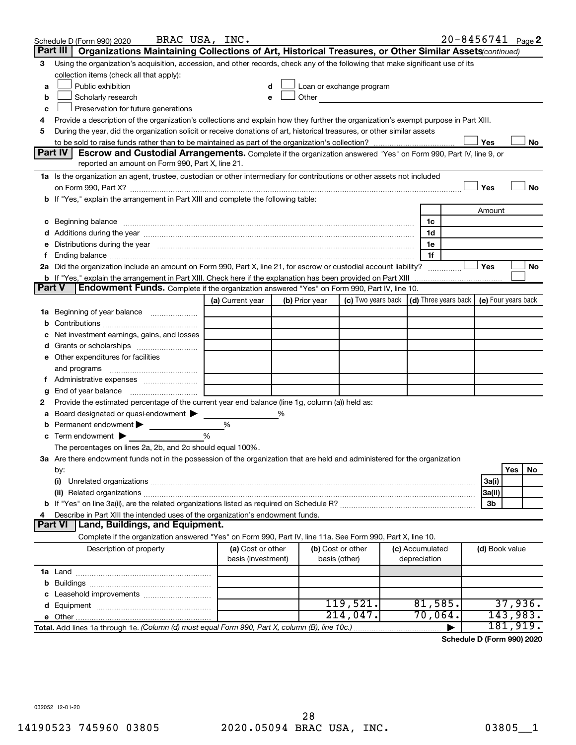Schedule D (Form 990) 2020 BRAC USA, INC. 20-8456741 Page 2

## Part III Organizations Maintaining Collections of Art, Historical Treasures, or Other Similar Assets *(continued)*

3 Using the organization's acquisition, accession, and other records, check any of the following that make significant use of its collection items (check all that apply):

- a ☐ Public exhibition
- b ☐ Scholarly research
- c ☐ Preservation for future generations
- d ☐ Loan or exchange program
- e ☐ Other

4 Provide a description of the organization's collections and explain how they further the organization's exempt purpose in Part XIII.

5 During the year, did the organization solicit or receive donations of art, historical treasures, or other similar assets to be sold to raise funds rather than to be maintained as part of the organization's collection? ☐ Yes ☐ No

## Part IV Escrow and Custodial Arrangements.

Complete if the organization answered "Yes" on Form 990, Part IV, line 9, or reported an amount on Form 990, Part X, line 21.

1a Is the organization an agent, trustee, custodian or other intermediary for contributions or other assets not included on Form 990, Part X? ☐ Yes ☐ No

b If "Yes," explain the arrangement in Part XIII and complete the following table:

| | | Amount |
|---|---|---|
| c Beginning balance | 1c | |
| d Additions during the year | 1d | |
| e Distributions during the year | 1e | |
| f Ending balance | 1f | |

2a Did the organization include an amount on Form 990, Part X, line 21, for escrow or custodial account liability? ☐ Yes ☐ No

b If "Yes," explain the arrangement in Part XIII. Check here if the explanation has been provided on Part XIII ☐

## Part V Endowment Funds.

Complete if the organization answered "Yes" on Form 990, Part IV, line 10.

| | (a) Current year | (b) Prior year | (c) Two years back | (d) Three years back | (e) Four years back |
|---|---|---|---|---|---|
| 1a Beginning of year balance | | | | | |
| b Contributions | | | | | |
| c Net investment earnings, gains, and losses | | | | | |
| d Grants or scholarships | | | | | |
| e Other expenditures for facilities and programs | | | | | |
| f Administrative expenses | | | | | |
| g End of year balance | | | | | |

2 Provide the estimated percentage of the current year end balance (line 1g, column (a)) held as:

- a Board designated or quasi-endowment ▶ %
- b Permanent endowment ▶ %
- c Term endowment ▶ %

The percentages on lines 2a, 2b, and 2c should equal 100%.

3a Are there endowment funds not in the possession of the organization that are held and administered for the organization by:

| | | Yes | No |
|---|---|---|---|
| (i) Unrelated organizations | 3a(i) | | |
| (ii) Related organizations | 3a(ii) | | |
| b If "Yes" on line 3a(ii), are the related organizations listed as required on Schedule R? | 3b | | |

4 Describe in Part XIII the intended uses of the organization's endowment funds.

## Part VI Land, Buildings, and Equipment.

Complete if the organization answered "Yes" on Form 990, Part IV, line 11a. See Form 990, Part X, line 10.

| Description of property | (a) Cost or other basis (investment) | (b) Cost or other basis (other) | (c) Accumulated depreciation | (d) Book value |
|---|---|---|---|---|
| 1a Land | | | | |
| b Buildings | | | | |
| c Leasehold improvements | | | | |
| d Equipment | | 119,521. | 81,585. | 37,936. |
| e Other | | 214,047. | 70,064. | 143,983. |
| **Total.** Add lines 1a through 1e. *(Column (d) must equal Form 990, Part X, column (B), line 10c.)* | | | ▶ | 181,919. |

**Schedule D (Form 990) 2020**

032052 12-01-20

14190523 745960 03805 2020.05094 BRAC USA, INC. 03805__1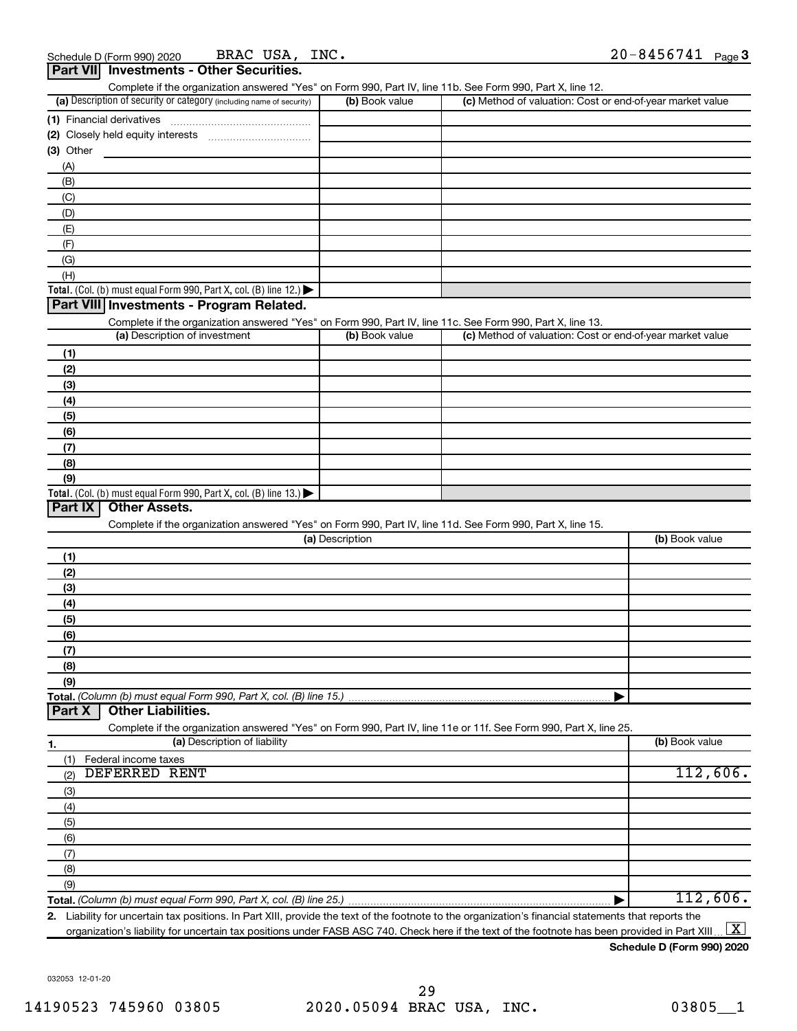Schedule D (Form 990) 2020 BRAC USA, INC. 20-8456741

## Part VII Investments - Other Securities.

Complete if the organization answered "Yes" on Form 990, Part IV, line 11b. See Form 990, Part X, line 12.

| (a) Description of security or category (including name of security) | (b) Book value | (c) Method of valuation: Cost or end-of-year market value |
|---|---|---|
| (1) Financial derivatives | | |
| (2) Closely held equity interests | | |
| (3) Other | | |
| (A) | | |
| (B) | | |
| (C) | | |
| (D) | | |
| (E) | | |
| (F) | | |
| (G) | | |
| (H) | | |
| **Total.** (Col. (b) must equal Form 990, Part X, col. (B) line 12.) | | |

## Part VIII Investments - Program Related.

Complete if the organization answered "Yes" on Form 990, Part IV, line 11c. See Form 990, Part X, line 13.

| (a) Description of investment | (b) Book value | (c) Method of valuation: Cost or end-of-year market value |
|---|---|---|
| (1) | | |
| (2) | | |
| (3) | | |
| (4) | | |
| (5) | | |
| (6) | | |
| (7) | | |
| (8) | | |
| (9) | | |
| **Total.** (Col. (b) must equal Form 990, Part X, col. (B) line 13.) | | |

## Part IX Other Assets.

Complete if the organization answered "Yes" on Form 990, Part IV, line 11d. See Form 990, Part X, line 15.

| (a) Description | (b) Book value |
|---|---|
| (1) | |
| (2) | |
| (3) | |
| (4) | |
| (5) | |
| (6) | |
| (7) | |
| (8) | |
| (9) | |
| **Total.** *(Column (b) must equal Form 990, Part X, col. (B) line 15.)* | |

## Part X Other Liabilities.

Complete if the organization answered "Yes" on Form 990, Part IV, line 11e or 11f. See Form 990, Part X, line 25.

| 1. (a) Description of liability | (b) Book value |
|---|---|
| (1) Federal income taxes | |
| (2) DEFERRED RENT | 112,606. |
| (3) | |
| (4) | |
| (5) | |
| (6) | |
| (7) | |
| (8) | |
| (9) | |
| **Total.** *(Column (b) must equal Form 990, Part X, col. (B) line 25.)* | 112,606. |

2. Liability for uncertain tax positions. In Part XIII, provide the text of the footnote to the organization's financial statements that reports the organization's liability for uncertain tax positions under FASB ASC 740. Check here if the text of the footnote has been provided in Part XIII [X]

**Schedule D (Form 990) 2020**

032053 12-01-20

14190523 745960 03805 2020.05094 BRAC USA, INC. 03805__1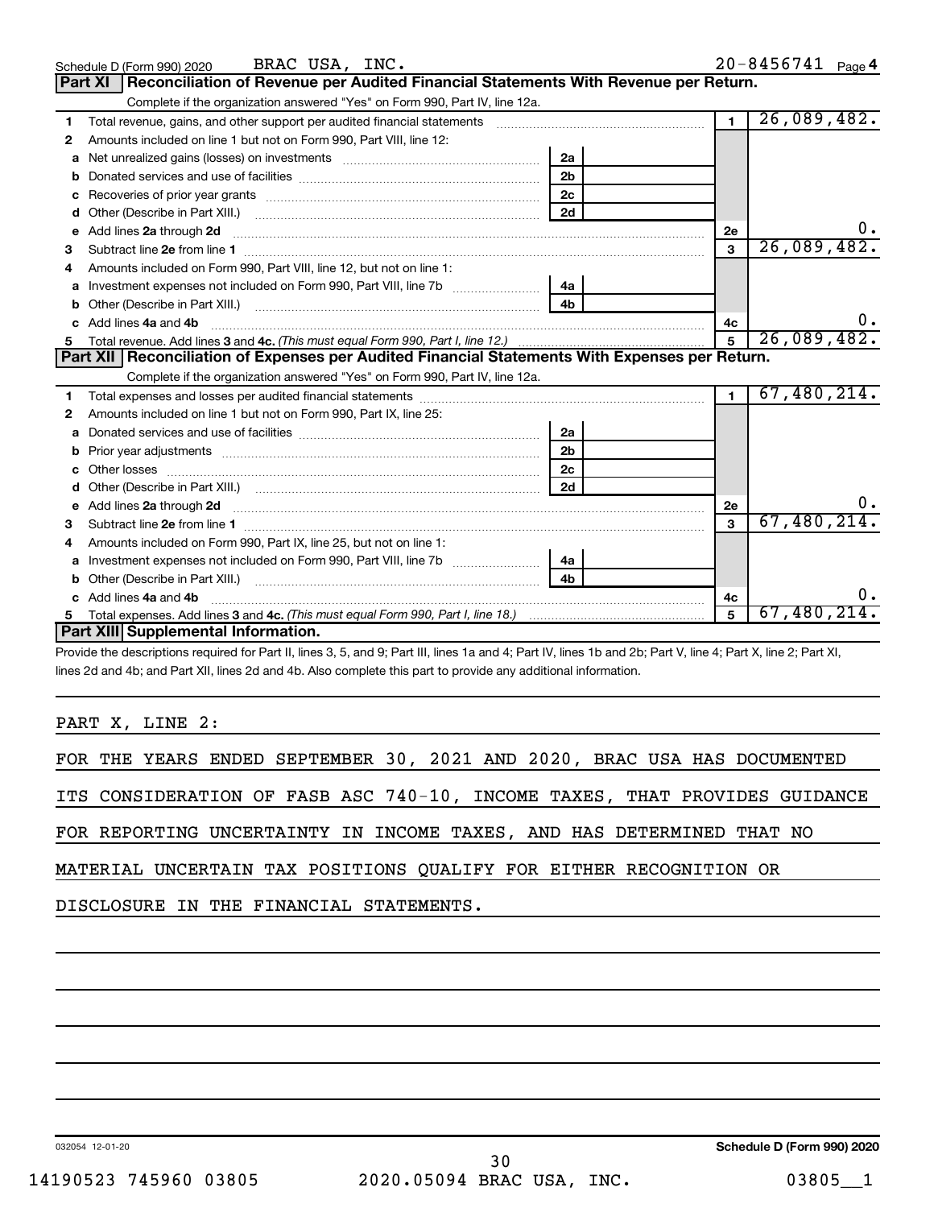Schedule D (Form 990) 2020 BRAC USA, INC. 20-8456741 Page 4

## Part XI Reconciliation of Revenue per Audited Financial Statements With Revenue per Return.

Complete if the organization answered "Yes" on Form 990, Part IV, line 12a.

| | | | | | |
|---|---|---|---|---|---|
| 1 | Total revenue, gains, and other support per audited financial statements | | | 1 | 26,089,482. |
| 2 | Amounts included on line 1 but not on Form 990, Part VIII, line 12: | | | | |
| a | Net unrealized gains (losses) on investments | 2a | | | |
| b | Donated services and use of facilities | 2b | | | |
| c | Recoveries of prior year grants | 2c | | | |
| d | Other (Describe in Part XIII.) | 2d | | | |
| e | Add lines 2a through 2d | | | 2e | 0. |
| 3 | Subtract line 2e from line 1 | | | 3 | 26,089,482. |
| 4 | Amounts included on Form 990, Part VIII, line 12, but not on line 1: | | | | |
| a | Investment expenses not included on Form 990, Part VIII, line 7b | 4a | | | |
| b | Other (Describe in Part XIII.) | 4b | | | |
| c | Add lines 4a and 4b | | | 4c | 0. |
| 5 | Total revenue. Add lines 3 and 4c. *(This must equal Form 990, Part I, line 12.)* | | | 5 | 26,089,482. |

## Part XII Reconciliation of Expenses per Audited Financial Statements With Expenses per Return.

Complete if the organization answered "Yes" on Form 990, Part IV, line 12a.

| | | | | | |
|---|---|---|---|---|---|
| 1 | Total expenses and losses per audited financial statements | | | 1 | 67,480,214. |
| 2 | Amounts included on line 1 but not on Form 990, Part IX, line 25: | | | | |
| a | Donated services and use of facilities | 2a | | | |
| b | Prior year adjustments | 2b | | | |
| c | Other losses | 2c | | | |
| d | Other (Describe in Part XIII.) | 2d | | | |
| e | Add lines 2a through 2d | | | 2e | 0. |
| 3 | Subtract line 2e from line 1 | | | 3 | 67,480,214. |
| 4 | Amounts included on Form 990, Part IX, line 25, but not on line 1: | | | | |
| a | Investment expenses not included on Form 990, Part VIII, line 7b | 4a | | | |
| b | Other (Describe in Part XIII.) | 4b | | | |
| c | Add lines 4a and 4b | | | 4c | 0. |
| 5 | Total expenses. Add lines 3 and 4c. *(This must equal Form 990, Part I, line 18.)* | | | 5 | 67,480,214. |

## Part XIII Supplemental Information.

Provide the descriptions required for Part II, lines 3, 5, and 9; Part III, lines 1a and 4; Part IV, lines 1b and 2b; Part V, line 4; Part X, line 2; Part XI, lines 2d and 4b; and Part XII, lines 2d and 4b. Also complete this part to provide any additional information.

PART X, LINE 2:

FOR THE YEARS ENDED SEPTEMBER 30, 2021 AND 2020, BRAC USA HAS DOCUMENTED ITS CONSIDERATION OF FASB ASC 740-10, INCOME TAXES, THAT PROVIDES GUIDANCE FOR REPORTING UNCERTAINTY IN INCOME TAXES, AND HAS DETERMINED THAT NO MATERIAL UNCERTAIN TAX POSITIONS QUALIFY FOR EITHER RECOGNITION OR DISCLOSURE IN THE FINANCIAL STATEMENTS.

032054 12-01-20 Schedule D (Form 990) 2020

14190523 745960 03805 2020.05094 BRAC USA, INC. 03805__1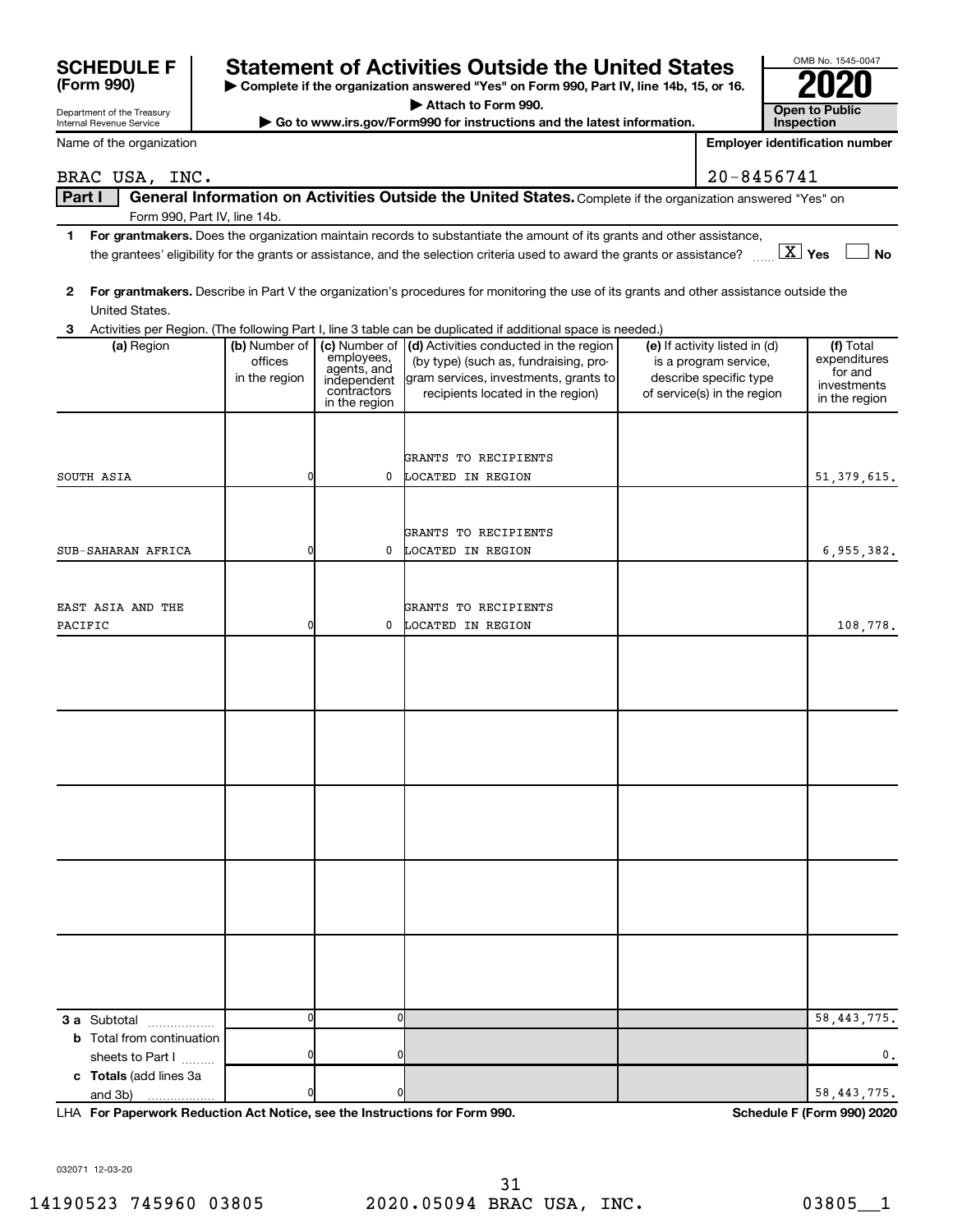**SCHEDULE F (Form 990)**

Department of the Treasury
Internal Revenue Service

# Statement of Activities Outside the United States

▶ Complete if the organization answered "Yes" on Form 990, Part IV, line 14b, 15, or 16.
▶ Attach to Form 990.
▶ Go to www.irs.gov/Form990 for instructions and the latest information.

OMB No. 1545-0047

**2020**

**Open to Public Inspection**

Name of the organization: BRAC USA, INC.

Employer identification number: 20-8456741

**Part I** General Information on Activities Outside the United States. Complete if the organization answered "Yes" on Form 990, Part IV, line 14b.

1 **For grantmakers.** Does the organization maintain records to substantiate the amount of its grants and other assistance, the grantees' eligibility for the grants or assistance, and the selection criteria used to award the grants or assistance? [X] Yes [ ] No

2 **For grantmakers.** Describe in Part V the organization's procedures for monitoring the use of its grants and other assistance outside the United States.

3 Activities per Region. (The following Part I, line 3 table can be duplicated if additional space is needed.)

| (a) Region | (b) Number of offices in the region | (c) Number of employees, agents, and independent contractors in the region | (d) Activities conducted in the region (by type) (such as, fundraising, program services, investments, grants to recipients located in the region) | (e) If activity listed in (d) is a program service, describe specific type of service(s) in the region | (f) Total expenditures for and investments in the region |
|---|---|---|---|---|---|
| SOUTH ASIA | 0 | 0 | GRANTS TO RECIPIENTS LOCATED IN REGION | | 51,379,615. |
| SUB-SAHARAN AFRICA | 0 | 0 | GRANTS TO RECIPIENTS LOCATED IN REGION | | 6,955,382. |
| EAST ASIA AND THE PACIFIC | 0 | 0 | GRANTS TO RECIPIENTS LOCATED IN REGION | | 108,778. |
| | | | | | |
| | | | | | |
| | | | | | |
| | | | | | |
| | | | | | |
| **3 a** Subtotal | 0 | 0 | | | 58,443,775. |
| **b** Total from continuation sheets to Part I | 0 | 0 | | | 0. |
| **c Totals** (add lines 3a and 3b) | 0 | 0 | | | 58,443,775. |

LHA **For Paperwork Reduction Act Notice, see the Instructions for Form 990.** **Schedule F (Form 990) 2020**

032071 12-03-20

14190523 745960 03805 2020.05094 BRAC USA, INC. 03805__1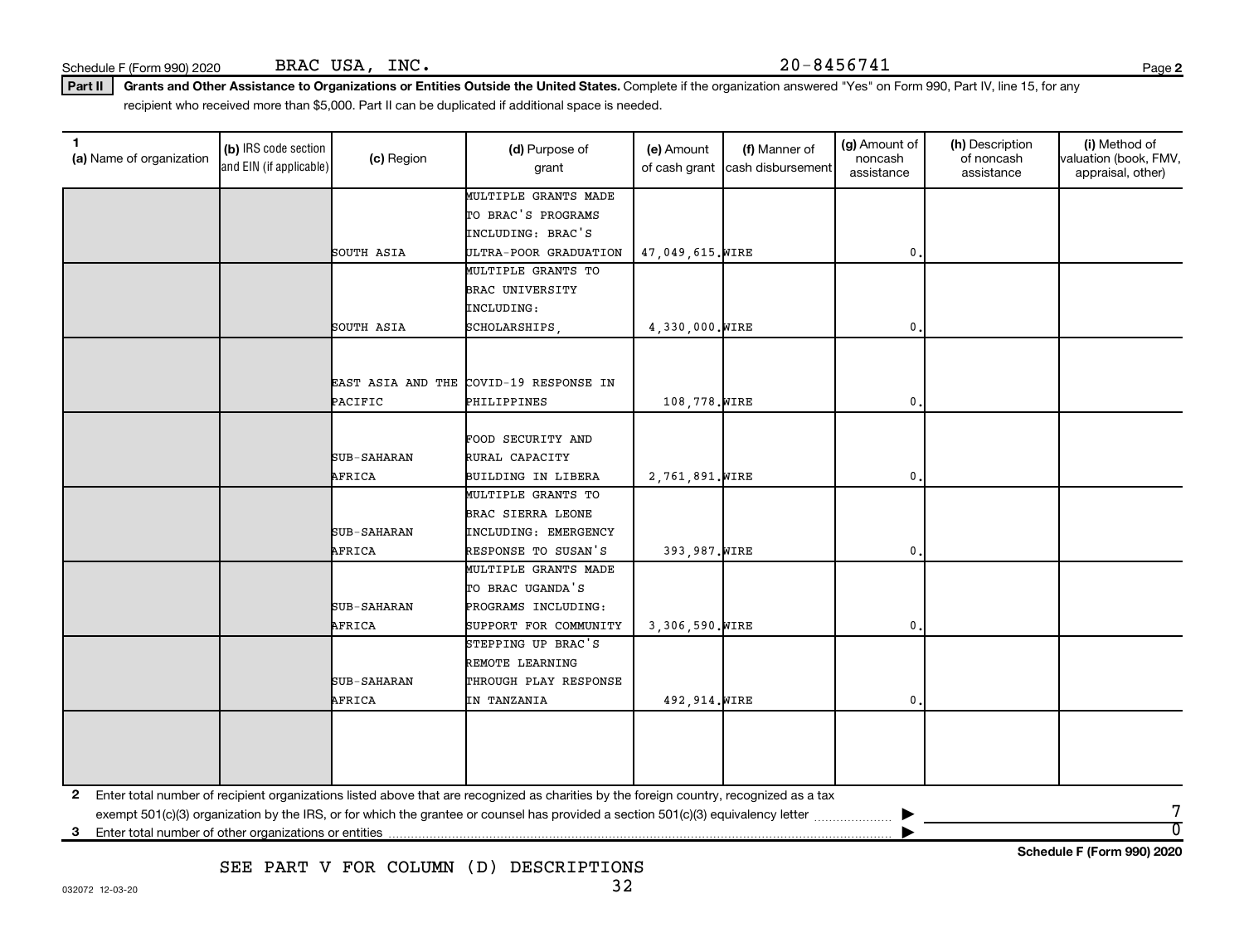Schedule F (Form 990) 2020 BRAC USA, INC. 20-8456741

**Part II** **Grants and Other Assistance to Organizations or Entities Outside the United States.** Complete if the organization answered "Yes" on Form 990, Part IV, line 15, for any recipient who received more than $5,000. Part II can be duplicated if additional space is needed.

| 1 (a) Name of organization | (b) IRS code section and EIN (if applicable) | (c) Region | (d) Purpose of grant | (e) Amount of cash grant | (f) Manner of cash disbursement | (g) Amount of noncash assistance | (h) Description of noncash assistance | (i) Method of valuation (book, FMV, appraisal, other) |
|---|---|---|---|---|---|---|---|---|
| | | SOUTH ASIA | MULTIPLE GRANTS MADE TO BRAC'S PROGRAMS INCLUDING: BRAC'S ULTRA-POOR GRADUATION | 47,049,615. | WIRE | 0. | | |
| | | SOUTH ASIA | MULTIPLE GRANTS TO BRAC UNIVERSITY INCLUDING: SCHOLARSHIPS, | 4,330,000. | WIRE | 0. | | |
| | | EAST ASIA AND THE PACIFIC | COVID-19 RESPONSE IN PHILIPPINES | 108,778. | WIRE | 0. | | |
| | | SUB-SAHARAN AFRICA | FOOD SECURITY AND RURAL CAPACITY BUILDING IN LIBERA | 2,761,891. | WIRE | 0. | | |
| | | SUB-SAHARAN AFRICA | MULTIPLE GRANTS TO BRAC SIERRA LEONE INCLUDING: EMERGENCY RESPONSE TO SUSAN'S | 393,987. | WIRE | 0. | | |
| | | SUB-SAHARAN AFRICA | MULTIPLE GRANTS MADE TO BRAC UGANDA'S PROGRAMS INCLUDING: SUPPORT FOR COMMUNITY | 3,306,590. | WIRE | 0. | | |
| | | SUB-SAHARAN AFRICA | STEPPING UP BRAC'S REMOTE LEARNING THROUGH PLAY RESPONSE IN TANZANIA | 492,914. | WIRE | 0. | | |
| | | | | | | | | |

**2** Enter total number of recipient organizations listed above that are recognized as charities by the foreign country, recognized as a tax exempt 501(c)(3) organization by the IRS, or for which the grantee or counsel has provided a section 501(c)(3) equivalency letter ▶ 7

**3** Enter total number of other organizations or entities ▶ 0

SEE PART V FOR COLUMN (D) DESCRIPTIONS

032072 12-03-20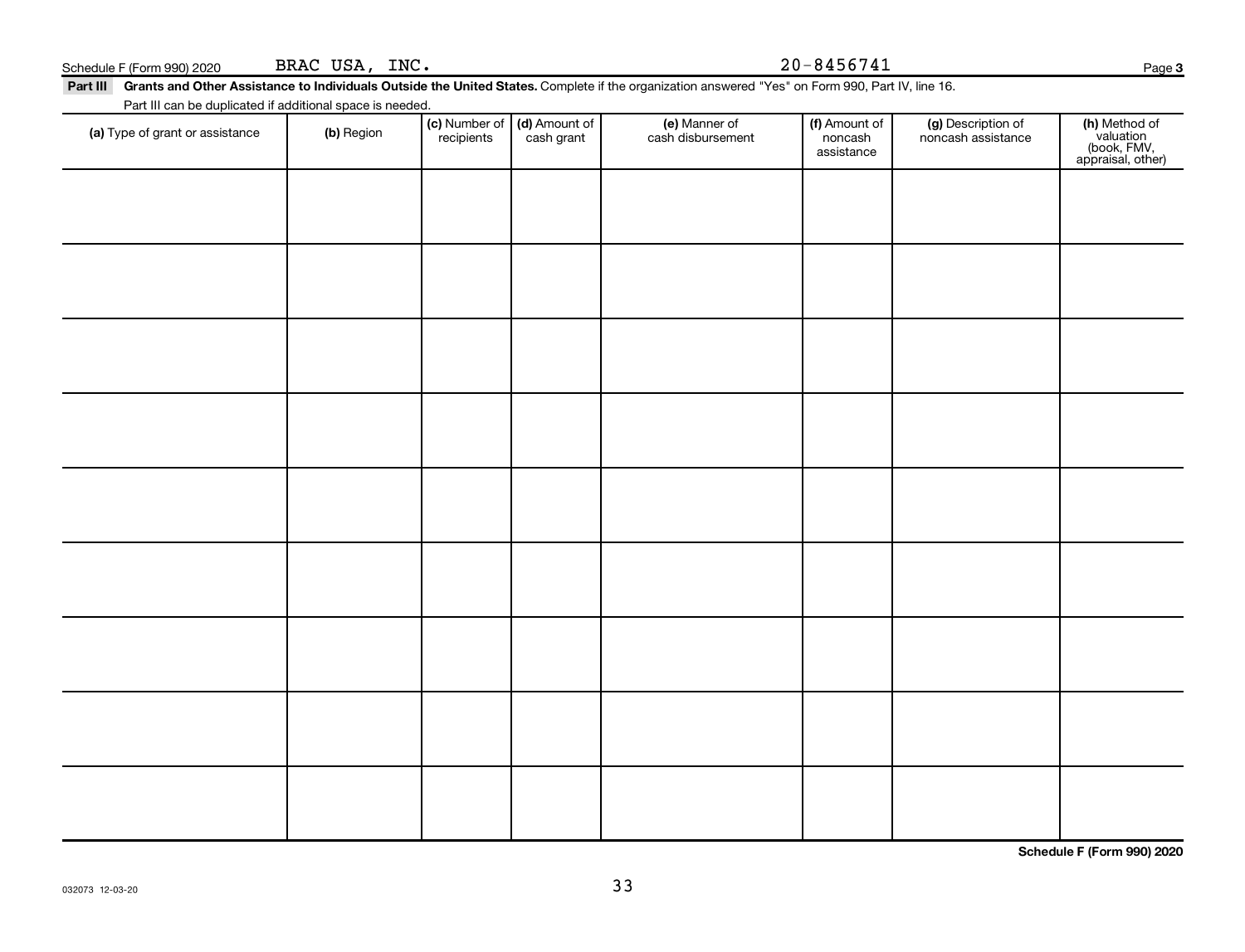Schedule F (Form 990) 2020 BRAC USA, INC. 20-8456741 Page 3

**Part III Grants and Other Assistance to Individuals Outside the United States.** Complete if the organization answered "Yes" on Form 990, Part IV, line 16.

Part III can be duplicated if additional space is needed.

| (a) Type of grant or assistance | (b) Region | (c) Number of recipients | (d) Amount of cash grant | (e) Manner of cash disbursement | (f) Amount of noncash assistance | (g) Description of noncash assistance | (h) Method of valuation (book, FMV, appraisal, other) |
|---|---|---|---|---|---|---|---|
| | | | | | | | |
| | | | | | | | |
| | | | | | | | |
| | | | | | | | |
| | | | | | | | |
| | | | | | | | |
| | | | | | | | |
| | | | | | | | |
| | | | | | | | |

**Schedule F (Form 990) 2020**

032073 12-03-20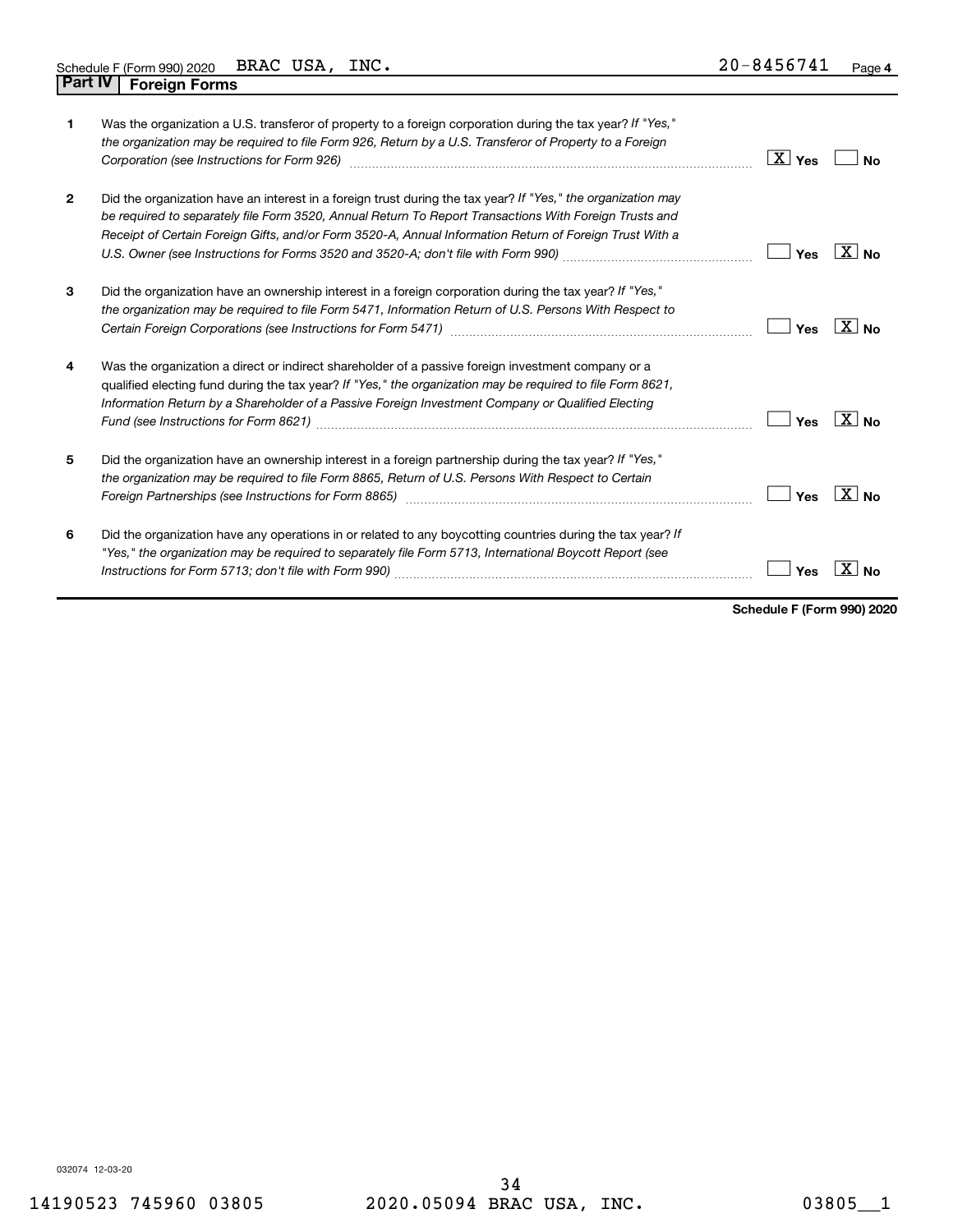Schedule F (Form 990) 2020 BRAC USA, INC. 20-8456741 Page 4

## Part IV Foreign Forms

| | | | |
|---|---|---|---|
| 1 | Was the organization a U.S. transferor of property to a foreign corporation during the tax year? *If "Yes," the organization may be required to file Form 926, Return by a U.S. Transferor of Property to a Foreign Corporation (see Instructions for Form 926)* | [X] Yes | [ ] No |
| 2 | Did the organization have an interest in a foreign trust during the tax year? *If "Yes," the organization may be required to separately file Form 3520, Annual Return To Report Transactions With Foreign Trusts and Receipt of Certain Foreign Gifts, and/or Form 3520-A, Annual Information Return of Foreign Trust With a U.S. Owner (see Instructions for Forms 3520 and 3520-A; don't file with Form 990)* | [ ] Yes | [X] No |
| 3 | Did the organization have an ownership interest in a foreign corporation during the tax year? *If "Yes," the organization may be required to file Form 5471, Information Return of U.S. Persons With Respect to Certain Foreign Corporations (see Instructions for Form 5471)* | [ ] Yes | [X] No |
| 4 | Was the organization a direct or indirect shareholder of a passive foreign investment company or a qualified electing fund during the tax year? *If "Yes," the organization may be required to file Form 8621, Information Return by a Shareholder of a Passive Foreign Investment Company or Qualified Electing Fund (see Instructions for Form 8621)* | [ ] Yes | [X] No |
| 5 | Did the organization have an ownership interest in a foreign partnership during the tax year? *If "Yes," the organization may be required to file Form 8865, Return of U.S. Persons With Respect to Certain Foreign Partnerships (see Instructions for Form 8865)* | [ ] Yes | [X] No |
| 6 | Did the organization have any operations in or related to any boycotting countries during the tax year? *If "Yes," the organization may be required to separately file Form 5713, International Boycott Report (see Instructions for Form 5713; don't file with Form 990)* | [ ] Yes | [X] No |

**Schedule F (Form 990) 2020**

032074 12-03-20

14190523 745960 03805 2020.05094 BRAC USA, INC. 03805__1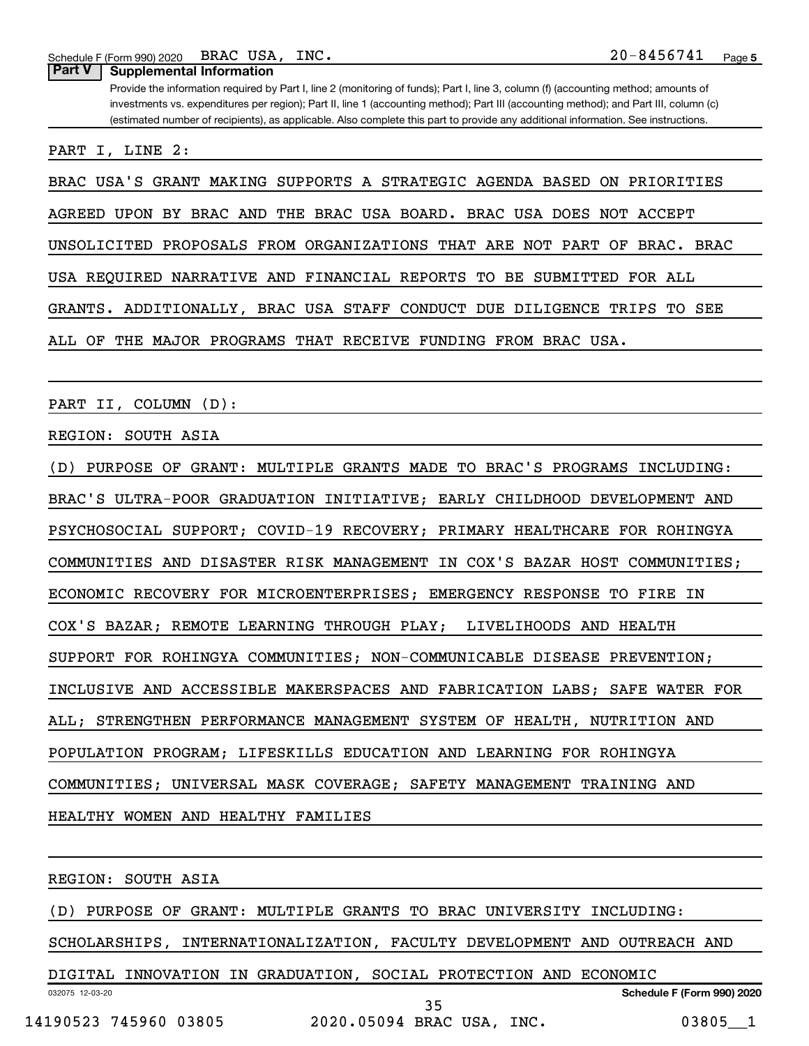Schedule F (Form 990) 2020 BRAC USA, INC. 20-8456741

**Part V | Supplemental Information**

Provide the information required by Part I, line 2 (monitoring of funds); Part I, line 3, column (f) (accounting method; amounts of investments vs. expenditures per region); Part II, line 1 (accounting method); Part III (accounting method); and Part III, column (c) (estimated number of recipients), as applicable. Also complete this part to provide any additional information. See instructions.

PART I, LINE 2:

BRAC USA'S GRANT MAKING SUPPORTS A STRATEGIC AGENDA BASED ON PRIORITIES AGREED UPON BY BRAC AND THE BRAC USA BOARD. BRAC USA DOES NOT ACCEPT UNSOLICITED PROPOSALS FROM ORGANIZATIONS THAT ARE NOT PART OF BRAC. BRAC USA REQUIRED NARRATIVE AND FINANCIAL REPORTS TO BE SUBMITTED FOR ALL GRANTS. ADDITIONALLY, BRAC USA STAFF CONDUCT DUE DILIGENCE TRIPS TO SEE ALL OF THE MAJOR PROGRAMS THAT RECEIVE FUNDING FROM BRAC USA.

PART II, COLUMN (D):

REGION: SOUTH ASIA

(D) PURPOSE OF GRANT: MULTIPLE GRANTS MADE TO BRAC'S PROGRAMS INCLUDING: BRAC'S ULTRA-POOR GRADUATION INITIATIVE; EARLY CHILDHOOD DEVELOPMENT AND PSYCHOSOCIAL SUPPORT; COVID-19 RECOVERY; PRIMARY HEALTHCARE FOR ROHINGYA COMMUNITIES AND DISASTER RISK MANAGEMENT IN COX'S BAZAR HOST COMMUNITIES; ECONOMIC RECOVERY FOR MICROENTERPRISES; EMERGENCY RESPONSE TO FIRE IN COX'S BAZAR; REMOTE LEARNING THROUGH PLAY; LIVELIHOODS AND HEALTH SUPPORT FOR ROHINGYA COMMUNITIES; NON-COMMUNICABLE DISEASE PREVENTION; INCLUSIVE AND ACCESSIBLE MAKERSPACES AND FABRICATION LABS; SAFE WATER FOR ALL; STRENGTHEN PERFORMANCE MANAGEMENT SYSTEM OF HEALTH, NUTRITION AND POPULATION PROGRAM; LIFESKILLS EDUCATION AND LEARNING FOR ROHINGYA COMMUNITIES; UNIVERSAL MASK COVERAGE; SAFETY MANAGEMENT TRAINING AND HEALTHY WOMEN AND HEALTHY FAMILIES

REGION: SOUTH ASIA

(D) PURPOSE OF GRANT: MULTIPLE GRANTS TO BRAC UNIVERSITY INCLUDING: SCHOLARSHIPS, INTERNATIONALIZATION, FACULTY DEVELOPMENT AND OUTREACH AND DIGITAL INNOVATION IN GRADUATION, SOCIAL PROTECTION AND ECONOMIC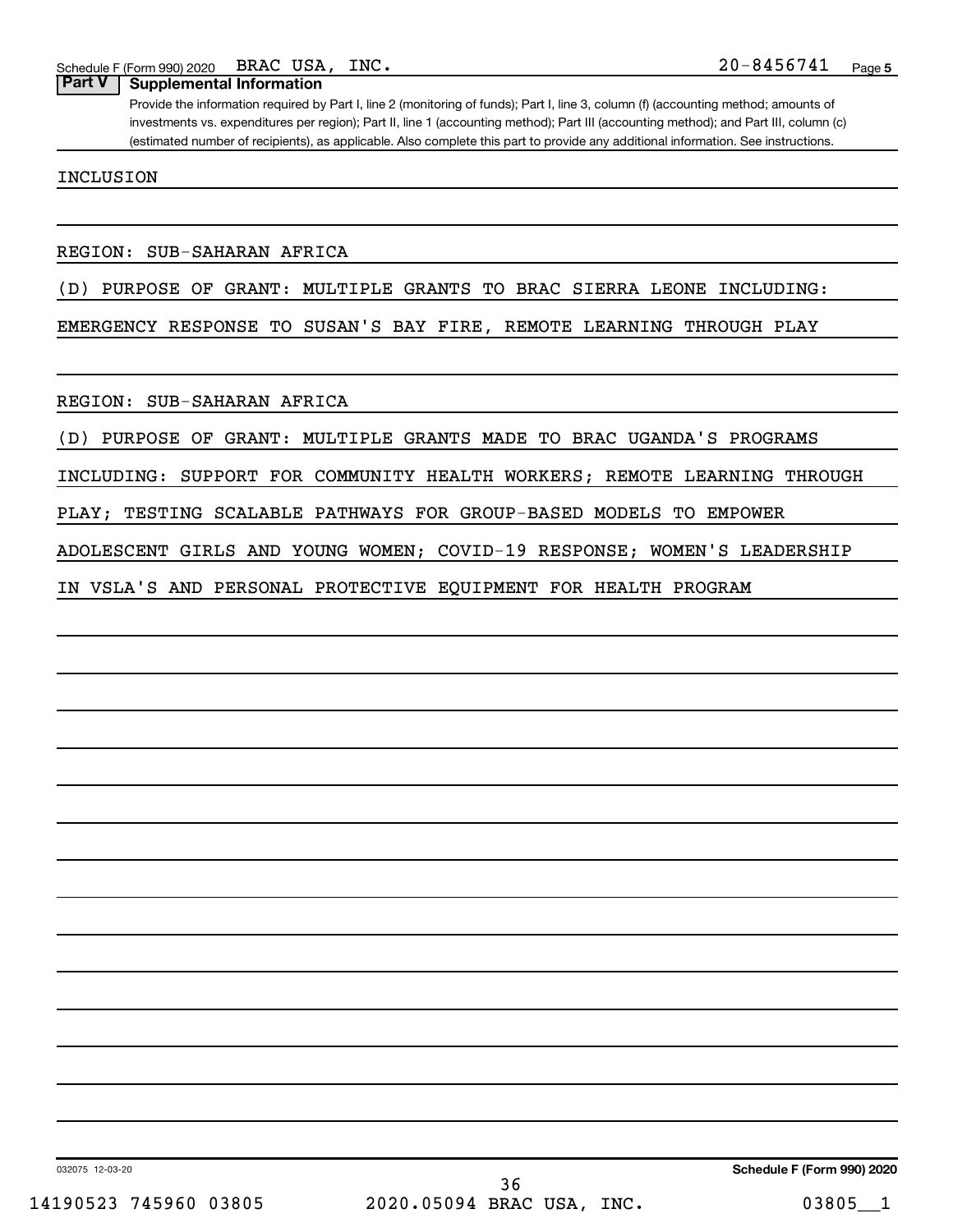## Part V Supplemental Information

Provide the information required by Part I, line 2 (monitoring of funds); Part I, line 3, column (f) (accounting method; amounts of investments vs. expenditures per region); Part II, line 1 (accounting method); Part III (accounting method); and Part III, column (c) (estimated number of recipients), as applicable. Also complete this part to provide any additional information. See instructions.

INCLUSION

REGION: SUB-SAHARAN AFRICA

(D) PURPOSE OF GRANT: MULTIPLE GRANTS TO BRAC SIERRA LEONE INCLUDING: EMERGENCY RESPONSE TO SUSAN'S BAY FIRE, REMOTE LEARNING THROUGH PLAY

REGION: SUB-SAHARAN AFRICA

(D) PURPOSE OF GRANT: MULTIPLE GRANTS MADE TO BRAC UGANDA'S PROGRAMS INCLUDING: SUPPORT FOR COMMUNITY HEALTH WORKERS; REMOTE LEARNING THROUGH PLAY; TESTING SCALABLE PATHWAYS FOR GROUP-BASED MODELS TO EMPOWER ADOLESCENT GIRLS AND YOUNG WOMEN; COVID-19 RESPONSE; WOMEN'S LEADERSHIP IN VSLA'S AND PERSONAL PROTECTIVE EQUIPMENT FOR HEALTH PROGRAM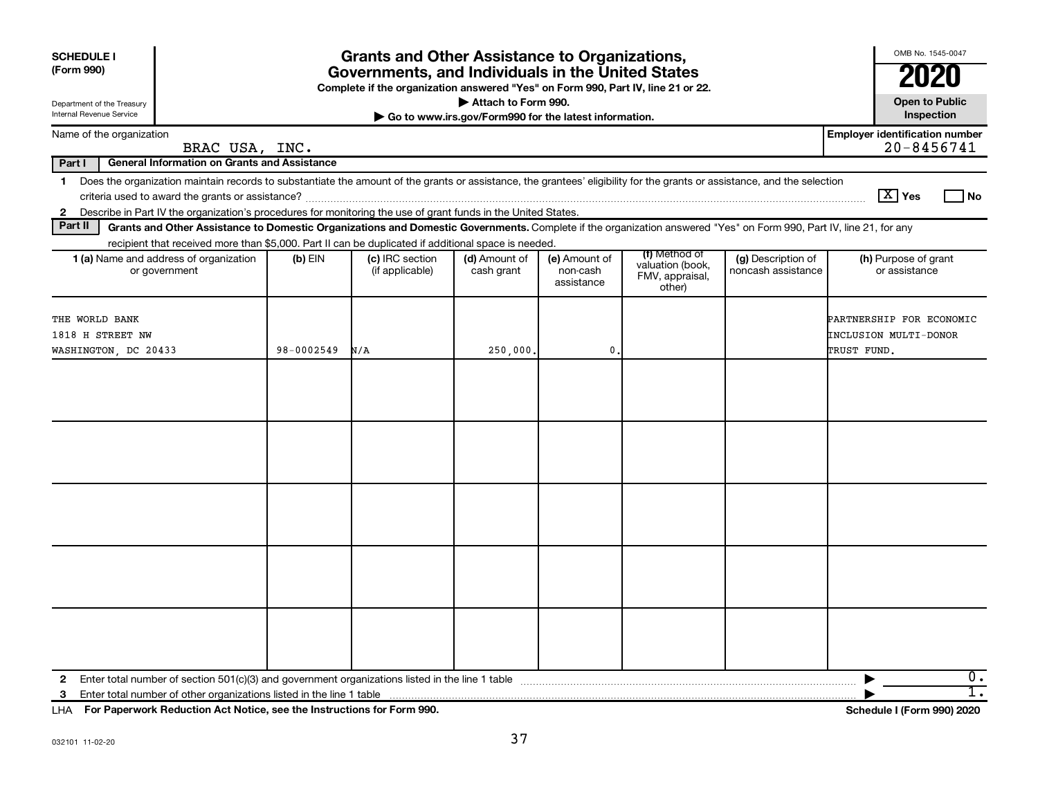**SCHEDULE I**
**(Form 990)**

Department of the Treasury
Internal Revenue Service

# Grants and Other Assistance to Organizations, Governments, and Individuals in the United States

**Complete if the organization answered "Yes" on Form 990, Part IV, line 21 or 22.**
**▶ Attach to Form 990.**
**▶ Go to www.irs.gov/Form990 for the latest information.**

OMB No. 1545-0047
**2020**
**Open to Public Inspection**

Name of the organization: BRAC USA, INC.

**Employer identification number:** 20-8456741

**Part I — General Information on Grants and Assistance**

1 Does the organization maintain records to substantiate the amount of the grants or assistance, the grantees' eligibility for the grants or assistance, and the selection criteria used to award the grants or assistance? [X] Yes [ ] No

2 Describe in Part IV the organization's procedures for monitoring the use of grant funds in the United States.

**Part II — Grants and Other Assistance to Domestic Organizations and Domestic Governments.** Complete if the organization answered "Yes" on Form 990, Part IV, line 21, for any recipient that received more than $5,000. Part II can be duplicated if additional space is needed.

| 1 (a) Name and address of organization or government | (b) EIN | (c) IRC section (if applicable) | (d) Amount of cash grant | (e) Amount of non-cash assistance | (f) Method of valuation (book, FMV, appraisal, other) | (g) Description of noncash assistance | (h) Purpose of grant or assistance |
|---|---|---|---|---|---|---|---|
| THE WORLD BANK<br>1818 H STREET NW<br>WASHINGTON, DC 20433 | 98-0002549 | N/A | 250,000. | 0. | | | PARTNERSHIP FOR ECONOMIC INCLUSION MULTI-DONOR TRUST FUND. |
| | | | | | | | |
| | | | | | | | |
| | | | | | | | |
| | | | | | | | |
| | | | | | | | |

2 Enter total number of section 501(c)(3) and government organizations listed in the line 1 table ▶ 0.

3 Enter total number of other organizations listed in the line 1 table ▶ 1.

LHA **For Paperwork Reduction Act Notice, see the Instructions for Form 990.** **Schedule I (Form 990) 2020**

032101 11-02-20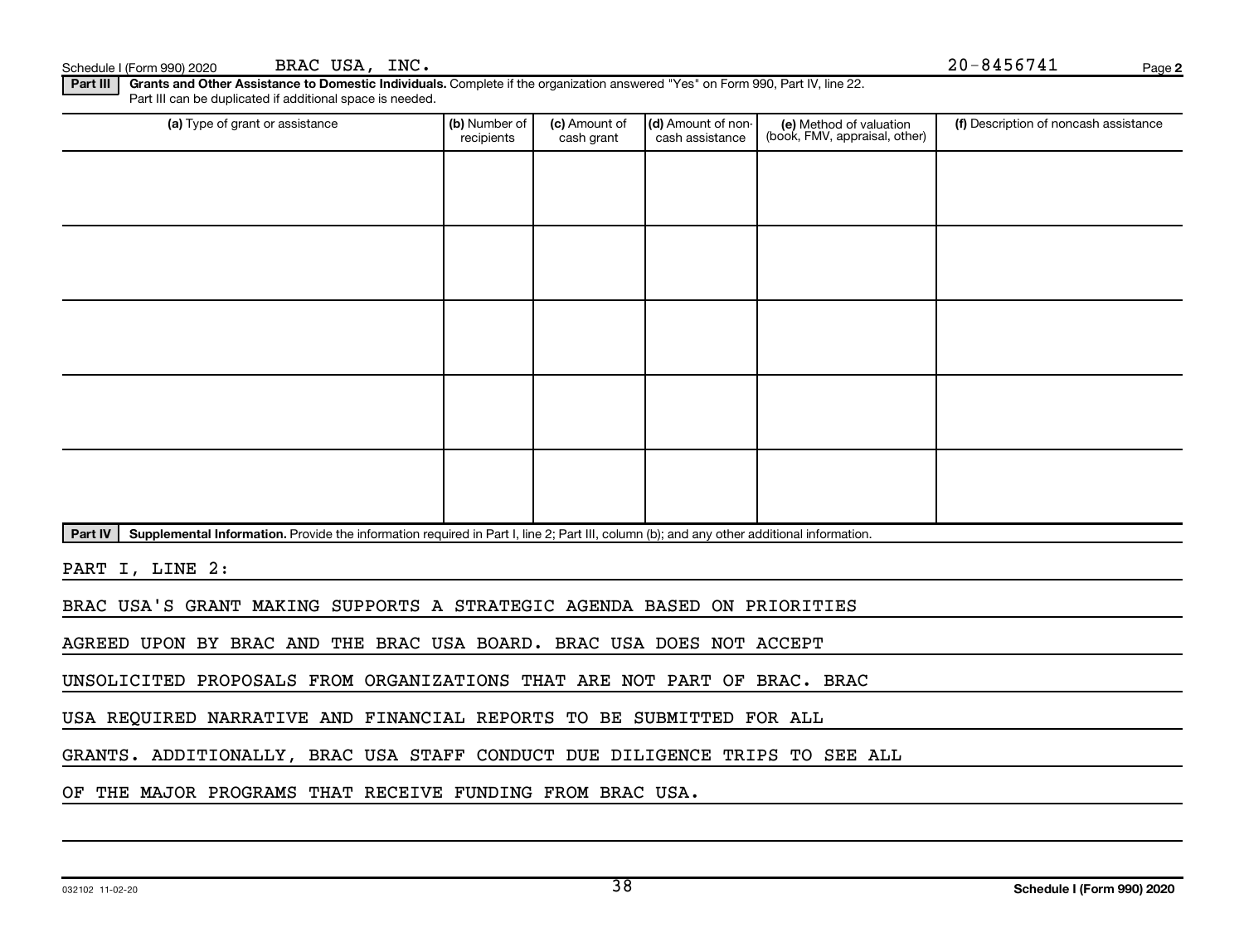Schedule I (Form 990) 2020 BRAC USA, INC. 20-8456741

**Part III** **Grants and Other Assistance to Domestic Individuals.** Complete if the organization answered "Yes" on Form 990, Part IV, line 22. Part III can be duplicated if additional space is needed.

| (a) Type of grant or assistance | (b) Number of recipients | (c) Amount of cash grant | (d) Amount of non-cash assistance | (e) Method of valuation (book, FMV, appraisal, other) | (f) Description of noncash assistance |
|---|---|---|---|---|---|
| | | | | | |
| | | | | | |
| | | | | | |
| | | | | | |
| | | | | | |

**Part IV** **Supplemental Information.** Provide the information required in Part I, line 2; Part III, column (b); and any other additional information.

PART I, LINE 2:

BRAC USA'S GRANT MAKING SUPPORTS A STRATEGIC AGENDA BASED ON PRIORITIES AGREED UPON BY BRAC AND THE BRAC USA BOARD. BRAC USA DOES NOT ACCEPT UNSOLICITED PROPOSALS FROM ORGANIZATIONS THAT ARE NOT PART OF BRAC. BRAC USA REQUIRED NARRATIVE AND FINANCIAL REPORTS TO BE SUBMITTED FOR ALL GRANTS. ADDITIONALLY, BRAC USA STAFF CONDUCT DUE DILIGENCE TRIPS TO SEE ALL OF THE MAJOR PROGRAMS THAT RECEIVE FUNDING FROM BRAC USA.

032102 11-02-20 **Schedule I (Form 990) 2020**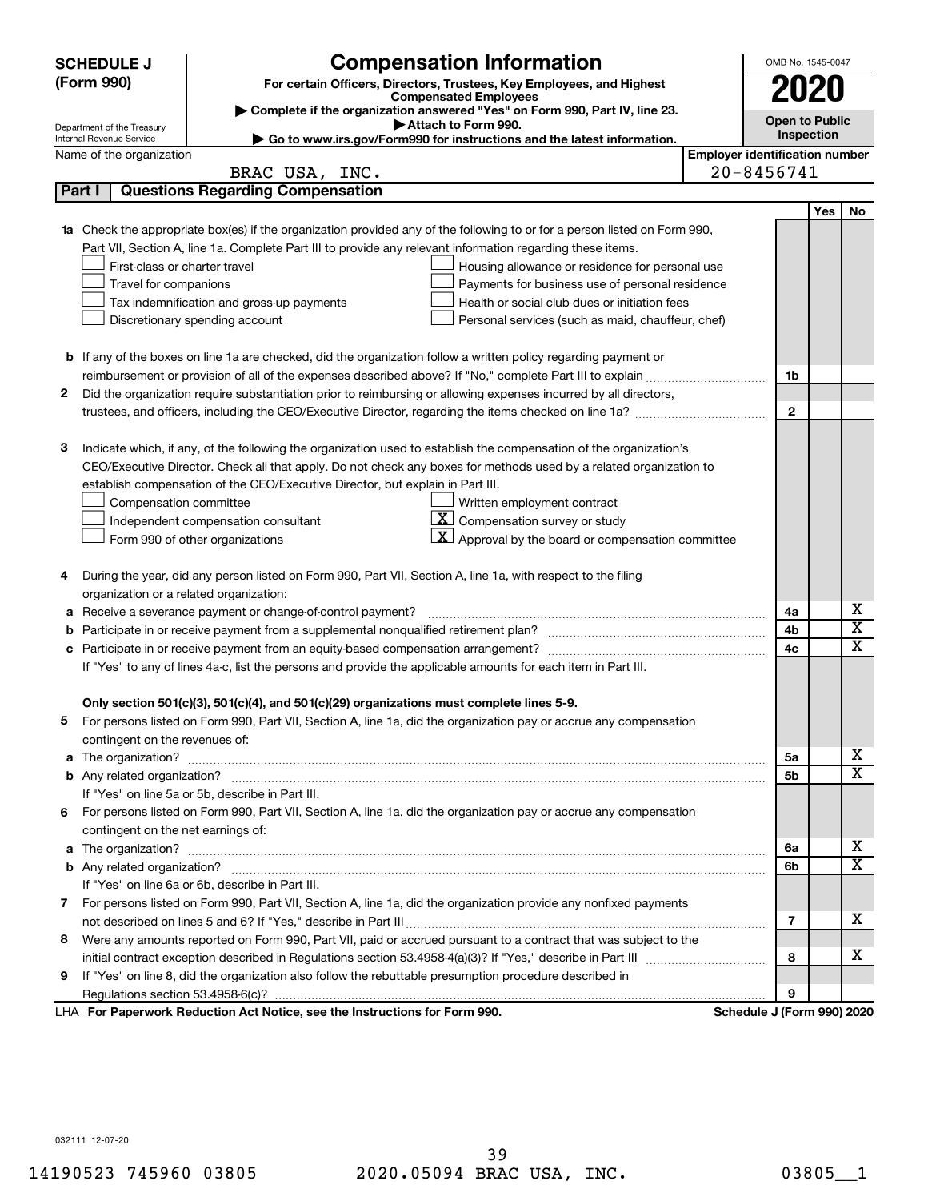**SCHEDULE J (Form 990)**

Department of the Treasury
Internal Revenue Service

# Compensation Information

**For certain Officers, Directors, Trustees, Key Employees, and Highest Compensated Employees**

▶ **Complete if the organization answered "Yes" on Form 990, Part IV, line 23.**

▶ **Attach to Form 990.**

▶ **Go to www.irs.gov/Form990 for instructions and the latest information.**

OMB No. 1545-0047

**2020**

**Open to Public Inspection**

Name of the organization: BRAC USA, INC.

**Employer identification number:** 20-8456741

## Part I Questions Regarding Compensation

| | | | Yes | No |
|---|---|---|---|---|
| **1a** | Check the appropriate box(es) if the organization provided any of the following to or for a person listed on Form 990, Part VII, Section A, line 1a. Complete Part III to provide any relevant information regarding these items.<br>☐ First-class or charter travel ☐ Housing allowance or residence for personal use<br>☐ Travel for companions ☐ Payments for business use of personal residence<br>☐ Tax indemnification and gross-up payments ☐ Health or social club dues or initiation fees<br>☐ Discretionary spending account ☐ Personal services (such as maid, chauffeur, chef) | | | |
| **b** | If any of the boxes on line 1a are checked, did the organization follow a written policy regarding payment or reimbursement or provision of all of the expenses described above? If "No," complete Part III to explain | 1b | | |
| **2** | Did the organization require substantiation prior to reimbursing or allowing expenses incurred by all directors, trustees, and officers, including the CEO/Executive Director, regarding the items checked on line 1a? | 2 | | |
| **3** | Indicate which, if any, of the following the organization used to establish the compensation of the organization's CEO/Executive Director. Check all that apply. Do not check any boxes for methods used by a related organization to establish compensation of the CEO/Executive Director, but explain in Part III.<br>☐ Compensation committee ☐ Written employment contract<br>☐ Independent compensation consultant ☒ Compensation survey or study<br>☐ Form 990 of other organizations ☒ Approval by the board or compensation committee | | | |
| **4** | During the year, did any person listed on Form 990, Part VII, Section A, line 1a, with respect to the filing organization or a related organization: | | | |
| **a** | Receive a severance payment or change-of-control payment? | 4a | | X |
| **b** | Participate in or receive payment from a supplemental nonqualified retirement plan? | 4b | | X |
| **c** | Participate in or receive payment from an equity-based compensation arrangement? | 4c | | X |
| | If "Yes" to any of lines 4a-c, list the persons and provide the applicable amounts for each item in Part III. | | | |
| | **Only section 501(c)(3), 501(c)(4), and 501(c)(29) organizations must complete lines 5-9.** | | | |
| **5** | For persons listed on Form 990, Part VII, Section A, line 1a, did the organization pay or accrue any compensation contingent on the revenues of: | | | |
| **a** | The organization? | 5a | | X |
| **b** | Any related organization? | 5b | | X |
| | If "Yes" on line 5a or 5b, describe in Part III. | | | |
| **6** | For persons listed on Form 990, Part VII, Section A, line 1a, did the organization pay or accrue any compensation contingent on the net earnings of: | | | |
| **a** | The organization? | 6a | | X |
| **b** | Any related organization? | 6b | | X |
| | If "Yes" on line 6a or 6b, describe in Part III. | | | |
| **7** | For persons listed on Form 990, Part VII, Section A, line 1a, did the organization provide any nonfixed payments not described on lines 5 and 6? If "Yes," describe in Part III | 7 | | X |
| **8** | Were any amounts reported on Form 990, Part VII, paid or accrued pursuant to a contract that was subject to the initial contract exception described in Regulations section 53.4958-4(a)(3)? If "Yes," describe in Part III | 8 | | X |
| **9** | If "Yes" on line 8, did the organization also follow the rebuttable presumption procedure described in Regulations section 53.4958-6(c)? | 9 | | |

LHA **For Paperwork Reduction Act Notice, see the Instructions for Form 990.** **Schedule J (Form 990) 2020**

032111 12-07-20

14190523 745960 03805 2020.05094 BRAC USA, INC. 03805__1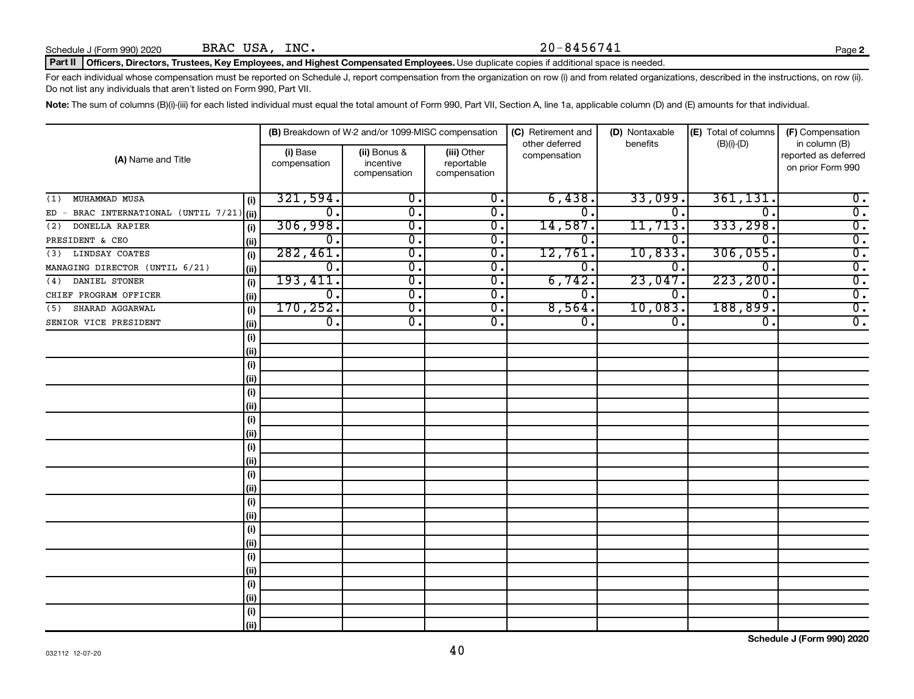Schedule J (Form 990) 2020 BRAC USA, INC. 20-8456741 Page 2

**Part II** **Officers, Directors, Trustees, Key Employees, and Highest Compensated Employees.** Use duplicate copies if additional space is needed.

For each individual whose compensation must be reported on Schedule J, report compensation from the organization on row (i) and from related organizations, described in the instructions, on row (ii). Do not list any individuals that aren't listed on Form 990, Part VII.

**Note:** The sum of columns (B)(i)-(iii) for each listed individual must equal the total amount of Form 990, Part VII, Section A, line 1a, applicable column (D) and (E) amounts for that individual.

| (A) Name and Title | | (B) Breakdown of W-2 and/or 1099-MISC compensation | | | (C) Retirement and other deferred compensation | (D) Nontaxable benefits | (E) Total of columns (B)(i)-(D) | (F) Compensation in column (B) reported as deferred on prior Form 990 |
|---|---|---|---|---|---|---|---|---|
| | | (i) Base compensation | (ii) Bonus & incentive compensation | (iii) Other reportable compensation | | | | |
| (1) MUHAMMAD MUSA | (i) | 321,594. | 0. | 0. | 6,438. | 33,099. | 361,131. | 0. |
| ED - BRAC INTERNATIONAL (UNTIL 7/21) | (ii) | 0. | 0. | 0. | 0. | 0. | 0. | 0. |
| (2) DONELLA RAPIER | (i) | 306,998. | 0. | 0. | 14,587. | 11,713. | 333,298. | 0. |
| PRESIDENT & CEO | (ii) | 0. | 0. | 0. | 0. | 0. | 0. | 0. |
| (3) LINDSAY COATES | (i) | 282,461. | 0. | 0. | 12,761. | 10,833. | 306,055. | 0. |
| MANAGING DIRECTOR (UNTIL 6/21) | (ii) | 0. | 0. | 0. | 0. | 0. | 0. | 0. |
| (4) DANIEL STONER | (i) | 193,411. | 0. | 0. | 6,742. | 23,047. | 223,200. | 0. |
| CHIEF PROGRAM OFFICER | (ii) | 0. | 0. | 0. | 0. | 0. | 0. | 0. |
| (5) SHARAD AGGARWAL | (i) | 170,252. | 0. | 0. | 8,564. | 10,083. | 188,899. | 0. |
| SENIOR VICE PRESIDENT | (ii) | 0. | 0. | 0. | 0. | 0. | 0. | 0. |
| | (i) | | | | | | | |
| | (ii) | | | | | | | |
| | (i) | | | | | | | |
| | (ii) | | | | | | | |
| | (i) | | | | | | | |
| | (ii) | | | | | | | |
| | (i) | | | | | | | |
| | (ii) | | | | | | | |
| | (i) | | | | | | | |
| | (ii) | | | | | | | |
| | (i) | | | | | | | |
| | (ii) | | | | | | | |
| | (i) | | | | | | | |
| | (ii) | | | | | | | |
| | (i) | | | | | | | |
| | (ii) | | | | | | | |
| | (i) | | | | | | | |
| | (ii) | | | | | | | |
| | (i) | | | | | | | |
| | (ii) | | | | | | | |
| | (i) | | | | | | | |
| | (ii) | | | | | | | |

032112 12-07-20

**Schedule J (Form 990) 2020**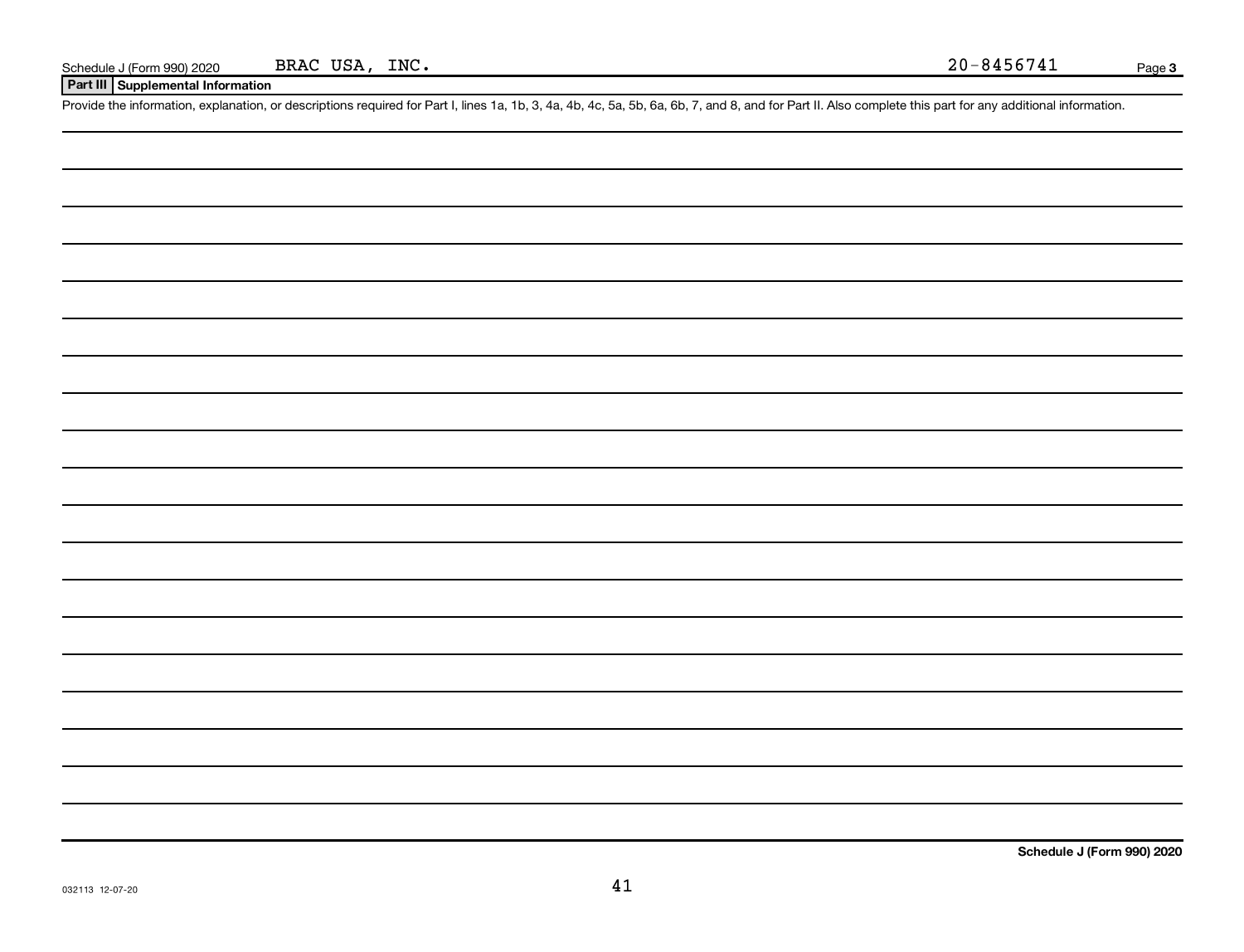Schedule J (Form 990) 2020 BRAC USA, INC. 20-8456741 Page **3**

**Part III** **Supplemental Information**

Provide the information, explanation, or descriptions required for Part I, lines 1a, 1b, 3, 4a, 4b, 4c, 5a, 5b, 6a, 6b, 7, and 8, and for Part II. Also complete this part for any additional information.

**Schedule J (Form 990) 2020**

032113 12-07-20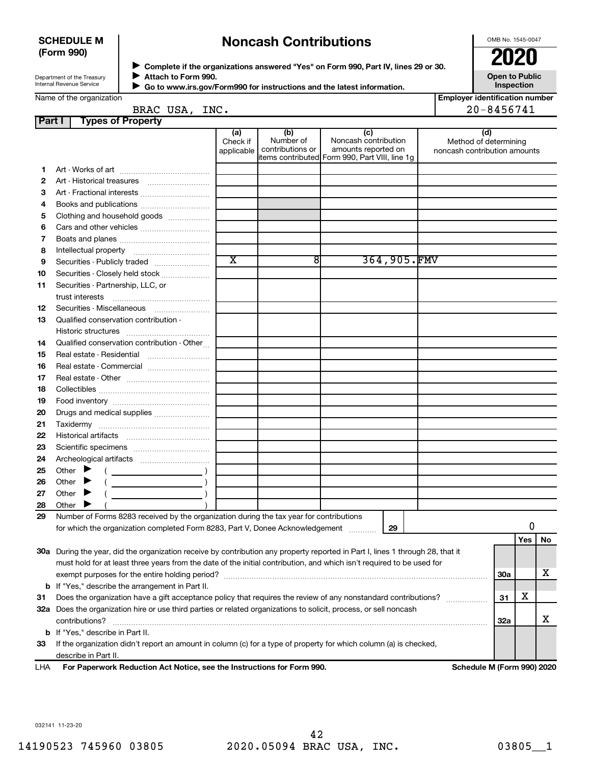**SCHEDULE M (Form 990)**

Department of the Treasury
Internal Revenue Service

# Noncash Contributions

▶ Complete if the organizations answered "Yes" on Form 990, Part IV, lines 29 or 30.
▶ Attach to Form 990.
▶ Go to www.irs.gov/Form990 for instructions and the latest information.

OMB No. 1545-0047

**2020**

**Open to Public Inspection**

Name of the organization: BRAC USA, INC.

Employer identification number: 20-8456741

## Part I Types of Property

| | | (a) Check if applicable | (b) Number of contributions or items contributed | (c) Noncash contribution amounts reported on Form 990, Part VIII, line 1g | (d) Method of determining noncash contribution amounts |
|---|---|---|---|---|---|
| 1 | Art - Works of art | | | | |
| 2 | Art - Historical treasures | | | | |
| 3 | Art - Fractional interests | | | | |
| 4 | Books and publications | | | | |
| 5 | Clothing and household goods | | | | |
| 6 | Cars and other vehicles | | | | |
| 7 | Boats and planes | | | | |
| 8 | Intellectual property | | | | |
| 9 | Securities - Publicly traded | X | 8 | 364,905. | FMV |
| 10 | Securities - Closely held stock | | | | |
| 11 | Securities - Partnership, LLC, or trust interests | | | | |
| 12 | Securities - Miscellaneous | | | | |
| 13 | Qualified conservation contribution - Historic structures | | | | |
| 14 | Qualified conservation contribution - Other | | | | |
| 15 | Real estate - Residential | | | | |
| 16 | Real estate - Commercial | | | | |
| 17 | Real estate - Other | | | | |
| 18 | Collectibles | | | | |
| 19 | Food inventory | | | | |
| 20 | Drugs and medical supplies | | | | |
| 21 | Taxidermy | | | | |
| 22 | Historical artifacts | | | | |
| 23 | Scientific specimens | | | | |
| 24 | Archeological artifacts | | | | |
| 25 | Other ▶ ( ) | | | | |
| 26 | Other ▶ ( ) | | | | |
| 27 | Other ▶ ( ) | | | | |
| 28 | Other ▶ ( ) | | | | |

**29** Number of Forms 8283 received by the organization during the tax year for contributions for which the organization completed Form 8283, Part V, Donee Acknowledgement ..... **29** | 0

| | | | Yes | No |
|---|---|---|---|---|
| 30a | During the year, did the organization receive by contribution any property reported in Part I, lines 1 through 28, that it must hold for at least three years from the date of the initial contribution, and which isn't required to be used for exempt purposes for the entire holding period? | 30a | | X |
| b | If "Yes," describe the arrangement in Part II. | | | |
| 31 | Does the organization have a gift acceptance policy that requires the review of any nonstandard contributions? | 31 | X | |
| 32a | Does the organization hire or use third parties or related organizations to solicit, process, or sell noncash contributions? | 32a | | X |
| b | If "Yes," describe in Part II. | | | |
| 33 | If the organization didn't report an amount in column (c) for a type of property for which column (a) is checked, describe in Part II. | | | |

LHA **For Paperwork Reduction Act Notice, see the Instructions for Form 990.** **Schedule M (Form 990) 2020**

032141 11-23-20

14190523 745960 03805 2020.05094 BRAC USA, INC. 03805__1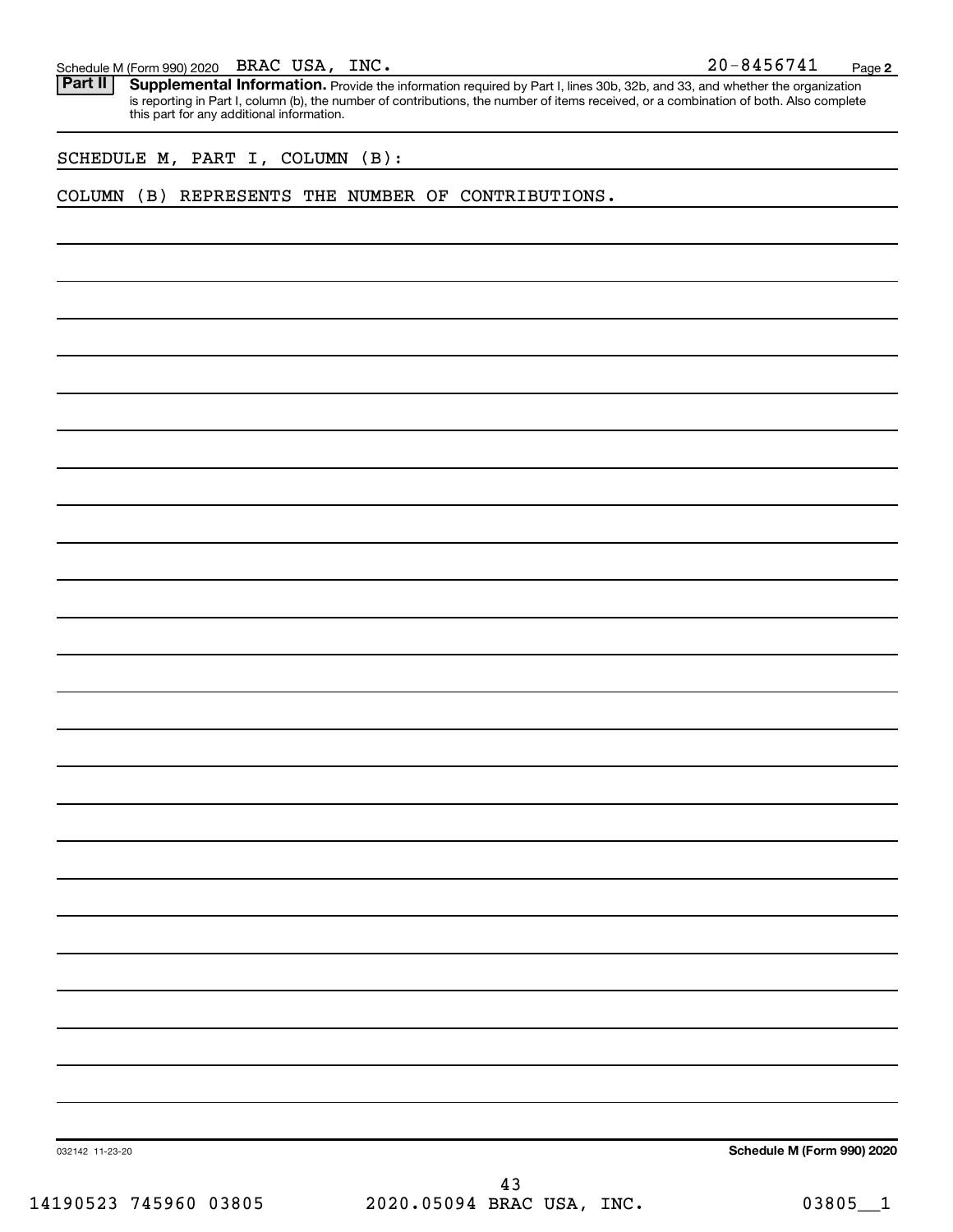**Part II** **Supplemental Information.** Provide the information required by Part I, lines 30b, 32b, and 33, and whether the organization is reporting in Part I, column (b), the number of contributions, the number of items received, or a combination of both. Also complete this part for any additional information.

SCHEDULE M, PART I, COLUMN (B):

COLUMN (B) REPRESENTS THE NUMBER OF CONTRIBUTIONS.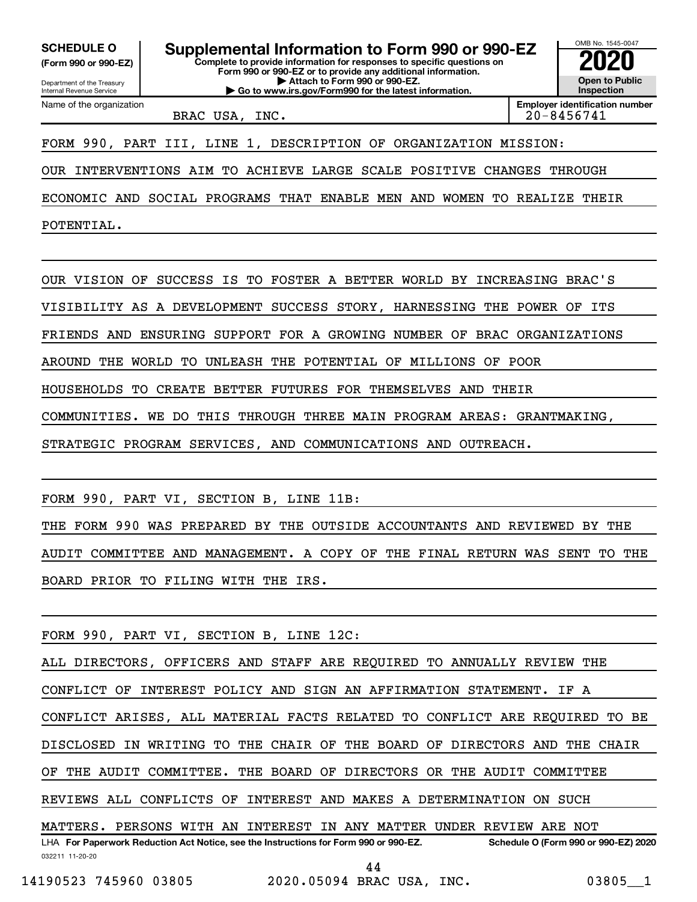**SCHEDULE O**
**(Form 990 or 990-EZ)**

Department of the Treasury
Internal Revenue Service

# Supplemental Information to Form 990 or 990-EZ

**Complete to provide information for responses to specific questions on Form 990 or 990-EZ or to provide any additional information.**
**▶ Attach to Form 990 or 990-EZ.**
**▶ Go to www.irs.gov/Form990 for the latest information.**

OMB No. 1545-0047
**2020**
**Open to Public Inspection**

| Name of the organization | Employer identification number |
|---|---|
| BRAC USA, INC. | 20-8456741 |

FORM 990, PART III, LINE 1, DESCRIPTION OF ORGANIZATION MISSION:

OUR INTERVENTIONS AIM TO ACHIEVE LARGE SCALE POSITIVE CHANGES THROUGH ECONOMIC AND SOCIAL PROGRAMS THAT ENABLE MEN AND WOMEN TO REALIZE THEIR POTENTIAL.

OUR VISION OF SUCCESS IS TO FOSTER A BETTER WORLD BY INCREASING BRAC'S VISIBILITY AS A DEVELOPMENT SUCCESS STORY, HARNESSING THE POWER OF ITS FRIENDS AND ENSURING SUPPORT FOR A GROWING NUMBER OF BRAC ORGANIZATIONS AROUND THE WORLD TO UNLEASH THE POTENTIAL OF MILLIONS OF POOR HOUSEHOLDS TO CREATE BETTER FUTURES FOR THEMSELVES AND THEIR COMMUNITIES. WE DO THIS THROUGH THREE MAIN PROGRAM AREAS: GRANTMAKING, STRATEGIC PROGRAM SERVICES, AND COMMUNICATIONS AND OUTREACH.

FORM 990, PART VI, SECTION B, LINE 11B:

THE FORM 990 WAS PREPARED BY THE OUTSIDE ACCOUNTANTS AND REVIEWED BY THE AUDIT COMMITTEE AND MANAGEMENT. A COPY OF THE FINAL RETURN WAS SENT TO THE BOARD PRIOR TO FILING WITH THE IRS.

FORM 990, PART VI, SECTION B, LINE 12C:

ALL DIRECTORS, OFFICERS AND STAFF ARE REQUIRED TO ANNUALLY REVIEW THE CONFLICT OF INTEREST POLICY AND SIGN AN AFFIRMATION STATEMENT. IF A CONFLICT ARISES, ALL MATERIAL FACTS RELATED TO CONFLICT ARE REQUIRED TO BE DISCLOSED IN WRITING TO THE CHAIR OF THE BOARD OF DIRECTORS AND THE CHAIR OF THE AUDIT COMMITTEE. THE BOARD OF DIRECTORS OR THE AUDIT COMMITTEE REVIEWS ALL CONFLICTS OF INTEREST AND MAKES A DETERMINATION ON SUCH MATTERS. PERSONS WITH AN INTEREST IN ANY MATTER UNDER REVIEW ARE NOT

LHA **For Paperwork Reduction Act Notice, see the Instructions for Form 990 or 990-EZ.** **Schedule O (Form 990 or 990-EZ) 2020**

032211 11-20-20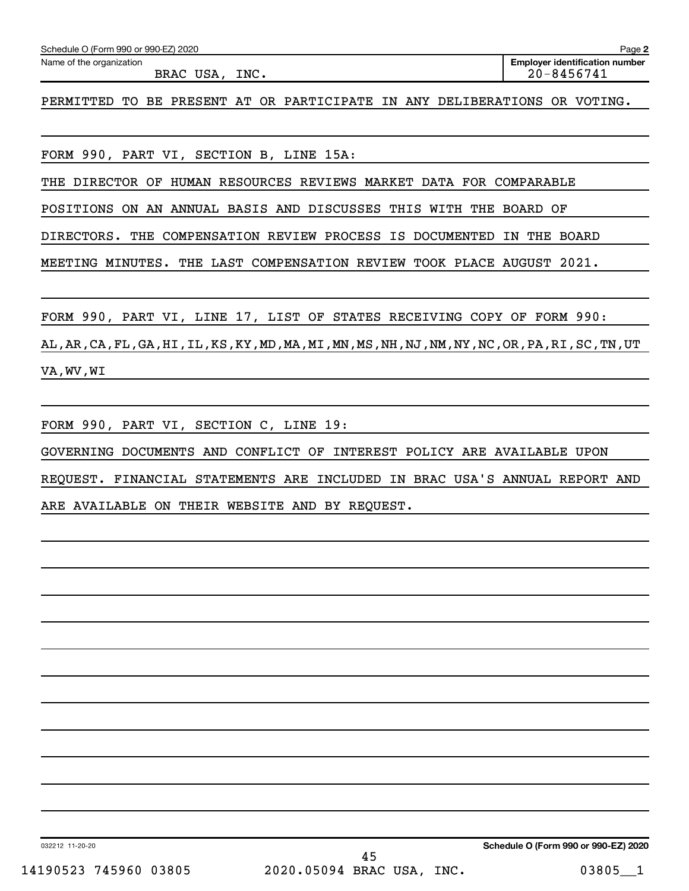PERMITTED TO BE PRESENT AT OR PARTICIPATE IN ANY DELIBERATIONS OR VOTING.

FORM 990, PART VI, SECTION B, LINE 15A:

THE DIRECTOR OF HUMAN RESOURCES REVIEWS MARKET DATA FOR COMPARABLE POSITIONS ON AN ANNUAL BASIS AND DISCUSSES THIS WITH THE BOARD OF DIRECTORS. THE COMPENSATION REVIEW PROCESS IS DOCUMENTED IN THE BOARD MEETING MINUTES. THE LAST COMPENSATION REVIEW TOOK PLACE AUGUST 2021.

FORM 990, PART VI, LINE 17, LIST OF STATES RECEIVING COPY OF FORM 990:

AL,AR,CA,FL,GA,HI,IL,KS,KY,MD,MA,MI,MN,MS,NH,NJ,NM,NY,NC,OR,PA,RI,SC,TN,UT VA,WV,WI

FORM 990, PART VI, SECTION C, LINE 19:

GOVERNING DOCUMENTS AND CONFLICT OF INTEREST POLICY ARE AVAILABLE UPON REQUEST. FINANCIAL STATEMENTS ARE INCLUDED IN BRAC USA'S ANNUAL REPORT AND ARE AVAILABLE ON THEIR WEBSITE AND BY REQUEST.